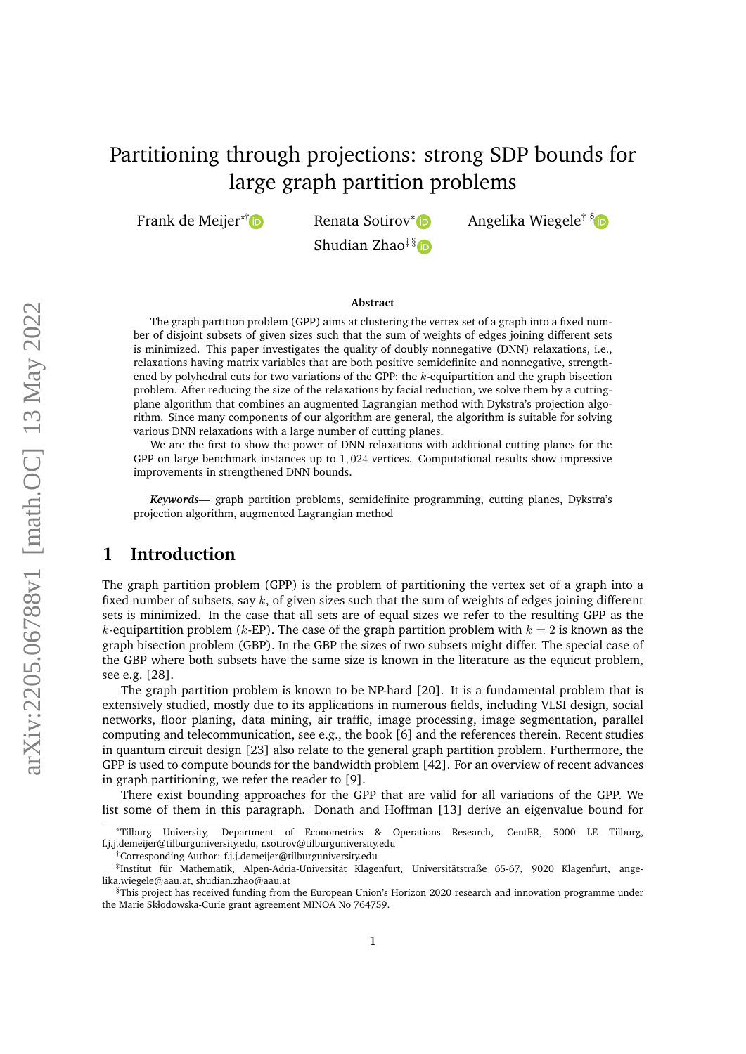# Partitioning through projections: strong SDP bounds for large graph partition problems

Frank de Meijer[*†] Renata Sotirov[*] Angelika Wiegele[‡ §] Shudian Zhao[‡ §]

**Abstract**

The graph partition problem (GPP) aims at clustering the vertex set of a graph into a fixed number of disjoint subsets of given sizes such that the sum of weights of edges joining different sets is minimized. This paper investigates the quality of doubly nonnegative (DNN) relaxations, i.e., relaxations having matrix variables that are both positive semidefinite and nonnegative, strengthened by polyhedral cuts for two variations of the GPP: the $k$-equipartition and the graph bisection problem. After reducing the size of the relaxations by facial reduction, we solve them by a cutting-plane algorithm that combines an augmented Lagrangian method with Dykstra's projection algorithm. Since many components of our algorithm are general, the algorithm is suitable for solving various DNN relaxations with a large number of cutting planes.

We are the first to show the power of DNN relaxations with additional cutting planes for the GPP on large benchmark instances up to $1,024$ vertices. Computational results show impressive improvements in strengthened DNN bounds.

***Keywords—*** graph partition problems, semidefinite programming, cutting planes, Dykstra's projection algorithm, augmented Lagrangian method

## 1 Introduction

The graph partition problem (GPP) is the problem of partitioning the vertex set of a graph into a fixed number of subsets, say $k$, of given sizes such that the sum of weights of edges joining different sets is minimized. In the case that all sets are of equal sizes we refer to the resulting GPP as the $k$-equipartition problem ($k$-EP). The case of the graph partition problem with $k = 2$ is known as the graph bisection problem (GBP). In the GBP the sizes of two subsets might differ. The special case of the GBP where both subsets have the same size is known in the literature as the equicut problem, see e.g. [28].

The graph partition problem is known to be NP-hard [20]. It is a fundamental problem that is extensively studied, mostly due to its applications in numerous fields, including VLSI design, social networks, floor planing, data mining, air traffic, image processing, image segmentation, parallel computing and telecommunication, see e.g., the book [6] and the references therein. Recent studies in quantum circuit design [23] also relate to the general graph partition problem. Furthermore, the GPP is used to compute bounds for the bandwidth problem [42]. For an overview of recent advances in graph partitioning, we refer the reader to [9].

There exist bounding approaches for the GPP that are valid for all variations of the GPP. We list some of them in this paragraph. Donath and Hoffman [13] derive an eigenvalue bound for

---

[*] Tilburg University, Department of Econometrics & Operations Research, CentER, 5000 LE Tilburg, f.j.j.demeijer@tilburguniversity.edu, r.sotirov@tilburguniversity.edu

[†] Corresponding Author: f.j.j.demeijer@tilburguniversity.edu

[‡] Institut für Mathematik, Alpen-Adria-Universität Klagenfurt, Universitätstraße 65-67, 9020 Klagenfurt, angelika.wiegele@aau.at, shudian.zhao@aau.at

[§] This project has received funding from the European Union's Horizon 2020 research and innovation programme under the Marie Skłodowska-Curie grant agreement MINOA No 764759.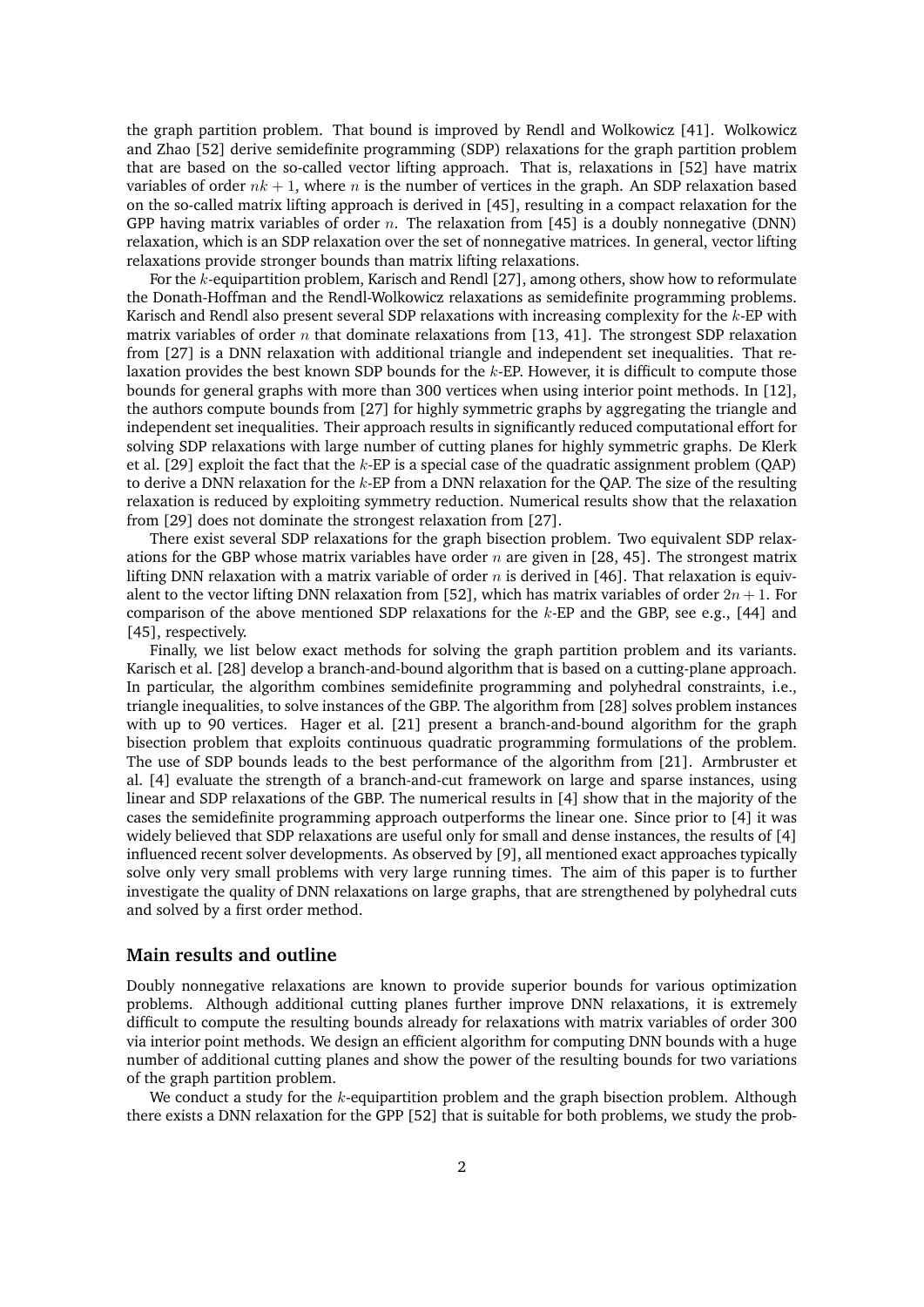the graph partition problem. That bound is improved by Rendl and Wolkowicz [41]. Wolkowicz and Zhao [52] derive semidefinite programming (SDP) relaxations for the graph partition problem that are based on the so-called vector lifting approach. That is, relaxations in [52] have matrix variables of order $nk + 1$, where $n$ is the number of vertices in the graph. An SDP relaxation based on the so-called matrix lifting approach is derived in [45], resulting in a compact relaxation for the GPP having matrix variables of order $n$. The relaxation from [45] is a doubly nonnegative (DNN) relaxation, which is an SDP relaxation over the set of nonnegative matrices. In general, vector lifting relaxations provide stronger bounds than matrix lifting relaxations.

For the $k$-equipartition problem, Karisch and Rendl [27], among others, show how to reformulate the Donath-Hoffman and the Rendl-Wolkowicz relaxations as semidefinite programming problems. Karisch and Rendl also present several SDP relaxations with increasing complexity for the $k$-EP with matrix variables of order $n$ that dominate relaxations from [13, 41]. The strongest SDP relaxation from [27] is a DNN relaxation with additional triangle and independent set inequalities. That relaxation provides the best known SDP bounds for the $k$-EP. However, it is difficult to compute those bounds for general graphs with more than 300 vertices when using interior point methods. In [12], the authors compute bounds from [27] for highly symmetric graphs by aggregating the triangle and independent set inequalities. Their approach results in significantly reduced computational effort for solving SDP relaxations with large number of cutting planes for highly symmetric graphs. De Klerk et al. [29] exploit the fact that the $k$-EP is a special case of the quadratic assignment problem (QAP) to derive a DNN relaxation for the $k$-EP from a DNN relaxation for the QAP. The size of the resulting relaxation is reduced by exploiting symmetry reduction. Numerical results show that the relaxation from [29] does not dominate the strongest relaxation from [27].

There exist several SDP relaxations for the graph bisection problem. Two equivalent SDP relaxations for the GBP whose matrix variables have order $n$ are given in [28, 45]. The strongest matrix lifting DNN relaxation with a matrix variable of order $n$ is derived in [46]. That relaxation is equivalent to the vector lifting DNN relaxation from [52], which has matrix variables of order $2n + 1$. For comparison of the above mentioned SDP relaxations for the $k$-EP and the GBP, see e.g., [44] and [45], respectively.

Finally, we list below exact methods for solving the graph partition problem and its variants. Karisch et al. [28] develop a branch-and-bound algorithm that is based on a cutting-plane approach. In particular, the algorithm combines semidefinite programming and polyhedral constraints, i.e., triangle inequalities, to solve instances of the GBP. The algorithm from [28] solves problem instances with up to 90 vertices. Hager et al. [21] present a branch-and-bound algorithm for the graph bisection problem that exploits continuous quadratic programming formulations of the problem. The use of SDP bounds leads to the best performance of the algorithm from [21]. Armbruster et al. [4] evaluate the strength of a branch-and-cut framework on large and sparse instances, using linear and SDP relaxations of the GBP. The numerical results in [4] show that in the majority of the cases the semidefinite programming approach outperforms the linear one. Since prior to [4] it was widely believed that SDP relaxations are useful only for small and dense instances, the results of [4] influenced recent solver developments. As observed by [9], all mentioned exact approaches typically solve only very small problems with very large running times. The aim of this paper is to further investigate the quality of DNN relaxations on large graphs, that are strengthened by polyhedral cuts and solved by a first order method.

### Main results and outline

Doubly nonnegative relaxations are known to provide superior bounds for various optimization problems. Although additional cutting planes further improve DNN relaxations, it is extremely difficult to compute the resulting bounds already for relaxations with matrix variables of order 300 via interior point methods. We design an efficient algorithm for computing DNN bounds with a huge number of additional cutting planes and show the power of the resulting bounds for two variations of the graph partition problem.

We conduct a study for the $k$-equipartition problem and the graph bisection problem. Although there exists a DNN relaxation for the GPP [52] that is suitable for both problems, we study the prob-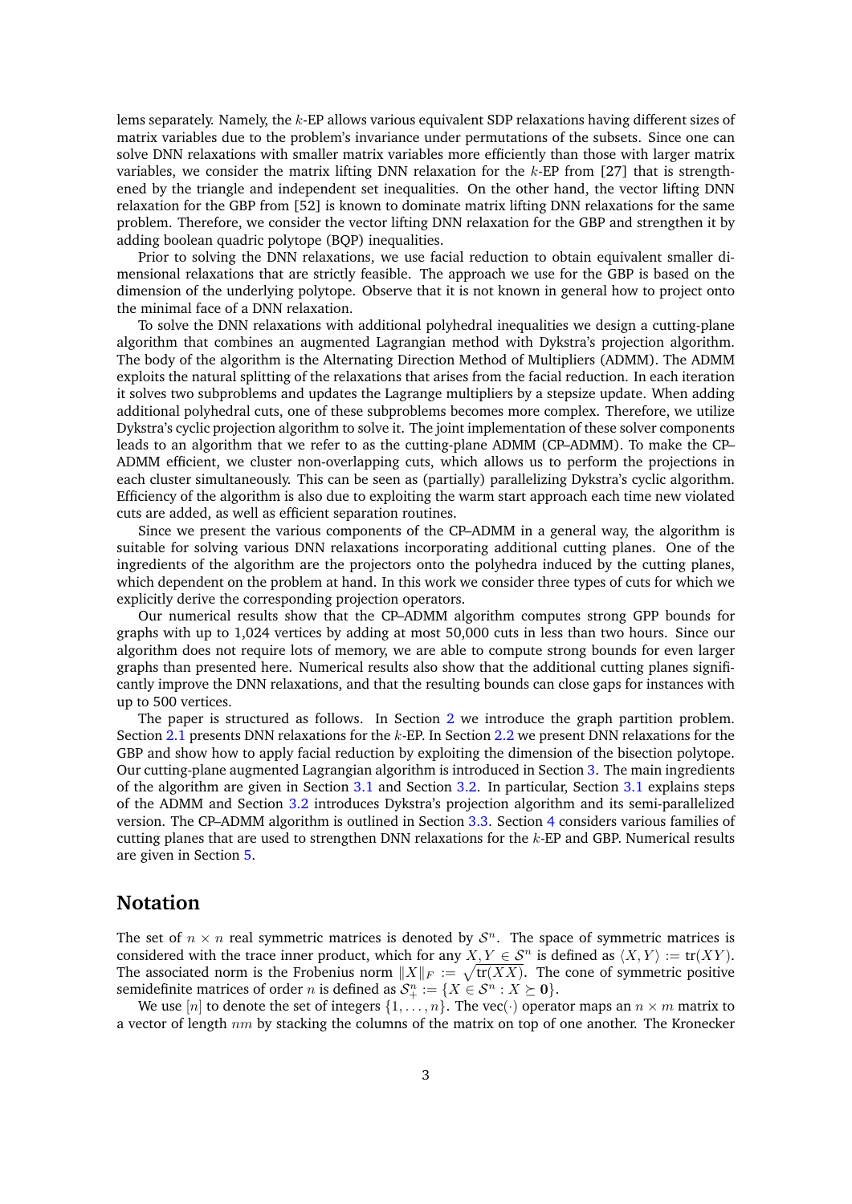lems separately. Namely, the $k$-EP allows various equivalent SDP relaxations having different sizes of matrix variables due to the problem's invariance under permutations of the subsets. Since one can solve DNN relaxations with smaller matrix variables more efficiently than those with larger matrix variables, we consider the matrix lifting DNN relaxation for the $k$-EP from [27] that is strengthened by the triangle and independent set inequalities. On the other hand, the vector lifting DNN relaxation for the GBP from [52] is known to dominate matrix lifting DNN relaxations for the same problem. Therefore, we consider the vector lifting DNN relaxation for the GBP and strengthen it by adding boolean quadric polytope (BQP) inequalities.

Prior to solving the DNN relaxations, we use facial reduction to obtain equivalent smaller dimensional relaxations that are strictly feasible. The approach we use for the GBP is based on the dimension of the underlying polytope. Observe that it is not known in general how to project onto the minimal face of a DNN relaxation.

To solve the DNN relaxations with additional polyhedral inequalities we design a cutting-plane algorithm that combines an augmented Lagrangian method with Dykstra's projection algorithm. The body of the algorithm is the Alternating Direction Method of Multipliers (ADMM). The ADMM exploits the natural splitting of the relaxations that arises from the facial reduction. In each iteration it solves two subproblems and updates the Lagrange multipliers by a stepsize update. When adding additional polyhedral cuts, one of these subproblems becomes more complex. Therefore, we utilize Dykstra's cyclic projection algorithm to solve it. The joint implementation of these solver components leads to an algorithm that we refer to as the cutting-plane ADMM (CP–ADMM). To make the CP–ADMM efficient, we cluster non-overlapping cuts, which allows us to perform the projections in each cluster simultaneously. This can be seen as (partially) parallelizing Dykstra's cyclic algorithm. Efficiency of the algorithm is also due to exploiting the warm start approach each time new violated cuts are added, as well as efficient separation routines.

Since we present the various components of the CP–ADMM in a general way, the algorithm is suitable for solving various DNN relaxations incorporating additional cutting planes. One of the ingredients of the algorithm are the projectors onto the polyhedra induced by the cutting planes, which dependent on the problem at hand. In this work we consider three types of cuts for which we explicitly derive the corresponding projection operators.

Our numerical results show that the CP–ADMM algorithm computes strong GPP bounds for graphs with up to 1,024 vertices by adding at most 50,000 cuts in less than two hours. Since our algorithm does not require lots of memory, we are able to compute strong bounds for even larger graphs than presented here. Numerical results also show that the additional cutting planes significantly improve the DNN relaxations, and that the resulting bounds can close gaps for instances with up to 500 vertices.

The paper is structured as follows. In Section 2 we introduce the graph partition problem. Section 2.1 presents DNN relaxations for the $k$-EP. In Section 2.2 we present DNN relaxations for the GBP and show how to apply facial reduction by exploiting the dimension of the bisection polytope. Our cutting-plane augmented Lagrangian algorithm is introduced in Section 3. The main ingredients of the algorithm are given in Section 3.1 and Section 3.2. In particular, Section 3.1 explains steps of the ADMM and Section 3.2 introduces Dykstra's projection algorithm and its semi-parallelized version. The CP–ADMM algorithm is outlined in Section 3.3. Section 4 considers various families of cutting planes that are used to strengthen DNN relaxations for the $k$-EP and GBP. Numerical results are given in Section 5.

## Notation

The set of $n \times n$ real symmetric matrices is denoted by $\mathcal{S}^n$. The space of symmetric matrices is considered with the trace inner product, which for any $X, Y \in \mathcal{S}^n$ is defined as $\langle X, Y \rangle := \text{tr}(XY)$. The associated norm is the Frobenius norm $\|X\|_F := \sqrt{\text{tr}(XX)}$. The cone of symmetric positive semidefinite matrices of order $n$ is defined as $\mathcal{S}^n_+ := \{X \in \mathcal{S}^n : X \succeq \mathbf{0}\}$.

We use $[n]$ to denote the set of integers $\{1, \ldots, n\}$. The vec$(\cdot)$ operator maps an $n \times m$ matrix to a vector of length $nm$ by stacking the columns of the matrix on top of one another. The Kronecker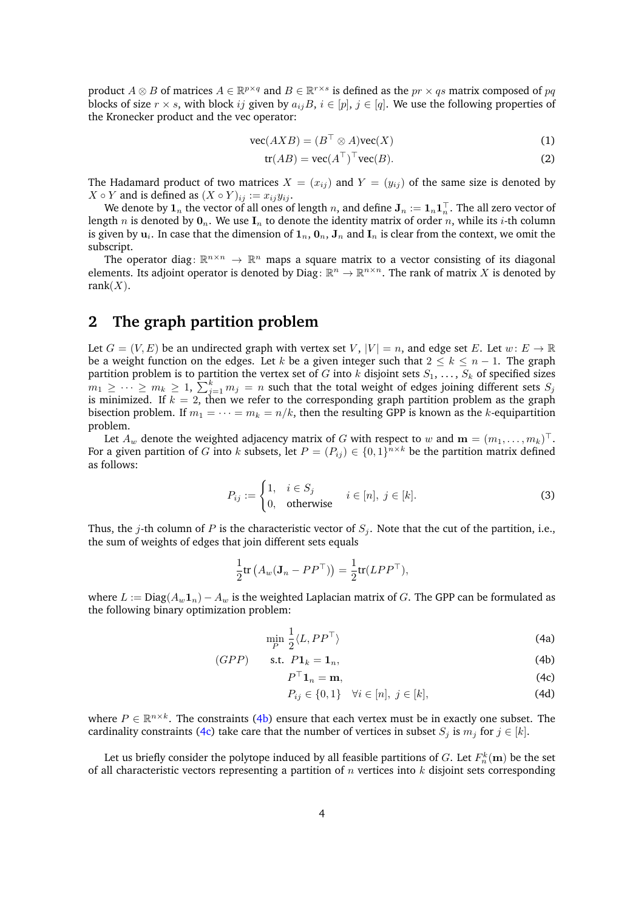product $A \otimes B$ of matrices $A \in \mathbb{R}^{p\times q}$ and $B \in \mathbb{R}^{r\times s}$ is defined as the $pr \times qs$ matrix composed of $pq$ blocks of size $r \times s$, with block $ij$ given by $a_{ij}B$, $i \in [p]$, $j \in [q]$. We use the following properties of the Kronecker product and the vec operator:

$$\operatorname{vec}(AXB) = (B^\top \otimes A)\operatorname{vec}(X) \tag{1}$$

$$\operatorname{tr}(AB) = \operatorname{vec}(A^\top)^\top \operatorname{vec}(B). \tag{2}$$

The Hadamard product of two matrices $X = (x_{ij})$ and $Y = (y_{ij})$ of the same size is denoted by $X \circ Y$ and is defined as $(X \circ Y)_{ij} := x_{ij}y_{ij}$.

We denote by $\mathbf{1}_n$ the vector of all ones of length $n$, and define $\mathbf{J}_n := \mathbf{1}_n\mathbf{1}_n^\top$. The all zero vector of length $n$ is denoted by $\mathbf{0}_n$. We use $\mathbf{I}_n$ to denote the identity matrix of order $n$, while its $i$-th column is given by $\mathbf{u}_i$. In case that the dimension of $\mathbf{1}_n$, $\mathbf{0}_n$, $\mathbf{J}_n$ and $\mathbf{I}_n$ is clear from the context, we omit the subscript.

The operator $\operatorname{diag}\colon \mathbb{R}^{n\times n} \to \mathbb{R}^n$ maps a square matrix to a vector consisting of its diagonal elements. Its adjoint operator is denoted by $\operatorname{Diag}\colon \mathbb{R}^n \to \mathbb{R}^{n\times n}$. The rank of matrix $X$ is denoted by $\operatorname{rank}(X)$.

## 2 The graph partition problem

Let $G = (V, E)$ be an undirected graph with vertex set $V$, $|V| = n$, and edge set $E$. Let $w\colon E \to \mathbb{R}$ be a weight function on the edges. Let $k$ be a given integer such that $2 \le k \le n-1$. The graph partition problem is to partition the vertex set of $G$ into $k$ disjoint sets $S_1, \ldots, S_k$ of specified sizes $m_1 \ge \cdots \ge m_k \ge 1$, $\sum_{j=1}^k m_j = n$ such that the total weight of edges joining different sets $S_j$ is minimized. If $k = 2$, then we refer to the corresponding graph partition problem as the graph bisection problem. If $m_1 = \cdots = m_k = n/k$, then the resulting GPP is known as the $k$-equipartition problem.

Let $A_w$ denote the weighted adjacency matrix of $G$ with respect to $w$ and $\mathbf{m} = (m_1, \ldots, m_k)^\top$. For a given partition of $G$ into $k$ subsets, let $P = (P_{ij}) \in \{0,1\}^{n\times k}$ be the partition matrix defined as follows:

$$P_{ij} := \begin{cases} 1, & i \in S_j \\ 0, & \text{otherwise} \end{cases} \qquad i \in [n],\ j \in [k]. \tag{3}$$

Thus, the $j$-th column of $P$ is the characteristic vector of $S_j$. Note that the cut of the partition, i.e., the sum of weights of edges that join different sets equals

$$\frac{1}{2}\operatorname{tr}\left(A_w(\mathbf{J}_n - PP^\top)\right) = \frac{1}{2}\operatorname{tr}(LPP^\top),$$

where $L := \operatorname{Diag}(A_w\mathbf{1}_n) - A_w$ is the weighted Laplacian matrix of $G$. The GPP can be formulated as the following binary optimization problem:

$$(GPP) \qquad \begin{aligned} \min_P \ & \frac{1}{2}\langle L, PP^\top\rangle && \text{(4a)}\\ \text{s.t. } & P\mathbf{1}_k = \mathbf{1}_n, && \text{(4b)}\\ & P^\top\mathbf{1}_n = \mathbf{m}, && \text{(4c)}\\ & P_{ij} \in \{0,1\} \quad \forall i \in [n],\ j \in [k], && \text{(4d)} \end{aligned}$$

where $P \in \mathbb{R}^{n\times k}$. The constraints (4b) ensure that each vertex must be in exactly one subset. The cardinality constraints (4c) take care that the number of vertices in subset $S_j$ is $m_j$ for $j \in [k]$.

Let us briefly consider the polytope induced by all feasible partitions of $G$. Let $F_n^k(\mathbf{m})$ be the set of all characteristic vectors representing a partition of $n$ vertices into $k$ disjoint sets corresponding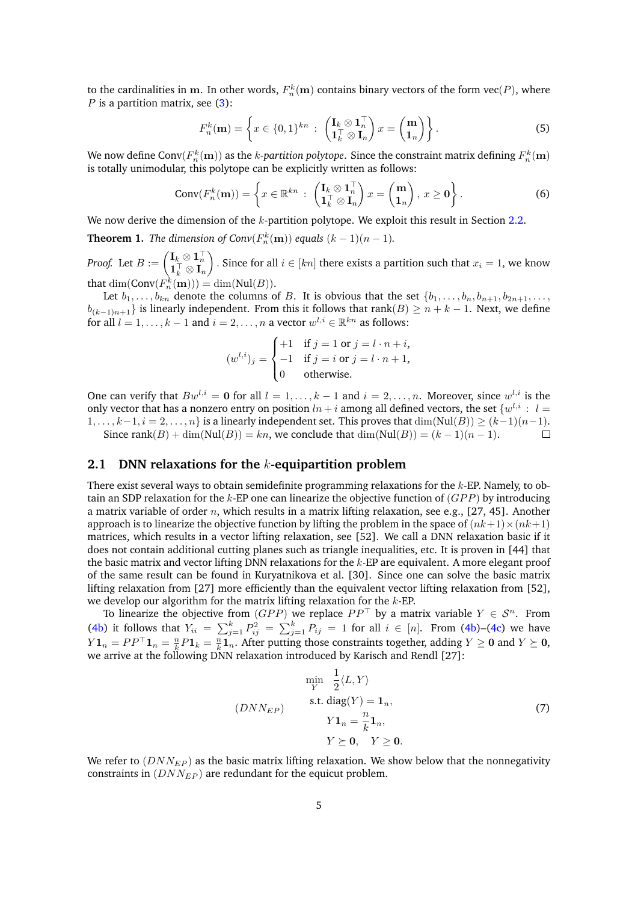to the cardinalities in $\mathbf{m}$. In other words, $F_n^k(\mathbf{m})$ contains binary vectors of the form $\text{vec}(P)$, where $P$ is a partition matrix, see (3):

$$F_n^k(\mathbf{m}) = \left\{ x \in \{0,1\}^{kn} \;:\; \begin{pmatrix} \mathbf{I}_k \otimes \mathbf{1}_n^\top \\ \mathbf{1}_k^\top \otimes \mathbf{I}_n \end{pmatrix} x = \begin{pmatrix} \mathbf{m} \\ \mathbf{1}_n \end{pmatrix} \right\}. \tag{5}$$

We now define $\text{Conv}(F_n^k(\mathbf{m}))$ as the *k-partition polytope*. Since the constraint matrix defining $F_n^k(\mathbf{m})$ is totally unimodular, this polytope can be explicitly written as follows:

$$\text{Conv}(F_n^k(\mathbf{m})) = \left\{ x \in \mathbb{R}^{kn} \;:\; \begin{pmatrix} \mathbf{I}_k \otimes \mathbf{1}_n^\top \\ \mathbf{1}_k^\top \otimes \mathbf{I}_n \end{pmatrix} x = \begin{pmatrix} \mathbf{m} \\ \mathbf{1}_n \end{pmatrix},\; x \geq \mathbf{0} \right\}. \tag{6}$$

We now derive the dimension of the $k$-partition polytope. We exploit this result in Section 2.2.

**Theorem 1.** *The dimension of $\text{Conv}(F_n^k(\mathbf{m}))$ equals $(k-1)(n-1)$.*

*Proof.* Let $B := \begin{pmatrix} \mathbf{I}_k \otimes \mathbf{1}_n^\top \\ \mathbf{1}_k^\top \otimes \mathbf{I}_n \end{pmatrix}$. Since for all $i \in [kn]$ there exists a partition such that $x_i = 1$, we know that $\dim(\text{Conv}(F_n^k(\mathbf{m}))) = \dim(\text{Nul}(B))$.

Let $b_1, \ldots, b_{kn}$ denote the columns of $B$. It is obvious that the set $\{b_1, \ldots, b_n, b_{n+1}, b_{2n+1}, \ldots, b_{(k-1)n+1}\}$ is linearly independent. From this it follows that $\text{rank}(B) \geq n + k - 1$. Next, we define for all $l = 1, \ldots, k-1$ and $i = 2, \ldots, n$ a vector $w^{l,i} \in \mathbb{R}^{kn}$ as follows:

$$(w^{l,i})_j = \begin{cases} +1 & \text{if } j = 1 \text{ or } j = l \cdot n + i, \\ -1 & \text{if } j = i \text{ or } j = l \cdot n + 1, \\ 0 & \text{otherwise.} \end{cases}$$

One can verify that $Bw^{l,i} = \mathbf{0}$ for all $l = 1, \ldots, k-1$ and $i = 2, \ldots, n$. Moreover, since $w^{l,i}$ is the only vector that has a nonzero entry on position $ln + i$ among all defined vectors, the set $\{w^{l,i} \,:\, l = 1, \ldots, k-1, i = 2, \ldots, n\}$ is a linearly independent set. This proves that $\dim(\text{Nul}(B)) \geq (k-1)(n-1)$.

Since $\text{rank}(B) + \dim(\text{Nul}(B)) = kn$, we conclude that $\dim(\text{Nul}(B)) = (k-1)(n-1)$. $\square$

### 2.1 DNN relaxations for the $k$-equipartition problem

There exist several ways to obtain semidefinite programming relaxations for the $k$-EP. Namely, to obtain an SDP relaxation for the $k$-EP one can linearize the objective function of $(GPP)$ by introducing a matrix variable of order $n$, which results in a matrix lifting relaxation, see e.g., [27, 45]. Another approach is to linearize the objective function by lifting the problem in the space of $(nk+1)\times(nk+1)$ matrices, which results in a vector lifting relaxation, see [52]. We call a DNN relaxation basic if it does not contain additional cutting planes such as triangle inequalities, etc. It is proven in [44] that the basic matrix and vector lifting DNN relaxations for the $k$-EP are equivalent. A more elegant proof of the same result can be found in Kuryatnikova et al. [30]. Since one can solve the basic matrix lifting relaxation from [27] more efficiently than the equivalent vector lifting relaxation from [52], we develop our algorithm for the matrix lifting relaxation for the $k$-EP.

To linearize the objective from $(GPP)$ we replace $PP^\top$ by a matrix variable $Y \in \mathcal{S}^n$. From (4b) it follows that $Y_{ii} = \sum_{j=1}^k P_{ij}^2 = \sum_{j=1}^k P_{ij} = 1$ for all $i \in [n]$. From (4b)–(4c) we have $Y\mathbf{1}_n = PP^\top \mathbf{1}_n = \frac{n}{k} P\mathbf{1}_k = \frac{n}{k}\mathbf{1}_n$. After putting those constraints together, adding $Y \geq \mathbf{0}$ and $Y \succeq \mathbf{0}$, we arrive at the following DNN relaxation introduced by Karisch and Rendl [27]:

$$(DNN_{EP}) \qquad \begin{aligned} \min_{Y} \quad & \frac{1}{2}\langle L, Y \rangle \\ \text{s.t. } & \text{diag}(Y) = \mathbf{1}_n, \\ & Y\mathbf{1}_n = \frac{n}{k}\mathbf{1}_n, \\ & Y \succeq \mathbf{0}, \quad Y \geq \mathbf{0}. \end{aligned} \tag{7}$$

We refer to $(DNN_{EP})$ as the basic matrix lifting relaxation. We show below that the nonnegativity constraints in $(DNN_{EP})$ are redundant for the equicut problem.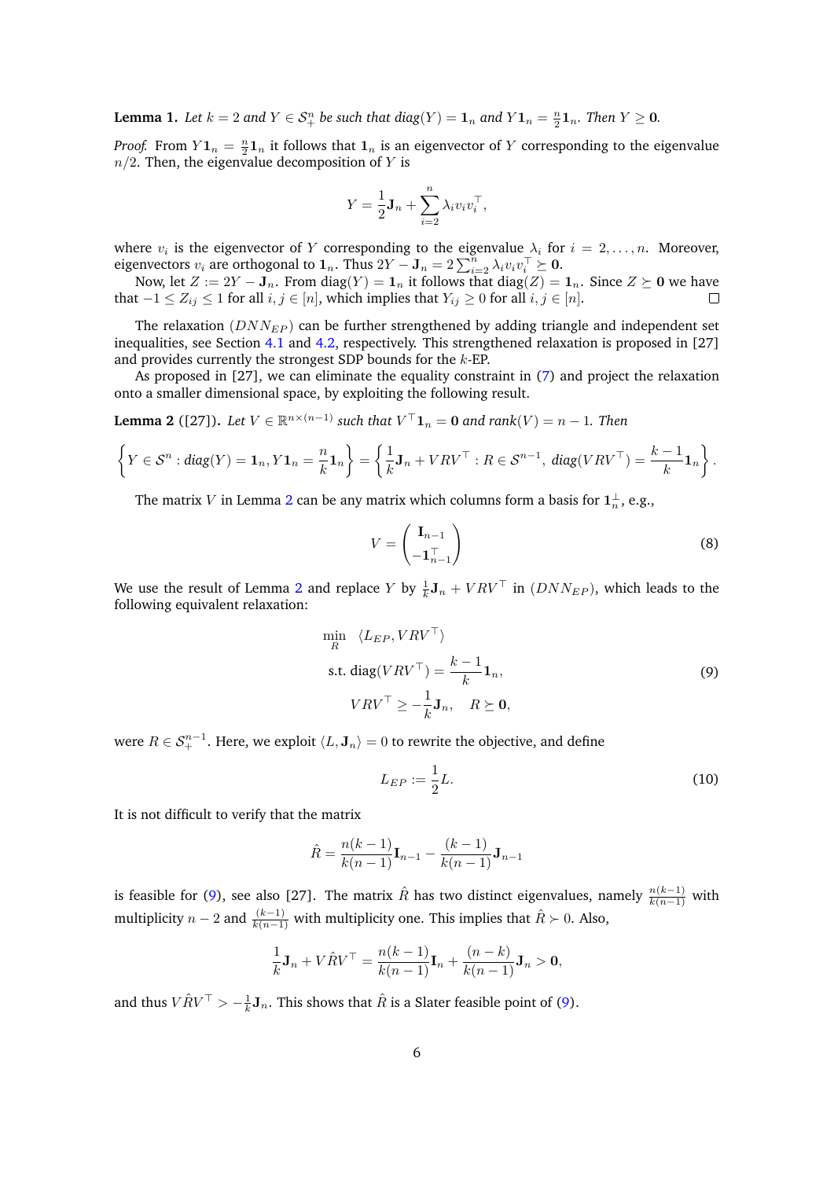**Lemma 1.** *Let $k = 2$ and $Y \in \mathcal{S}^n_+$ be such that diag$(Y) = \mathbf{1}_n$ and $Y\mathbf{1}_n = \frac{n}{2}\mathbf{1}_n$. Then $Y \geq \mathbf{0}$.*

*Proof.* From $Y\mathbf{1}_n = \frac{n}{2}\mathbf{1}_n$ it follows that $\mathbf{1}_n$ is an eigenvector of $Y$ corresponding to the eigenvalue $n/2$. Then, the eigenvalue decomposition of $Y$ is

$$
Y = \frac{1}{2}\mathbf{J}_n + \sum_{i=2}^{n} \lambda_i v_i v_i^\top,
$$

where $v_i$ is the eigenvector of $Y$ corresponding to the eigenvalue $\lambda_i$ for $i = 2, \ldots, n$. Moreover, eigenvectors $v_i$ are orthogonal to $\mathbf{1}_n$. Thus $2Y - \mathbf{J}_n = 2\sum_{i=2}^{n} \lambda_i v_i v_i^\top \succeq \mathbf{0}$.

Now, let $Z := 2Y - \mathbf{J}_n$. From diag$(Y) = \mathbf{1}_n$ it follows that diag$(Z) = \mathbf{1}_n$. Since $Z \succeq \mathbf{0}$ we have that $-1 \leq Z_{ij} \leq 1$ for all $i, j \in [n]$, which implies that $Y_{ij} \geq 0$ for all $i, j \in [n]$. □

The relaxation $(DNN_{EP})$ can be further strengthened by adding triangle and independent set inequalities, see Section 4.1 and 4.2, respectively. This strengthened relaxation is proposed in [27] and provides currently the strongest SDP bounds for the $k$-EP.

As proposed in [27], we can eliminate the equality constraint in (7) and project the relaxation onto a smaller dimensional space, by exploiting the following result.

**Lemma 2** ([27]). *Let $V \in \mathbb{R}^{n \times (n-1)}$ such that $V^\top \mathbf{1}_n = \mathbf{0}$ and rank$(V) = n - 1$. Then*

$$
\left\{ Y \in \mathcal{S}^n : \text{diag}(Y) = \mathbf{1}_n, Y\mathbf{1}_n = \frac{n}{k}\mathbf{1}_n \right\} = \left\{ \frac{1}{k}\mathbf{J}_n + VRV^\top : R \in \mathcal{S}^{n-1},\ \text{diag}(VRV^\top) = \frac{k-1}{k}\mathbf{1}_n \right\}.
$$

The matrix $V$ in Lemma 2 can be any matrix which columns form a basis for $\mathbf{1}_n^\perp$, e.g.,

$$
V = \begin{pmatrix} \mathbf{I}_{n-1} \\ -\mathbf{1}_{n-1}^\top \end{pmatrix} \tag{8}
$$

We use the result of Lemma 2 and replace $Y$ by $\frac{1}{k}\mathbf{J}_n + VRV^\top$ in $(DNN_{EP})$, which leads to the following equivalent relaxation:

$$
\begin{aligned}
\min_{R} \quad & \langle L_{EP}, VRV^\top \rangle \\
\text{s.t. } & \text{diag}(VRV^\top) = \frac{k-1}{k}\mathbf{1}_n, \\
& VRV^\top \geq -\frac{1}{k}\mathbf{J}_n, \quad R \succeq \mathbf{0},
\end{aligned} \tag{9}
$$

were $R \in \mathcal{S}^{n-1}_+$. Here, we exploit $\langle L, \mathbf{J}_n \rangle = 0$ to rewrite the objective, and define

$$
L_{EP} := \frac{1}{2}L. \tag{10}
$$

It is not difficult to verify that the matrix

$$
\hat{R} = \frac{n(k-1)}{k(n-1)}\mathbf{I}_{n-1} - \frac{(k-1)}{k(n-1)}\mathbf{J}_{n-1}
$$

is feasible for (9), see also [27]. The matrix $\hat{R}$ has two distinct eigenvalues, namely $\frac{n(k-1)}{k(n-1)}$ with multiplicity $n-2$ and $\frac{(k-1)}{k(n-1)}$ with multiplicity one. This implies that $\hat{R} \succ 0$. Also,

$$
\frac{1}{k}\mathbf{J}_n + V\hat{R}V^\top = \frac{n(k-1)}{k(n-1)}\mathbf{I}_n + \frac{(n-k)}{k(n-1)}\mathbf{J}_n > \mathbf{0},
$$

and thus $V\hat{R}V^\top > -\frac{1}{k}\mathbf{J}_n$. This shows that $\hat{R}$ is a Slater feasible point of (9).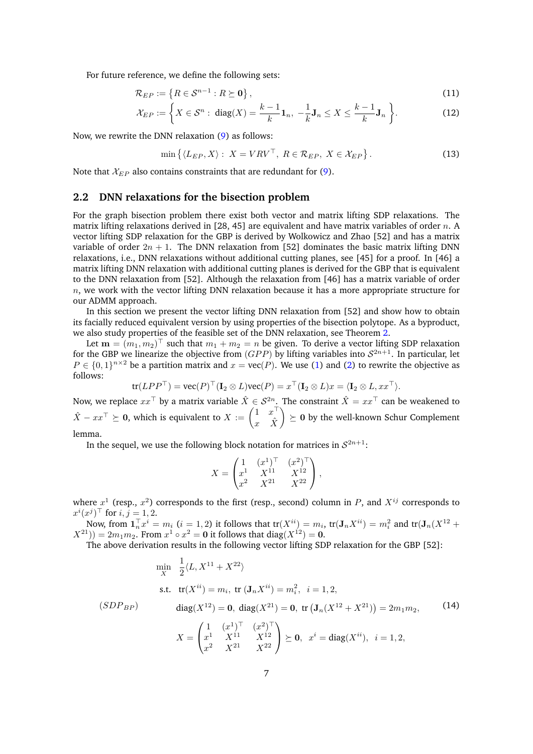For future reference, we define the following sets:

$$\mathcal{R}_{EP} := \left\{ R \in \mathcal{S}^{n-1} : R \succeq \mathbf{0} \right\}, \tag{11}$$

$$\mathcal{X}_{EP} := \left\{ X \in \mathcal{S}^n : \ \mathrm{diag}(X) = \frac{k-1}{k}\mathbf{1}_n, \ -\frac{1}{k}\mathbf{J}_n \leq X \leq \frac{k-1}{k}\mathbf{J}_n \right\}. \tag{12}$$

Now, we rewrite the DNN relaxation (9) as follows:

$$\min \left\{ \langle L_{EP}, X \rangle : \ X = VRV^\top, \ R \in \mathcal{R}_{EP}, \ X \in \mathcal{X}_{EP} \right\}. \tag{13}$$

Note that $\mathcal{X}_{EP}$ also contains constraints that are redundant for (9).

## 2.2 DNN relaxations for the bisection problem

For the graph bisection problem there exist both vector and matrix lifting SDP relaxations. The matrix lifting relaxations derived in [28, 45] are equivalent and have matrix variables of order $n$. A vector lifting SDP relaxation for the GBP is derived by Wolkowicz and Zhao [52] and has a matrix variable of order $2n+1$. The DNN relaxation from [52] dominates the basic matrix lifting DNN relaxations, i.e., DNN relaxations without additional cutting planes, see [45] for a proof. In [46] a matrix lifting DNN relaxation with additional cutting planes is derived for the GBP that is equivalent to the DNN relaxation from [52]. Although the relaxation from [46] has a matrix variable of order $n$, we work with the vector lifting DNN relaxation because it has a more appropriate structure for our ADMM approach.

In this section we present the vector lifting DNN relaxation from [52] and show how to obtain its facially reduced equivalent version by using properties of the bisection polytope. As a byproduct, we also study properties of the feasible set of the DNN relaxation, see Theorem 2.

Let $\mathbf{m} = (m_1, m_2)^\top$ such that $m_1 + m_2 = n$ be given. To derive a vector lifting SDP relaxation for the GBP we linearize the objective from $(GPP)$ by lifting variables into $\mathcal{S}^{2n+1}$. In particular, let $P \in \{0,1\}^{n \times 2}$ be a partition matrix and $x = \mathrm{vec}(P)$. We use (1) and (2) to rewrite the objective as follows:

$$\mathrm{tr}(LPP^\top) = \mathrm{vec}(P)^\top (\mathbf{I}_2 \otimes L)\mathrm{vec}(P) = x^\top (\mathbf{I}_2 \otimes L)x = \langle \mathbf{I}_2 \otimes L, xx^\top \rangle.$$

Now, we replace $xx^\top$ by a matrix variable $\hat{X} \in \mathcal{S}^{2n}$. The constraint $\hat{X} = xx^\top$ can be weakened to $\hat{X} - xx^\top \succeq \mathbf{0}$, which is equivalent to $X := \begin{pmatrix} 1 & x^\top \\ x & \hat{X} \end{pmatrix} \succeq \mathbf{0}$ by the well-known Schur Complement lemma.

In the sequel, we use the following block notation for matrices in $\mathcal{S}^{2n+1}$:

$$X = \begin{pmatrix} 1 & (x^1)^\top & (x^2)^\top \\ x^1 & X^{11} & X^{12} \\ x^2 & X^{21} & X^{22} \end{pmatrix},$$

where $x^1$ (resp., $x^2$) corresponds to the first (resp., second) column in $P$, and $X^{ij}$ corresponds to $x^i(x^j)^\top$ for $i,j = 1,2$.

Now, from $\mathbf{1}_n^\top x^i = m_i$ $(i = 1,2)$ it follows that $\mathrm{tr}(X^{ii}) = m_i$, $\mathrm{tr}(\mathbf{J}_n X^{ii}) = m_i^2$ and $\mathrm{tr}(\mathbf{J}_n(X^{12} + X^{21})) = 2m_1m_2$. From $x^1 \circ x^2 = \mathbf{0}$ it follows that $\mathrm{diag}(X^{12}) = \mathbf{0}$.

The above derivation results in the following vector lifting SDP relaxation for the GBP [52]:

$$(SDP_{BP}) \qquad \begin{aligned} \min_X \quad & \frac{1}{2}\langle L, X^{11} + X^{22} \rangle \\ \text{s.t.} \quad & \mathrm{tr}(X^{ii}) = m_i, \ \mathrm{tr}\,(\mathbf{J}_n X^{ii}) = m_i^2, \ \ i = 1,2, \\ & \mathrm{diag}(X^{12}) = \mathbf{0}, \ \mathrm{diag}(X^{21}) = \mathbf{0}, \ \mathrm{tr}\left(\mathbf{J}_n(X^{12} + X^{21})\right) = 2m_1m_2, \\ & X = \begin{pmatrix} 1 & (x^1)^\top & (x^2)^\top \\ x^1 & X^{11} & X^{12} \\ x^2 & X^{21} & X^{22} \end{pmatrix} \succeq \mathbf{0}, \ \ x^i = \mathrm{diag}(X^{ii}), \ \ i = 1,2, \end{aligned} \tag{14}$$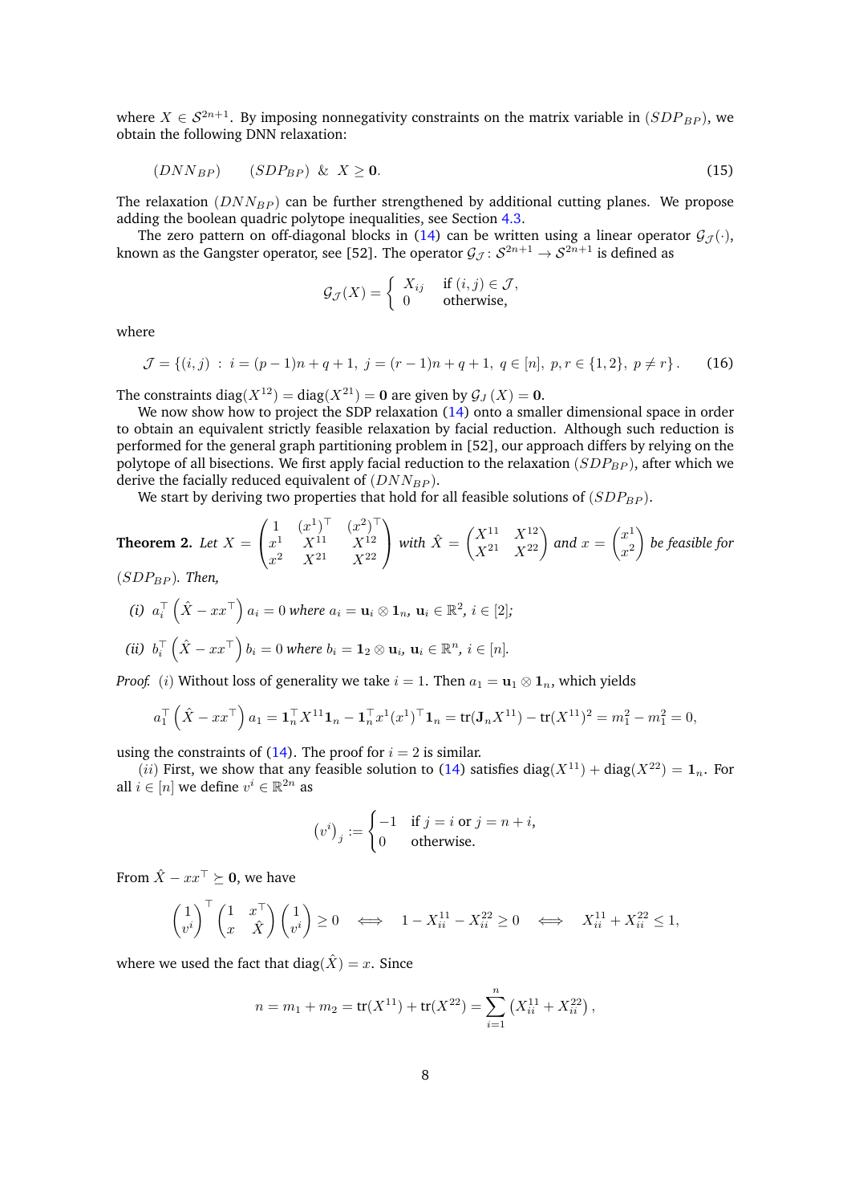where $X \in \mathcal{S}^{2n+1}$. By imposing nonnegativity constraints on the matrix variable in $(SDP_{BP})$, we obtain the following DNN relaxation:

$$
(DNN_{BP}) \qquad (SDP_{BP}) \;\;\&\;\; X \geq \mathbf{0}. \tag{15}
$$

The relaxation $(DNN_{BP})$ can be further strengthened by additional cutting planes. We propose adding the boolean quadric polytope inequalities, see Section 4.3.

The zero pattern on off-diagonal blocks in (14) can be written using a linear operator $\mathcal{G}_{\mathcal{J}}(\cdot)$, known as the Gangster operator, see [52]. The operator $\mathcal{G}_{\mathcal{J}} \colon \mathcal{S}^{2n+1} \to \mathcal{S}^{2n+1}$ is defined as

$$
\mathcal{G}_{\mathcal{J}}(X) = \begin{cases} X_{ij} & \text{if } (i,j) \in \mathcal{J}, \\ 0 & \text{otherwise,} \end{cases}
$$

where

$$
\mathcal{J} = \{(i,j) \;:\; i = (p-1)n + q + 1,\; j = (r-1)n + q + 1,\; q \in [n],\; p, r \in \{1,2\},\; p \neq r\}. \tag{16}
$$

The constraints $\operatorname{diag}(X^{12}) = \operatorname{diag}(X^{21}) = \mathbf{0}$ are given by $\mathcal{G}_J(X) = \mathbf{0}$.

We now show how to project the SDP relaxation (14) onto a smaller dimensional space in order to obtain an equivalent strictly feasible relaxation by facial reduction. Although such reduction is performed for the general graph partitioning problem in [52], our approach differs by relying on the polytope of all bisections. We first apply facial reduction to the relaxation $(SDP_{BP})$, after which we derive the facially reduced equivalent of $(DNN_{BP})$.

We start by deriving two properties that hold for all feasible solutions of $(SDP_{BP})$.

**Theorem 2.** *Let* $X = \begin{pmatrix} 1 & (x^1)^\top & (x^2)^\top \\ x^1 & X^{11} & X^{12} \\ x^2 & X^{21} & X^{22} \end{pmatrix}$ *with* $\hat{X} = \begin{pmatrix} X^{11} & X^{12} \\ X^{21} & X^{22} \end{pmatrix}$ *and* $x = \begin{pmatrix} x^1 \\ x^2 \end{pmatrix}$ *be feasible for* $(SDP_{BP})$. *Then,*

*(i)* $a_i^\top \left(\hat{X} - xx^\top\right) a_i = 0$ *where* $a_i = \mathbf{u}_i \otimes \mathbf{1}_n$, $\mathbf{u}_i \in \mathbb{R}^2$, $i \in [2]$;

*(ii)* $b_i^\top \left(\hat{X} - xx^\top\right) b_i = 0$ *where* $b_i = \mathbf{1}_2 \otimes \mathbf{u}_i$, $\mathbf{u}_i \in \mathbb{R}^n$, $i \in [n]$.

*Proof.* $(i)$ Without loss of generality we take $i = 1$. Then $a_1 = \mathbf{u}_1 \otimes \mathbf{1}_n$, which yields

$$
a_1^\top \left(\hat{X} - xx^\top\right) a_1 = \mathbf{1}_n^\top X^{11} \mathbf{1}_n - \mathbf{1}_n^\top x^1 (x^1)^\top \mathbf{1}_n = \operatorname{tr}(\mathbf{J}_n X^{11}) - \operatorname{tr}(X^{11})^2 = m_1^2 - m_1^2 = 0,
$$

using the constraints of (14). The proof for $i = 2$ is similar.

$(ii)$ First, we show that any feasible solution to (14) satisfies $\operatorname{diag}(X^{11}) + \operatorname{diag}(X^{22}) = \mathbf{1}_n$. For all $i \in [n]$ we define $v^i \in \mathbb{R}^{2n}$ as

$$
\left(v^i\right)_j := \begin{cases} -1 & \text{if } j = i \text{ or } j = n + i, \\ 0 & \text{otherwise.} \end{cases}
$$

From $\hat{X} - xx^\top \succeq \mathbf{0}$, we have

$$
\begin{pmatrix} 1 \\ v^i \end{pmatrix}^\top \begin{pmatrix} 1 & x^\top \\ x & \hat{X} \end{pmatrix} \begin{pmatrix} 1 \\ v^i \end{pmatrix} \geq 0 \quad \Longleftrightarrow \quad 1 - X_{ii}^{11} - X_{ii}^{22} \geq 0 \quad \Longleftrightarrow \quad X_{ii}^{11} + X_{ii}^{22} \leq 1,
$$

where we used the fact that $\operatorname{diag}(\hat{X}) = x$. Since

$$
n = m_1 + m_2 = \operatorname{tr}(X^{11}) + \operatorname{tr}(X^{22}) = \sum_{i=1}^{n} \left(X_{ii}^{11} + X_{ii}^{22}\right),
$$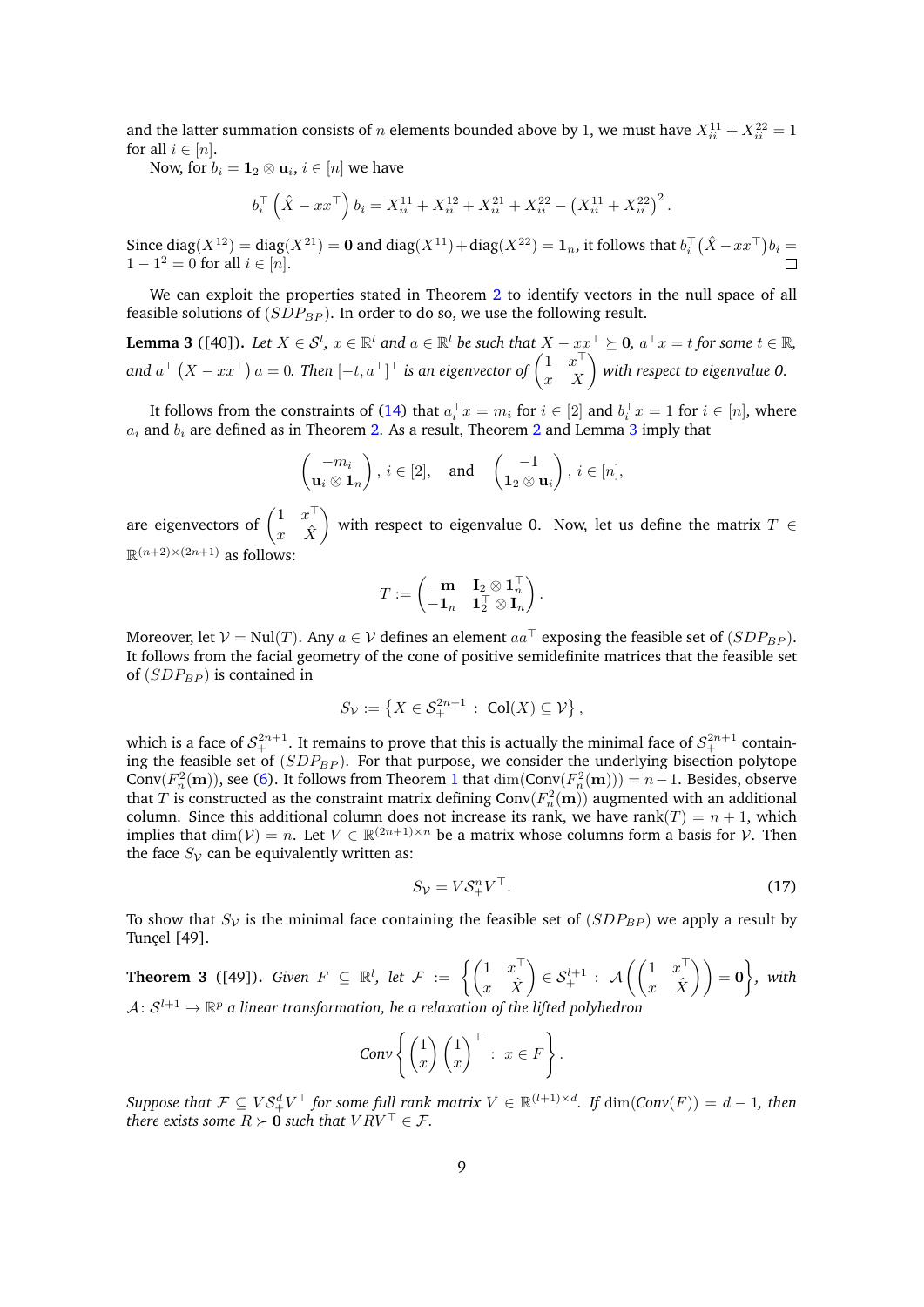and the latter summation consists of $n$ elements bounded above by 1, we must have $X_{ii}^{11} + X_{ii}^{22} = 1$ for all $i \in [n]$.

Now, for $b_i = \mathbf{1}_2 \otimes \mathbf{u}_i$, $i \in [n]$ we have

$$b_i^\top \left(\hat{X} - xx^\top\right) b_i = X_{ii}^{11} + X_{ii}^{12} + X_{ii}^{21} + X_{ii}^{22} - \left(X_{ii}^{11} + X_{ii}^{22}\right)^2.$$

Since $\text{diag}(X^{12}) = \text{diag}(X^{21}) = \mathbf{0}$ and $\text{diag}(X^{11}) + \text{diag}(X^{22}) = \mathbf{1}_n$, it follows that $b_i^\top(\hat{X} - xx^\top)b_i = 1 - 1^2 = 0$ for all $i \in [n]$. $\square$

We can exploit the properties stated in Theorem 2 to identify vectors in the null space of all feasible solutions of $(SDP_{BP})$. In order to do so, we use the following result.

**Lemma 3** ([40])**.** *Let $X \in \mathcal{S}^l$, $x \in \mathbb{R}^l$ and $a \in \mathbb{R}^l$ be such that $X - xx^\top \succeq \mathbf{0}$, $a^\top x = t$ for some $t \in \mathbb{R}$, and $a^\top \left(X - xx^\top\right) a = 0$. Then $[-t, a^\top]^\top$ is an eigenvector of $\begin{pmatrix} 1 & x^\top \\ x & X \end{pmatrix}$ with respect to eigenvalue 0.*

It follows from the constraints of (14) that $a_i^\top x = m_i$ for $i \in [2]$ and $b_i^\top x = 1$ for $i \in [n]$, where $a_i$ and $b_i$ are defined as in Theorem 2. As a result, Theorem 2 and Lemma 3 imply that

$$\begin{pmatrix} -m_i \\ \mathbf{u}_i \otimes \mathbf{1}_n \end{pmatrix},\ i \in [2], \quad \text{and} \quad \begin{pmatrix} -1 \\ \mathbf{1}_2 \otimes \mathbf{u}_i \end{pmatrix},\ i \in [n],$$

are eigenvectors of $\begin{pmatrix} 1 & x^\top \\ x & \hat{X} \end{pmatrix}$ with respect to eigenvalue 0. Now, let us define the matrix $T \in \mathbb{R}^{(n+2)\times(2n+1)}$ as follows:

$$T := \begin{pmatrix} -\mathbf{m} & \mathbf{I}_2 \otimes \mathbf{1}_n^\top \\ -\mathbf{1}_n & \mathbf{1}_2^\top \otimes \mathbf{I}_n \end{pmatrix}.$$

Moreover, let $\mathcal{V} = \text{Nul}(T)$. Any $a \in \mathcal{V}$ defines an element $aa^\top$ exposing the feasible set of $(SDP_{BP})$. It follows from the facial geometry of the cone of positive semidefinite matrices that the feasible set of $(SDP_{BP})$ is contained in

$$S_\mathcal{V} := \left\{X \in \mathcal{S}_+^{2n+1} \,:\, \text{Col}(X) \subseteq \mathcal{V}\right\},$$

which is a face of $\mathcal{S}_+^{2n+1}$. It remains to prove that this is actually the minimal face of $\mathcal{S}_+^{2n+1}$ containing the feasible set of $(SDP_{BP})$. For that purpose, we consider the underlying bisection polytope $\text{Conv}(F_n^2(\mathbf{m}))$, see (6). It follows from Theorem 1 that $\dim(\text{Conv}(F_n^2(\mathbf{m}))) = n-1$. Besides, observe that $T$ is constructed as the constraint matrix defining $\text{Conv}(F_n^2(\mathbf{m}))$ augmented with an additional column. Since this additional column does not increase its rank, we have $\text{rank}(T) = n+1$, which implies that $\dim(\mathcal{V}) = n$. Let $V \in \mathbb{R}^{(2n+1)\times n}$ be a matrix whose columns form a basis for $\mathcal{V}$. Then the face $S_\mathcal{V}$ can be equivalently written as:

$$S_\mathcal{V} = V\mathcal{S}_+^n V^\top. \tag{17}$$

To show that $S_\mathcal{V}$ is the minimal face containing the feasible set of $(SDP_{BP})$ we apply a result by Tunçel [49].

**Theorem 3** ([49])**.** *Given $F \subseteq \mathbb{R}^l$, let $\mathcal{F} := \left\{\begin{pmatrix} 1 & x^\top \\ x & \hat{X} \end{pmatrix} \in \mathcal{S}_+^{l+1} \,:\, \mathcal{A}\left(\begin{pmatrix} 1 & x^\top \\ x & \hat{X} \end{pmatrix}\right) = \mathbf{0}\right\}$, with $\mathcal{A}\colon \mathcal{S}^{l+1} \to \mathbb{R}^p$ a linear transformation, be a relaxation of the lifted polyhedron*

$$\textit{Conv}\left\{\begin{pmatrix} 1 \\ x \end{pmatrix}\begin{pmatrix} 1 \\ x \end{pmatrix}^\top \,:\, x \in F\right\}.$$

*Suppose that $\mathcal{F} \subseteq V\mathcal{S}_+^d V^\top$ for some full rank matrix $V \in \mathbb{R}^{(l+1)\times d}$. If $\dim(\textit{Conv}(F)) = d-1$, then there exists some $R \succ \mathbf{0}$ such that $VRV^\top \in \mathcal{F}$.*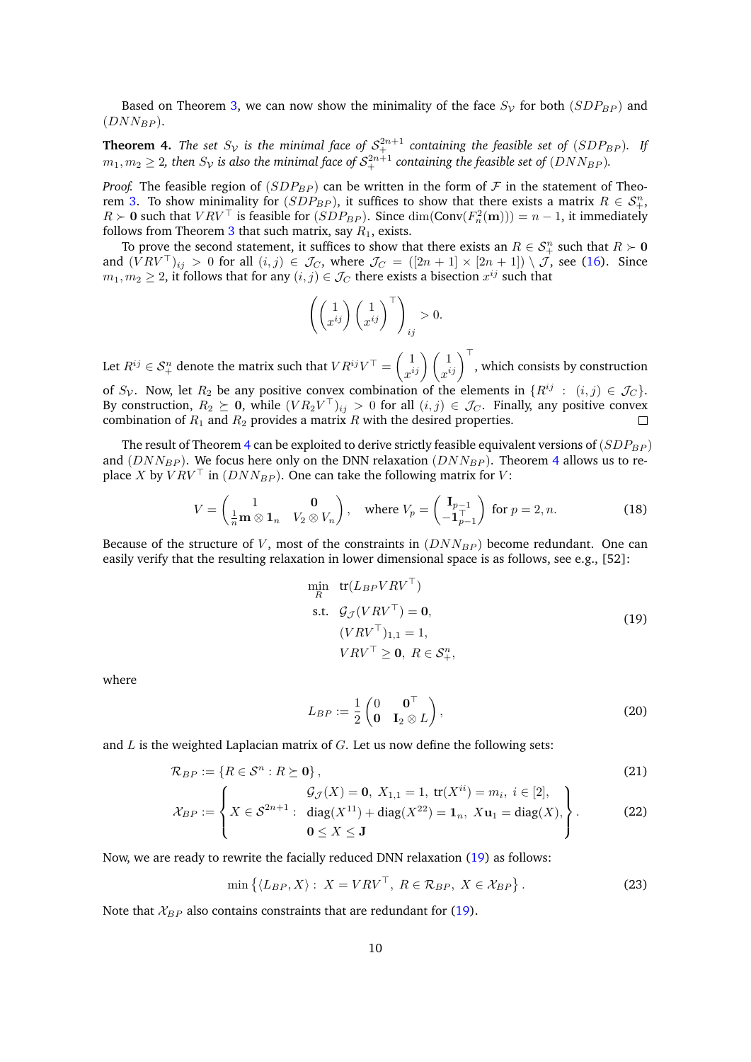Based on Theorem 3, we can now show the minimality of the face $S_{\mathcal{V}}$ for both $(SDP_{BP})$ and $(DNN_{BP})$.

**Theorem 4.** *The set $S_{\mathcal{V}}$ is the minimal face of $\mathcal{S}_+^{2n+1}$ containing the feasible set of $(SDP_{BP})$. If $m_1, m_2 \geq 2$, then $S_{\mathcal{V}}$ is also the minimal face of $\mathcal{S}_+^{2n+1}$ containing the feasible set of $(DNN_{BP})$.*

*Proof.* The feasible region of $(SDP_{BP})$ can be written in the form of $\mathcal{F}$ in the statement of Theorem 3. To show minimality for $(SDP_{BP})$, it suffices to show that there exists a matrix $R \in \mathcal{S}_+^n$, $R \succ \mathbf{0}$ such that $VRV^\top$ is feasible for $(SDP_{BP})$. Since $\dim(\text{Conv}(F_n^2(\mathbf{m})) = n-1$, it immediately follows from Theorem 3 that such matrix, say $R_1$, exists.

To prove the second statement, it suffices to show that there exists an $R \in \mathcal{S}_+^n$ such that $R \succ \mathbf{0}$ and $(VRV^\top)_{ij} > 0$ for all $(i,j) \in \mathcal{J}_C$, where $\mathcal{J}_C = ([2n+1] \times [2n+1]) \setminus \mathcal{J}$, see (16). Since $m_1, m_2 \geq 2$, it follows that for any $(i,j) \in \mathcal{J}_C$ there exists a bisection $x^{ij}$ such that

$$\left( \begin{pmatrix} 1 \\ x^{ij} \end{pmatrix} \begin{pmatrix} 1 \\ x^{ij} \end{pmatrix}^\top \right)_{ij} > 0.$$

Let $R^{ij} \in \mathcal{S}_+^n$ denote the matrix such that $VR^{ij}V^\top = \begin{pmatrix} 1 \\ x^{ij} \end{pmatrix} \begin{pmatrix} 1 \\ x^{ij} \end{pmatrix}^\top$, which consists by construction of $S_{\mathcal{V}}$. Now, let $R_2$ be any positive convex combination of the elements in $\{R^{ij} : (i,j) \in \mathcal{J}_C\}$. By construction, $R_2 \succeq \mathbf{0}$, while $(VR_2V^\top)_{ij} > 0$ for all $(i,j) \in \mathcal{J}_C$. Finally, any positive convex combination of $R_1$ and $R_2$ provides a matrix $R$ with the desired properties. $\square$

The result of Theorem 4 can be exploited to derive strictly feasible equivalent versions of $(SDP_{BP})$ and $(DNN_{BP})$. We focus here only on the DNN relaxation $(DNN_{BP})$. Theorem 4 allows us to replace $X$ by $VRV^\top$ in $(DNN_{BP})$. One can take the following matrix for $V$:

$$V = \begin{pmatrix} 1 & \mathbf{0} \\ \frac{1}{n}\mathbf{m} \otimes \mathbf{1}_n & V_2 \otimes V_n \end{pmatrix}, \quad \text{where } V_p = \begin{pmatrix} \mathbf{I}_{p-1} \\ -\mathbf{1}_{p-1}^\top \end{pmatrix} \text{ for } p = 2, n. \tag{18}$$

Because of the structure of $V$, most of the constraints in $(DNN_{BP})$ become redundant. One can easily verify that the resulting relaxation in lower dimensional space is as follows, see e.g., [52]:

$$\begin{aligned} \min_R \quad & \text{tr}(L_{BP}VRV^\top) \\ \text{s.t.} \quad & \mathcal{G}_{\mathcal{J}}(VRV^\top) = \mathbf{0}, \\ & (VRV^\top)_{1,1} = 1, \\ & VRV^\top \geq \mathbf{0}, \ R \in \mathcal{S}_+^n, \end{aligned} \tag{19}$$

where

$$L_{BP} := \frac{1}{2} \begin{pmatrix} 0 & \mathbf{0}^\top \\ \mathbf{0} & \mathbf{I}_2 \otimes L \end{pmatrix}, \tag{20}$$

and $L$ is the weighted Laplacian matrix of $G$. Let us now define the following sets:

$$\mathcal{R}_{BP} := \{R \in \mathcal{S}^n : R \succeq \mathbf{0}\}, \tag{21}$$

$$\mathcal{X}_{BP} := \left\{ X \in \mathcal{S}^{2n+1} : \begin{array}{c} \mathcal{G}_{\mathcal{J}}(X) = \mathbf{0}, \ X_{1,1} = 1, \ \text{tr}(X^{ii}) = m_i, \ i \in [2], \\ \text{diag}(X^{11}) + \text{diag}(X^{22}) = \mathbf{1}_n, \ X\mathbf{u}_1 = \text{diag}(X), \\ \mathbf{0} \leq X \leq \mathbf{J} \end{array} \right\}. \tag{22}$$

Now, we are ready to rewrite the facially reduced DNN relaxation (19) as follows:

$$\min \left\{ \langle L_{BP}, X \rangle : \ X = VRV^\top, \ R \in \mathcal{R}_{BP}, \ X \in \mathcal{X}_{BP} \right\}. \tag{23}$$

Note that $\mathcal{X}_{BP}$ also contains constraints that are redundant for (19).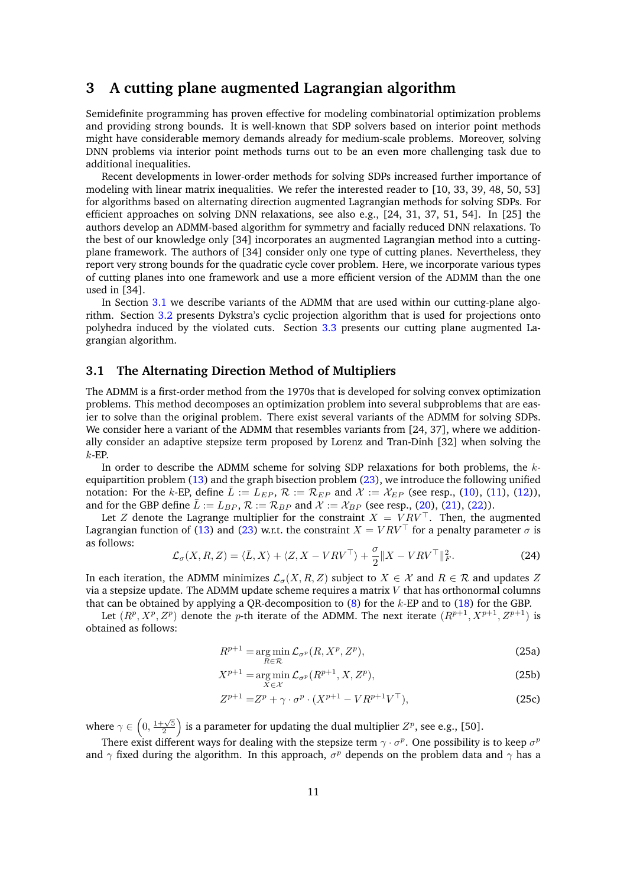## 3 A cutting plane augmented Lagrangian algorithm

Semidefinite programming has proven effective for modeling combinatorial optimization problems and providing strong bounds. It is well-known that SDP solvers based on interior point methods might have considerable memory demands already for medium-scale problems. Moreover, solving DNN problems via interior point methods turns out to be an even more challenging task due to additional inequalities.

Recent developments in lower-order methods for solving SDPs increased further importance of modeling with linear matrix inequalities. We refer the interested reader to [10, 33, 39, 48, 50, 53] for algorithms based on alternating direction augmented Lagrangian methods for solving SDPs. For efficient approaches on solving DNN relaxations, see also e.g., [24, 31, 37, 51, 54]. In [25] the authors develop an ADMM-based algorithm for symmetry and facially reduced DNN relaxations. To the best of our knowledge only [34] incorporates an augmented Lagrangian method into a cutting-plane framework. The authors of [34] consider only one type of cutting planes. Nevertheless, they report very strong bounds for the quadratic cycle cover problem. Here, we incorporate various types of cutting planes into one framework and use a more efficient version of the ADMM than the one used in [34].

In Section 3.1 we describe variants of the ADMM that are used within our cutting-plane algorithm. Section 3.2 presents Dykstra's cyclic projection algorithm that is used for projections onto polyhedra induced by the violated cuts. Section 3.3 presents our cutting plane augmented Lagrangian algorithm.

### 3.1 The Alternating Direction Method of Multipliers

The ADMM is a first-order method from the 1970s that is developed for solving convex optimization problems. This method decomposes an optimization problem into several subproblems that are easier to solve than the original problem. There exist several variants of the ADMM for solving SDPs. We consider here a variant of the ADMM that resembles variants from [24, 37], where we additionally consider an adaptive stepsize term proposed by Lorenz and Tran-Dinh [32] when solving the $k$-EP.

In order to describe the ADMM scheme for solving SDP relaxations for both problems, the $k$-equipartition problem (13) and the graph bisection problem (23), we introduce the following unified notation: For the $k$-EP, define $\bar{L} := L_{EP}$, $\mathcal{R} := \mathcal{R}_{EP}$ and $\mathcal{X} := \mathcal{X}_{EP}$ (see resp., (10), (11), (12)), and for the GBP define $\bar{L} := L_{BP}$, $\mathcal{R} := \mathcal{R}_{BP}$ and $\mathcal{X} := \mathcal{X}_{BP}$ (see resp., (20), (21), (22)).

Let $Z$ denote the Lagrange multiplier for the constraint $X = VRV^\top$. Then, the augmented Lagrangian function of (13) and (23) w.r.t. the constraint $X = VRV^\top$ for a penalty parameter $\sigma$ is as follows:

$$\mathcal{L}_\sigma(X, R, Z) = \langle \bar{L}, X \rangle + \langle Z, X - VRV^\top \rangle + \frac{\sigma}{2} \| X - VRV^\top \|_F^2. \tag{24}$$

In each iteration, the ADMM minimizes $\mathcal{L}_\sigma(X, R, Z)$ subject to $X \in \mathcal{X}$ and $R \in \mathcal{R}$ and updates $Z$ via a stepsize update. The ADMM update scheme requires a matrix $V$ that has orthonormal columns that can be obtained by applying a QR-decomposition to (8) for the $k$-EP and to (18) for the GBP.

Let $(R^p, X^p, Z^p)$ denote the $p$-th iterate of the ADMM. The next iterate $(R^{p+1}, X^{p+1}, Z^{p+1})$ is obtained as follows:

$$R^{p+1} = \underset{R \in \mathcal{R}}{\arg\min}\, \mathcal{L}_{\sigma^p}(R, X^p, Z^p), \tag{25a}$$

$$X^{p+1} = \underset{X \in \mathcal{X}}{\arg\min}\, \mathcal{L}_{\sigma^p}(R^{p+1}, X, Z^p), \tag{25b}$$

$$Z^{p+1} = Z^p + \gamma \cdot \sigma^p \cdot (X^{p+1} - VR^{p+1}V^\top), \tag{25c}$$

where $\gamma \in \left(0, \frac{1+\sqrt{5}}{2}\right)$ is a parameter for updating the dual multiplier $Z^p$, see e.g., [50].

There exist different ways for dealing with the stepsize term $\gamma \cdot \sigma^p$. One possibility is to keep $\sigma^p$ and $\gamma$ fixed during the algorithm. In this approach, $\sigma^p$ depends on the problem data and $\gamma$ has a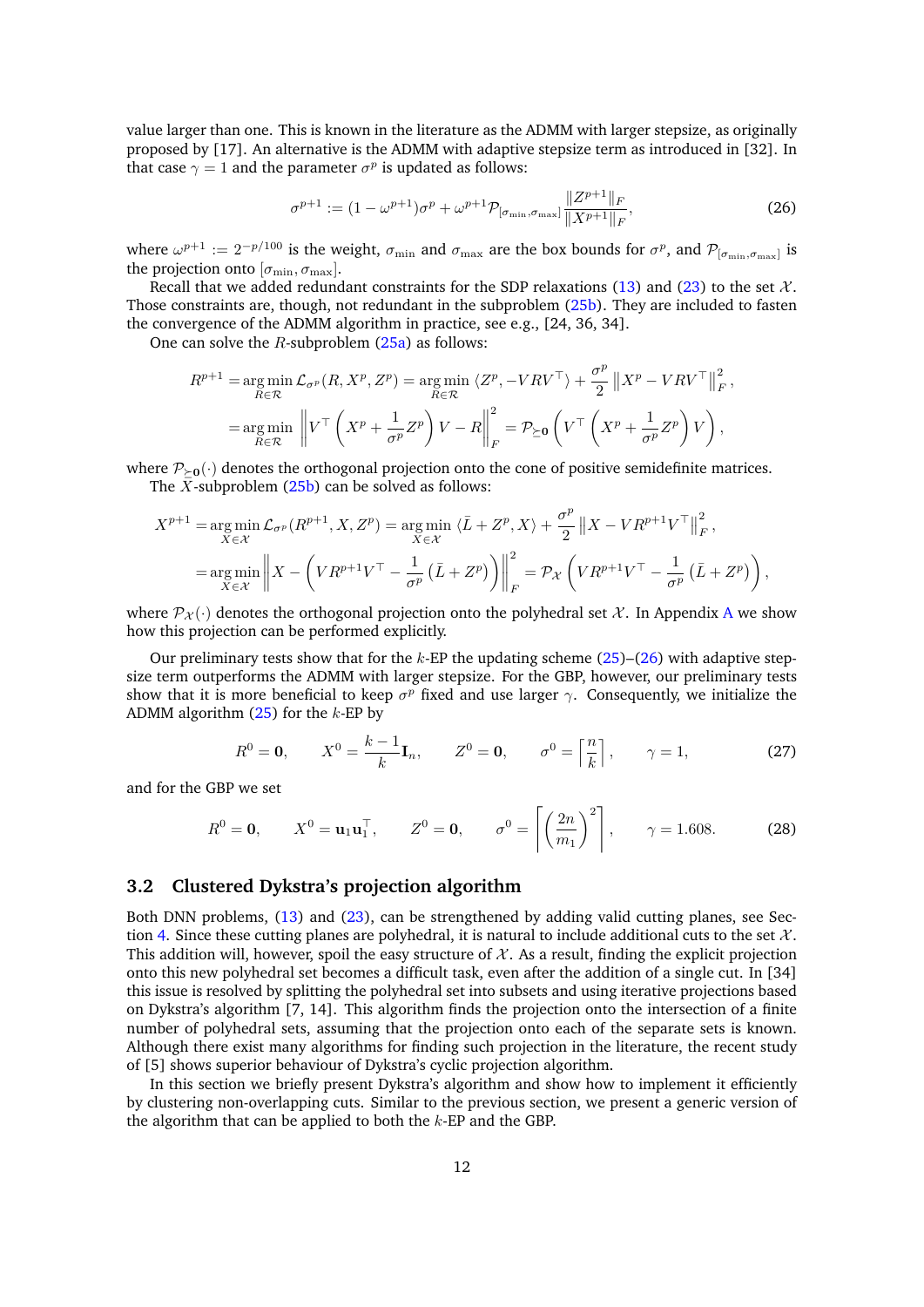value larger than one. This is known in the literature as the ADMM with larger stepsize, as originally proposed by [17]. An alternative is the ADMM with adaptive stepsize term as introduced in [32]. In that case $\gamma = 1$ and the parameter $\sigma^p$ is updated as follows:

$$\sigma^{p+1} := (1 - \omega^{p+1})\sigma^p + \omega^{p+1} \mathcal{P}_{[\sigma_{\min}, \sigma_{\max}]} \frac{\|Z^{p+1}\|_F}{\|X^{p+1}\|_F}, \tag{26}$$

where $\omega^{p+1} := 2^{-p/100}$ is the weight, $\sigma_{\min}$ and $\sigma_{\max}$ are the box bounds for $\sigma^p$, and $\mathcal{P}_{[\sigma_{\min}, \sigma_{\max}]}$ is the projection onto $[\sigma_{\min}, \sigma_{\max}]$.

Recall that we added redundant constraints for the SDP relaxations (13) and (23) to the set $\mathcal{X}$. Those constraints are, though, not redundant in the subproblem (25b). They are included to fasten the convergence of the ADMM algorithm in practice, see e.g., [24, 36, 34].

One can solve the $R$-subproblem (25a) as follows:

$$\begin{aligned}
R^{p+1} &= \underset{R \in \mathcal{R}}{\arg\min}\, \mathcal{L}_{\sigma^p}(R, X^p, Z^p) = \underset{R \in \mathcal{R}}{\arg\min}\, \langle Z^p, -VRV^\top \rangle + \frac{\sigma^p}{2} \left\| X^p - VRV^\top \right\|_F^2, \\
&= \underset{R \in \mathcal{R}}{\arg\min} \left\| V^\top \left( X^p + \frac{1}{\sigma^p} Z^p \right) V - R \right\|_F^2 = \mathcal{P}_{\succeq \mathbf{0}} \left( V^\top \left( X^p + \frac{1}{\sigma^p} Z^p \right) V \right),
\end{aligned}$$

where $\mathcal{P}_{\succeq \mathbf{0}}(\cdot)$ denotes the orthogonal projection onto the cone of positive semidefinite matrices.

The $X$-subproblem (25b) can be solved as follows:

$$\begin{aligned}
X^{p+1} &= \underset{X \in \mathcal{X}}{\arg\min}\, \mathcal{L}_{\sigma^p}(R^{p+1}, X, Z^p) = \underset{X \in \mathcal{X}}{\arg\min}\, \langle \bar{L} + Z^p, X \rangle + \frac{\sigma^p}{2} \left\| X - VR^{p+1}V^\top \right\|_F^2, \\
&= \underset{X \in \mathcal{X}}{\arg\min} \left\| X - \left( VR^{p+1}V^\top - \frac{1}{\sigma^p} \left( \bar{L} + Z^p \right) \right) \right\|_F^2 = \mathcal{P}_{\mathcal{X}} \left( VR^{p+1}V^\top - \frac{1}{\sigma^p} \left( \bar{L} + Z^p \right) \right),
\end{aligned}$$

where $\mathcal{P}_{\mathcal{X}}(\cdot)$ denotes the orthogonal projection onto the polyhedral set $\mathcal{X}$. In Appendix A we show how this projection can be performed explicitly.

Our preliminary tests show that for the $k$-EP the updating scheme (25)–(26) with adaptive stepsize term outperforms the ADMM with larger stepsize. For the GBP, however, our preliminary tests show that it is more beneficial to keep $\sigma^p$ fixed and use larger $\gamma$. Consequently, we initialize the ADMM algorithm (25) for the $k$-EP by

$$R^0 = \mathbf{0}, \qquad X^0 = \frac{k-1}{k} \mathbf{I}_n, \qquad Z^0 = \mathbf{0}, \qquad \sigma^0 = \left\lceil \frac{n}{k} \right\rceil, \qquad \gamma = 1, \tag{27}$$

and for the GBP we set

$$R^0 = \mathbf{0}, \qquad X^0 = \mathbf{u}_1 \mathbf{u}_1^\top, \qquad Z^0 = \mathbf{0}, \qquad \sigma^0 = \left\lceil \left( \frac{2n}{m_1} \right)^2 \right\rceil, \qquad \gamma = 1.608. \tag{28}$$

### 3.2 Clustered Dykstra's projection algorithm

Both DNN problems, (13) and (23), can be strengthened by adding valid cutting planes, see Section 4. Since these cutting planes are polyhedral, it is natural to include additional cuts to the set $\mathcal{X}$. This addition will, however, spoil the easy structure of $\mathcal{X}$. As a result, finding the explicit projection onto this new polyhedral set becomes a difficult task, even after the addition of a single cut. In [34] this issue is resolved by splitting the polyhedral set into subsets and using iterative projections based on Dykstra's algorithm [7, 14]. This algorithm finds the projection onto the intersection of a finite number of polyhedral sets, assuming that the projection onto each of the separate sets is known. Although there exist many algorithms for finding such projection in the literature, the recent study of [5] shows superior behaviour of Dykstra's cyclic projection algorithm.

In this section we briefly present Dykstra's algorithm and show how to implement it efficiently by clustering non-overlapping cuts. Similar to the previous section, we present a generic version of the algorithm that can be applied to both the $k$-EP and the GBP.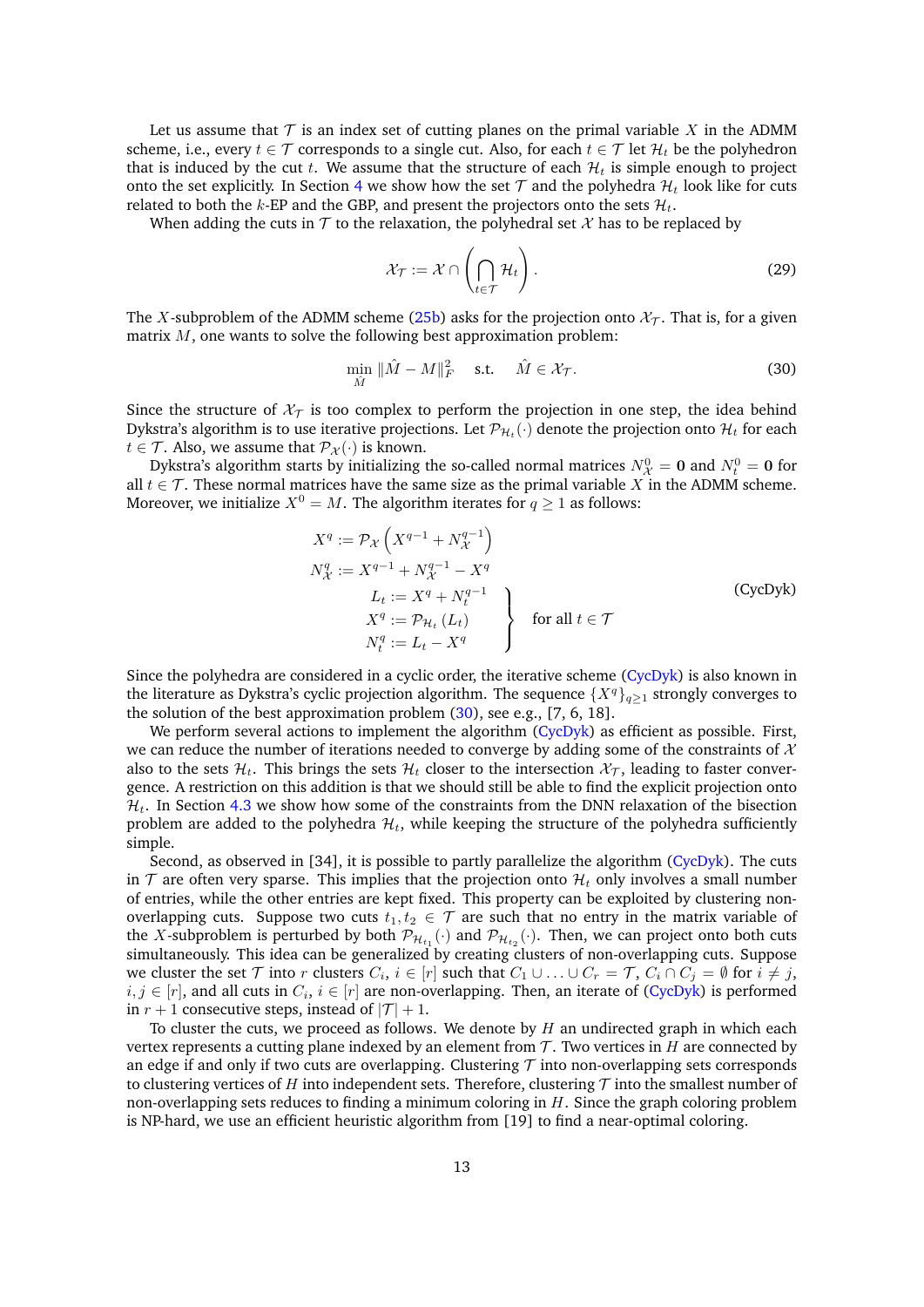Let us assume that $\mathcal{T}$ is an index set of cutting planes on the primal variable $X$ in the ADMM scheme, i.e., every $t \in \mathcal{T}$ corresponds to a single cut. Also, for each $t \in \mathcal{T}$ let $\mathcal{H}_t$ be the polyhedron that is induced by the cut $t$. We assume that the structure of each $\mathcal{H}_t$ is simple enough to project onto the set explicitly. In Section 4 we show how the set $\mathcal{T}$ and the polyhedra $\mathcal{H}_t$ look like for cuts related to both the $k$-EP and the GBP, and present the projectors onto the sets $\mathcal{H}_t$.

When adding the cuts in $\mathcal{T}$ to the relaxation, the polyhedral set $\mathcal{X}$ has to be replaced by

$$\mathcal{X}_{\mathcal{T}} := \mathcal{X} \cap \left( \bigcap_{t \in \mathcal{T}} \mathcal{H}_t \right). \tag{29}$$

The $X$-subproblem of the ADMM scheme (25b) asks for the projection onto $\mathcal{X}_{\mathcal{T}}$. That is, for a given matrix $M$, one wants to solve the following best approximation problem:

$$\min_{\hat{M}} \|\hat{M} - M\|_F^2 \quad \text{s.t.} \quad \hat{M} \in \mathcal{X}_{\mathcal{T}}. \tag{30}$$

Since the structure of $\mathcal{X}_{\mathcal{T}}$ is too complex to perform the projection in one step, the idea behind Dykstra's algorithm is to use iterative projections. Let $\mathcal{P}_{\mathcal{H}_t}(\cdot)$ denote the projection onto $\mathcal{H}_t$ for each $t \in \mathcal{T}$. Also, we assume that $\mathcal{P}_{\mathcal{X}}(\cdot)$ is known.

Dykstra's algorithm starts by initializing the so-called normal matrices $N_{\mathcal{X}}^0 = \mathbf{0}$ and $N_t^0 = \mathbf{0}$ for all $t \in \mathcal{T}$. These normal matrices have the same size as the primal variable $X$ in the ADMM scheme. Moreover, we initialize $X^0 = M$. The algorithm iterates for $q \geq 1$ as follows:

$$\begin{aligned}
X^q &:= \mathcal{P}_{\mathcal{X}}\left(X^{q-1} + N_{\mathcal{X}}^{q-1}\right) \\
N_{\mathcal{X}}^q &:= X^{q-1} + N_{\mathcal{X}}^{q-1} - X^q \\
&\left.\begin{aligned}
L_t &:= X^q + N_t^{q-1} \\
X^q &:= \mathcal{P}_{\mathcal{H}_t}(L_t) \\
N_t^q &:= L_t - X^q
\end{aligned}\right\} \quad \text{for all } t \in \mathcal{T}
\end{aligned} \tag{CycDyk}$$

Since the polyhedra are considered in a cyclic order, the iterative scheme (CycDyk) is also known in the literature as Dykstra's cyclic projection algorithm. The sequence $\{X^q\}_{q \geq 1}$ strongly converges to the solution of the best approximation problem (30), see e.g., [7, 6, 18].

We perform several actions to implement the algorithm (CycDyk) as efficient as possible. First, we can reduce the number of iterations needed to converge by adding some of the constraints of $\mathcal{X}$ also to the sets $\mathcal{H}_t$. This brings the sets $\mathcal{H}_t$ closer to the intersection $\mathcal{X}_{\mathcal{T}}$, leading to faster convergence. A restriction on this addition is that we should still be able to find the explicit projection onto $\mathcal{H}_t$. In Section 4.3 we show how some of the constraints from the DNN relaxation of the bisection problem are added to the polyhedra $\mathcal{H}_t$, while keeping the structure of the polyhedra sufficiently simple.

Second, as observed in [34], it is possible to partly parallelize the algorithm (CycDyk). The cuts in $\mathcal{T}$ are often very sparse. This implies that the projection onto $\mathcal{H}_t$ only involves a small number of entries, while the other entries are kept fixed. This property can be exploited by clustering non-overlapping cuts. Suppose two cuts $t_1, t_2 \in \mathcal{T}$ are such that no entry in the matrix variable of the $X$-subproblem is perturbed by both $\mathcal{P}_{\mathcal{H}_{t_1}}(\cdot)$ and $\mathcal{P}_{\mathcal{H}_{t_2}}(\cdot)$. Then, we can project onto both cuts simultaneously. This idea can be generalized by creating clusters of non-overlapping cuts. Suppose we cluster the set $\mathcal{T}$ into $r$ clusters $C_i$, $i \in [r]$ such that $C_1 \cup \ldots \cup C_r = \mathcal{T}$, $C_i \cap C_j = \emptyset$ for $i \neq j$, $i, j \in [r]$, and all cuts in $C_i$, $i \in [r]$ are non-overlapping. Then, an iterate of (CycDyk) is performed in $r + 1$ consecutive steps, instead of $|\mathcal{T}| + 1$.

To cluster the cuts, we proceed as follows. We denote by $H$ an undirected graph in which each vertex represents a cutting plane indexed by an element from $\mathcal{T}$. Two vertices in $H$ are connected by an edge if and only if two cuts are overlapping. Clustering $\mathcal{T}$ into non-overlapping sets corresponds to clustering vertices of $H$ into independent sets. Therefore, clustering $\mathcal{T}$ into the smallest number of non-overlapping sets reduces to finding a minimum coloring in $H$. Since the graph coloring problem is NP-hard, we use an efficient heuristic algorithm from [19] to find a near-optimal coloring.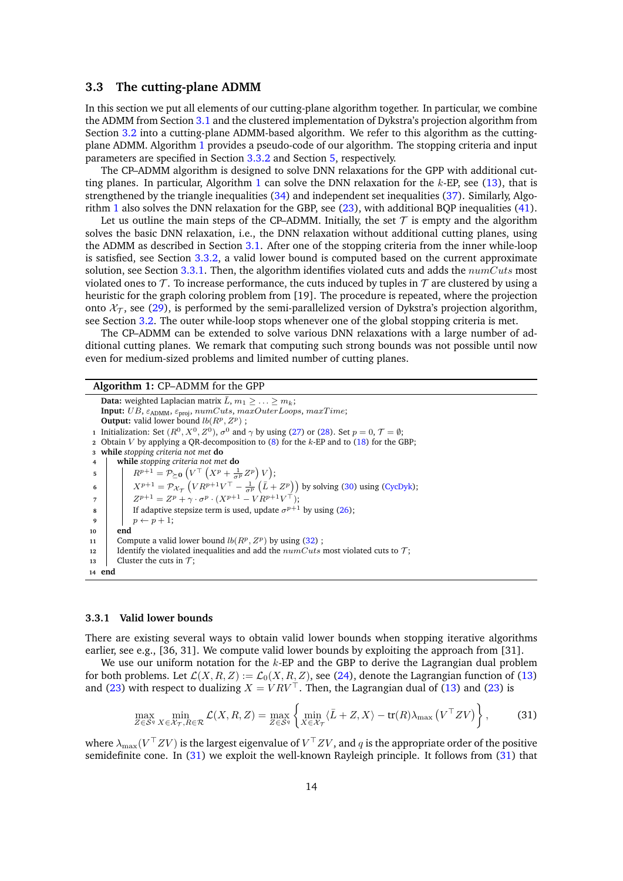### 3.3 The cutting-plane ADMM

In this section we put all elements of our cutting-plane algorithm together. In particular, we combine the ADMM from Section 3.1 and the clustered implementation of Dykstra's projection algorithm from Section 3.2 into a cutting-plane ADMM-based algorithm. We refer to this algorithm as the cutting-plane ADMM. Algorithm 1 provides a pseudo-code of our algorithm. The stopping criteria and input parameters are specified in Section 3.3.2 and Section 5, respectively.

The CP–ADMM algorithm is designed to solve DNN relaxations for the GPP with additional cutting planes. In particular, Algorithm 1 can solve the DNN relaxation for the $k$-EP, see (13), that is strengthened by the triangle inequalities (34) and independent set inequalities (37). Similarly, Algorithm 1 also solves the DNN relaxation for the GBP, see (23), with additional BQP inequalities (41).

Let us outline the main steps of the CP–ADMM. Initially, the set $\mathcal{T}$ is empty and the algorithm solves the basic DNN relaxation, i.e., the DNN relaxation without additional cutting planes, using the ADMM as described in Section 3.1. After one of the stopping criteria from the inner while-loop is satisfied, see Section 3.3.2, a valid lower bound is computed based on the current approximate solution, see Section 3.3.1. Then, the algorithm identifies violated cuts and adds the $numCuts$ most violated ones to $\mathcal{T}$. To increase performance, the cuts induced by tuples in $\mathcal{T}$ are clustered by using a heuristic for the graph coloring problem from [19]. The procedure is repeated, where the projection onto $\mathcal{X}_{\mathcal{T}}$, see (29), is performed by the semi-parallelized version of Dykstra's projection algorithm, see Section 3.2. The outer while-loop stops whenever one of the global stopping criteria is met.

The CP–ADMM can be extended to solve various DNN relaxations with a large number of additional cutting planes. We remark that computing such strong bounds was not possible until now even for medium-sized problems and limited number of cutting planes.

**Algorithm 1:** CP–ADMM for the GPP

**Data:** weighted Laplacian matrix $\bar{L}$, $m_1 \geq \ldots \geq m_k$;
**Input:** $UB$, $\varepsilon_{\text{ADMM}}$, $\varepsilon_{\text{proj}}$, $numCuts$, $maxOuterLoops$, $maxTime$;
**Output:** valid lower bound $lb(R^p, Z^p)$ ;

```
1  Initialization: Set (R^0, X^0, Z^0), σ^0 and γ by using (27) or (28). Set p = 0, T = ∅;
2  Obtain V by applying a QR-decomposition to (8) for the k-EP and to (18) for the GBP;
3  while stopping criteria not met do
4      while stopping criteria not met do
5          R^{p+1} = P_{⪰0}( V^T (X^p + (1/σ^p) Z^p) V );
6          X^{p+1} = P_{X_T}( V R^{p+1} V^T − (1/σ^p)(L̄ + Z^p) ) by solving (30) using (CycDyk);
7          Z^{p+1} = Z^p + γ · σ^p · (X^{p+1} − V R^{p+1} V^T);
8          If adaptive stepsize term is used, update σ^{p+1} by using (26);
9          p ← p + 1;
10     end
11     Compute a valid lower bound lb(R^p, Z^p) by using (32) ;
12     Identify the violated inequalities and add the numCuts most violated cuts to T;
13     Cluster the cuts in T;
14 end
```

#### 3.3.1 Valid lower bounds

There are existing several ways to obtain valid lower bounds when stopping iterative algorithms earlier, see e.g., [36, 31]. We compute valid lower bounds by exploiting the approach from [31].

We use our uniform notation for the $k$-EP and the GBP to derive the Lagrangian dual problem for both problems. Let $\mathcal{L}(X, R, Z) := \mathcal{L}_0(X, R, Z)$, see (24), denote the Lagrangian function of (13) and (23) with respect to dualizing $X = VRV^\top$. Then, the Lagrangian dual of (13) and (23) is

$$
\max_{Z \in \mathcal{S}^q} \min_{X \in \mathcal{X}_{\mathcal{T}}, R \in \mathcal{R}} \mathcal{L}(X, R, Z) = \max_{Z \in \mathcal{S}^q} \left\{ \min_{X \in \mathcal{X}_{\mathcal{T}}} \langle \bar{L} + Z, X \rangle - \operatorname{tr}(R) \lambda_{\max}\left(V^\top Z V\right) \right\}, \tag{31}
$$

where $\lambda_{\max}(V^\top Z V)$ is the largest eigenvalue of $V^\top Z V$, and $q$ is the appropriate order of the positive semidefinite cone. In (31) we exploit the well-known Rayleigh principle. It follows from (31) that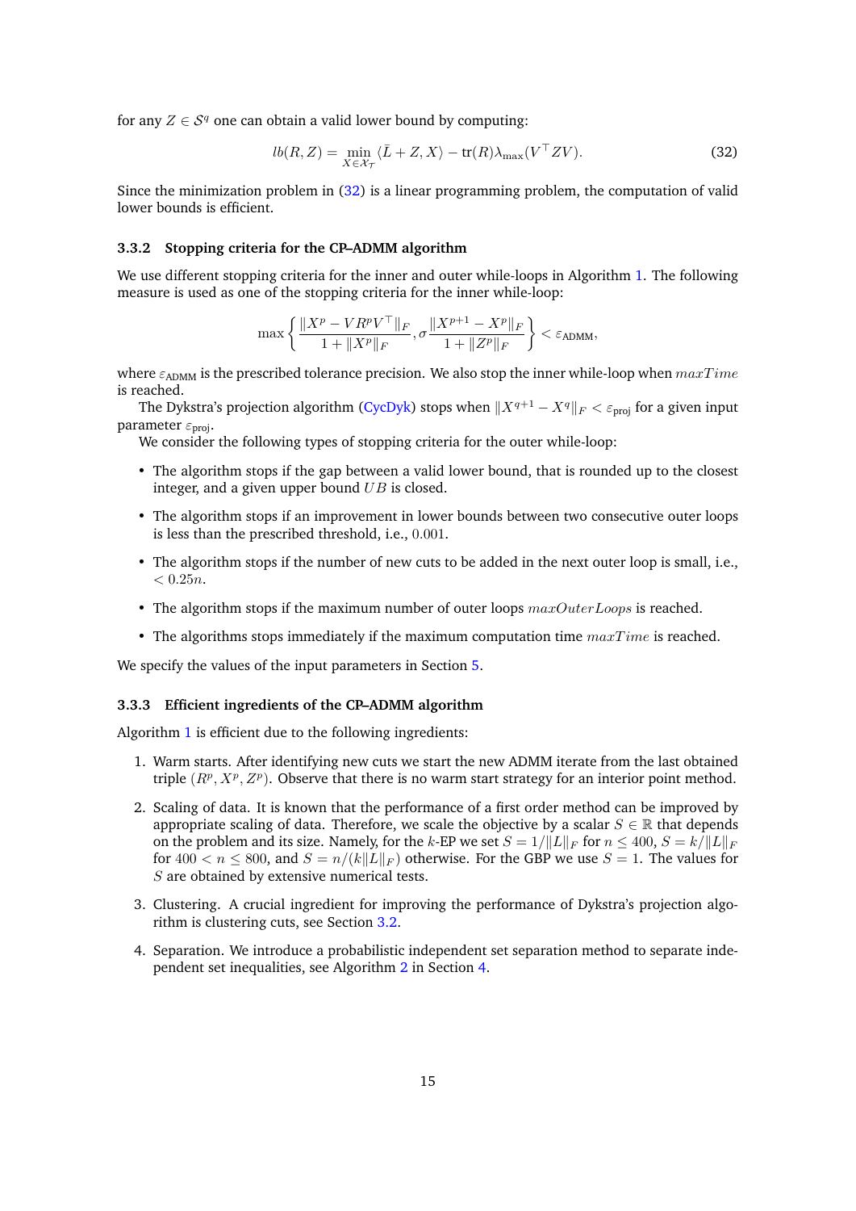for any $Z \in \mathcal{S}^q$ one can obtain a valid lower bound by computing:

$$lb(R, Z) = \min_{X \in \mathcal{X}_\mathcal{T}} \langle \bar{L} + Z, X \rangle - \text{tr}(R)\lambda_{\max}(V^\top Z V). \tag{32}$$

Since the minimization problem in (32) is a linear programming problem, the computation of valid lower bounds is efficient.

### 3.3.2 Stopping criteria for the CP–ADMM algorithm

We use different stopping criteria for the inner and outer while-loops in Algorithm 1. The following measure is used as one of the stopping criteria for the inner while-loop:

$$\max\left\{ \frac{\|X^p - VR^pV^\top\|_F}{1 + \|X^p\|_F}, \sigma\frac{\|X^{p+1} - X^p\|_F}{1 + \|Z^p\|_F} \right\} < \varepsilon_{\text{ADMM}},$$

where $\varepsilon_{\text{ADMM}}$ is the prescribed tolerance precision. We also stop the inner while-loop when $maxTime$ is reached.

The Dykstra's projection algorithm (CycDyk) stops when $\|X^{q+1} - X^q\|_F < \varepsilon_{\text{proj}}$ for a given input parameter $\varepsilon_{\text{proj}}$.

We consider the following types of stopping criteria for the outer while-loop:

- The algorithm stops if the gap between a valid lower bound, that is rounded up to the closest integer, and a given upper bound $UB$ is closed.
- The algorithm stops if an improvement in lower bounds between two consecutive outer loops is less than the prescribed threshold, i.e., $0.001$.
- The algorithm stops if the number of new cuts to be added in the next outer loop is small, i.e., $< 0.25n$.
- The algorithm stops if the maximum number of outer loops $maxOuterLoops$ is reached.
- The algorithms stops immediately if the maximum computation time $maxTime$ is reached.

We specify the values of the input parameters in Section 5.

### 3.3.3 Efficient ingredients of the CP–ADMM algorithm

Algorithm 1 is efficient due to the following ingredients:

1. Warm starts. After identifying new cuts we start the new ADMM iterate from the last obtained triple $(R^p, X^p, Z^p)$. Observe that there is no warm start strategy for an interior point method.
2. Scaling of data. It is known that the performance of a first order method can be improved by appropriate scaling of data. Therefore, we scale the objective by a scalar $S \in \mathbb{R}$ that depends on the problem and its size. Namely, for the $k$-EP we set $S = 1/\|L\|_F$ for $n \leq 400$, $S = k/\|L\|_F$ for $400 < n \leq 800$, and $S = n/(k\|L\|_F)$ otherwise. For the GBP we use $S = 1$. The values for $S$ are obtained by extensive numerical tests.
3. Clustering. A crucial ingredient for improving the performance of Dykstra's projection algorithm is clustering cuts, see Section 3.2.
4. Separation. We introduce a probabilistic independent set separation method to separate independent set inequalities, see Algorithm 2 in Section 4.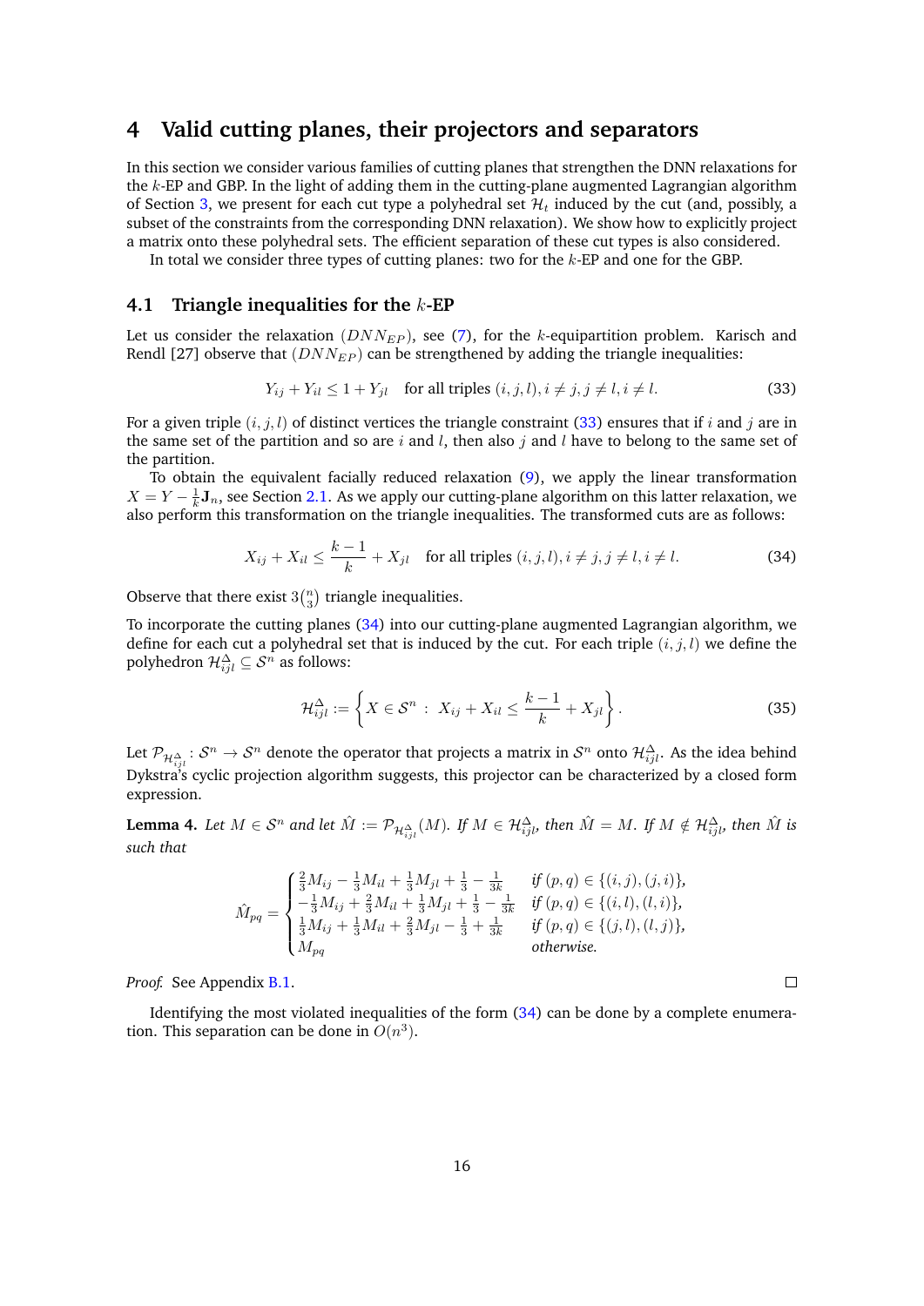## 4 Valid cutting planes, their projectors and separators

In this section we consider various families of cutting planes that strengthen the DNN relaxations for the $k$-EP and GBP. In the light of adding them in the cutting-plane augmented Lagrangian algorithm of Section 3, we present for each cut type a polyhedral set $\mathcal{H}_t$ induced by the cut (and, possibly, a subset of the constraints from the corresponding DNN relaxation). We show how to explicitly project a matrix onto these polyhedral sets. The efficient separation of these cut types is also considered.

In total we consider three types of cutting planes: two for the $k$-EP and one for the GBP.

### 4.1 Triangle inequalities for the $k$-EP

Let us consider the relaxation $(DNN_{EP})$, see (7), for the $k$-equipartition problem. Karisch and Rendl [27] observe that $(DNN_{EP})$ can be strengthened by adding the triangle inequalities:

$$Y_{ij} + Y_{il} \leq 1 + Y_{jl} \quad \text{for all triples } (i,j,l), i \neq j, j \neq l, i \neq l. \tag{33}$$

For a given triple $(i,j,l)$ of distinct vertices the triangle constraint (33) ensures that if $i$ and $j$ are in the same set of the partition and so are $i$ and $l$, then also $j$ and $l$ have to belong to the same set of the partition.

To obtain the equivalent facially reduced relaxation (9), we apply the linear transformation $X = Y - \frac{1}{k}\mathbf{J}_n$, see Section 2.1. As we apply our cutting-plane algorithm on this latter relaxation, we also perform this transformation on the triangle inequalities. The transformed cuts are as follows:

$$X_{ij} + X_{il} \leq \frac{k-1}{k} + X_{jl} \quad \text{for all triples } (i,j,l), i \neq j, j \neq l, i \neq l. \tag{34}$$

Observe that there exist $3\binom{n}{3}$ triangle inequalities.

To incorporate the cutting planes (34) into our cutting-plane augmented Lagrangian algorithm, we define for each cut a polyhedral set that is induced by the cut. For each triple $(i,j,l)$ we define the polyhedron $\mathcal{H}^{\Delta}_{ijl} \subseteq \mathcal{S}^n$ as follows:

$$\mathcal{H}^{\Delta}_{ijl} := \left\{ X \in \mathcal{S}^n \;:\; X_{ij} + X_{il} \leq \frac{k-1}{k} + X_{jl} \right\}. \tag{35}$$

Let $\mathcal{P}_{\mathcal{H}^{\Delta}_{ijl}} : \mathcal{S}^n \to \mathcal{S}^n$ denote the operator that projects a matrix in $\mathcal{S}^n$ onto $\mathcal{H}^{\Delta}_{ijl}$. As the idea behind Dykstra's cyclic projection algorithm suggests, this projector can be characterized by a closed form expression.

**Lemma 4.** *Let $M \in \mathcal{S}^n$ and let $\hat{M} := \mathcal{P}_{\mathcal{H}^{\Delta}_{ijl}}(M)$. If $M \in \mathcal{H}^{\Delta}_{ijl}$, then $\hat{M} = M$. If $M \notin \mathcal{H}^{\Delta}_{ijl}$, then $\hat{M}$ is such that*

$$\hat{M}_{pq} = \begin{cases} \frac{2}{3}M_{ij} - \frac{1}{3}M_{il} + \frac{1}{3}M_{jl} + \frac{1}{3} - \frac{1}{3k} & \text{if } (p,q) \in \{(i,j),(j,i)\}, \\ -\frac{1}{3}M_{ij} + \frac{2}{3}M_{il} + \frac{1}{3}M_{jl} + \frac{1}{3} - \frac{1}{3k} & \text{if } (p,q) \in \{(i,l),(l,i)\}, \\ \frac{1}{3}M_{ij} + \frac{1}{3}M_{il} + \frac{2}{3}M_{jl} - \frac{1}{3} + \frac{1}{3k} & \text{if } (p,q) \in \{(j,l),(l,j)\}, \\ M_{pq} & \text{otherwise.} \end{cases}$$

*Proof.* See Appendix B.1. □

Identifying the most violated inequalities of the form (34) can be done by a complete enumeration. This separation can be done in $O(n^3)$.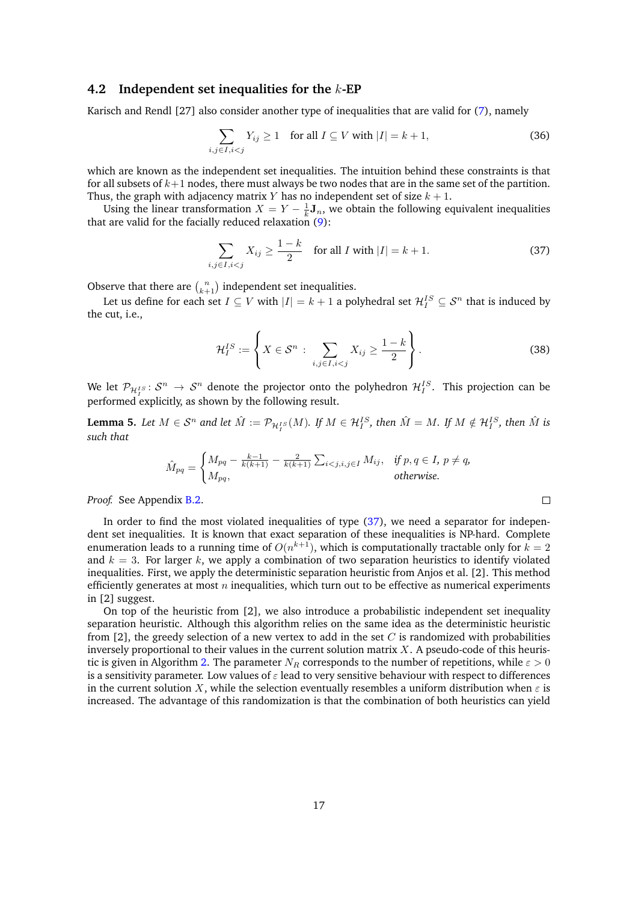### 4.2 Independent set inequalities for the $k$-EP

Karisch and Rendl [27] also consider another type of inequalities that are valid for (7), namely

$$\sum_{i,j \in I, i<j} Y_{ij} \geq 1 \quad \text{for all } I \subseteq V \text{ with } |I| = k+1, \tag{36}$$

which are known as the independent set inequalities. The intuition behind these constraints is that for all subsets of $k+1$ nodes, there must always be two nodes that are in the same set of the partition. Thus, the graph with adjacency matrix $Y$ has no independent set of size $k+1$.

Using the linear transformation $X = Y - \frac{1}{k}\mathbf{J}_n$, we obtain the following equivalent inequalities that are valid for the facially reduced relaxation (9):

$$\sum_{i,j \in I, i<j} X_{ij} \geq \frac{1-k}{2} \quad \text{for all } I \text{ with } |I| = k+1. \tag{37}$$

Observe that there are $\binom{n}{k+1}$ independent set inequalities.

Let us define for each set $I \subseteq V$ with $|I| = k+1$ a polyhedral set $\mathcal{H}_I^{IS} \subseteq \mathcal{S}^n$ that is induced by the cut, i.e.,

$$\mathcal{H}_I^{IS} := \left\{ X \in \mathcal{S}^n : \sum_{i,j \in I, i<j} X_{ij} \geq \frac{1-k}{2} \right\}. \tag{38}$$

We let $\mathcal{P}_{\mathcal{H}_I^{IS}} \colon \mathcal{S}^n \to \mathcal{S}^n$ denote the projector onto the polyhedron $\mathcal{H}_I^{IS}$. This projection can be performed explicitly, as shown by the following result.

**Lemma 5.** *Let $M \in \mathcal{S}^n$ and let $\hat{M} := \mathcal{P}_{\mathcal{H}_I^{IS}}(M)$. If $M \in \mathcal{H}_I^{IS}$, then $\hat{M} = M$. If $M \notin \mathcal{H}_I^{IS}$, then $\hat{M}$ is such that*

$$\hat{M}_{pq} = \begin{cases} M_{pq} - \frac{k-1}{k(k+1)} - \frac{2}{k(k+1)} \sum_{i<j, i,j \in I} M_{ij}, & \text{if } p, q \in I,\ p \neq q, \\ M_{pq}, & \text{otherwise.} \end{cases}$$

*Proof.* See Appendix B.2. ☐

In order to find the most violated inequalities of type (37), we need a separator for independent set inequalities. It is known that exact separation of these inequalities is NP-hard. Complete enumeration leads to a running time of $O(n^{k+1})$, which is computationally tractable only for $k = 2$ and $k = 3$. For larger $k$, we apply a combination of two separation heuristics to identify violated inequalities. First, we apply the deterministic separation heuristic from Anjos et al. [2]. This method efficiently generates at most $n$ inequalities, which turn out to be effective as numerical experiments in [2] suggest.

On top of the heuristic from [2], we also introduce a probabilistic independent set inequality separation heuristic. Although this algorithm relies on the same idea as the deterministic heuristic from [2], the greedy selection of a new vertex to add in the set $C$ is randomized with probabilities inversely proportional to their values in the current solution matrix $X$. A pseudo-code of this heuristic is given in Algorithm 2. The parameter $N_R$ corresponds to the number of repetitions, while $\varepsilon > 0$ is a sensitivity parameter. Low values of $\varepsilon$ lead to very sensitive behaviour with respect to differences in the current solution $X$, while the selection eventually resembles a uniform distribution when $\varepsilon$ is increased. The advantage of this randomization is that the combination of both heuristics can yield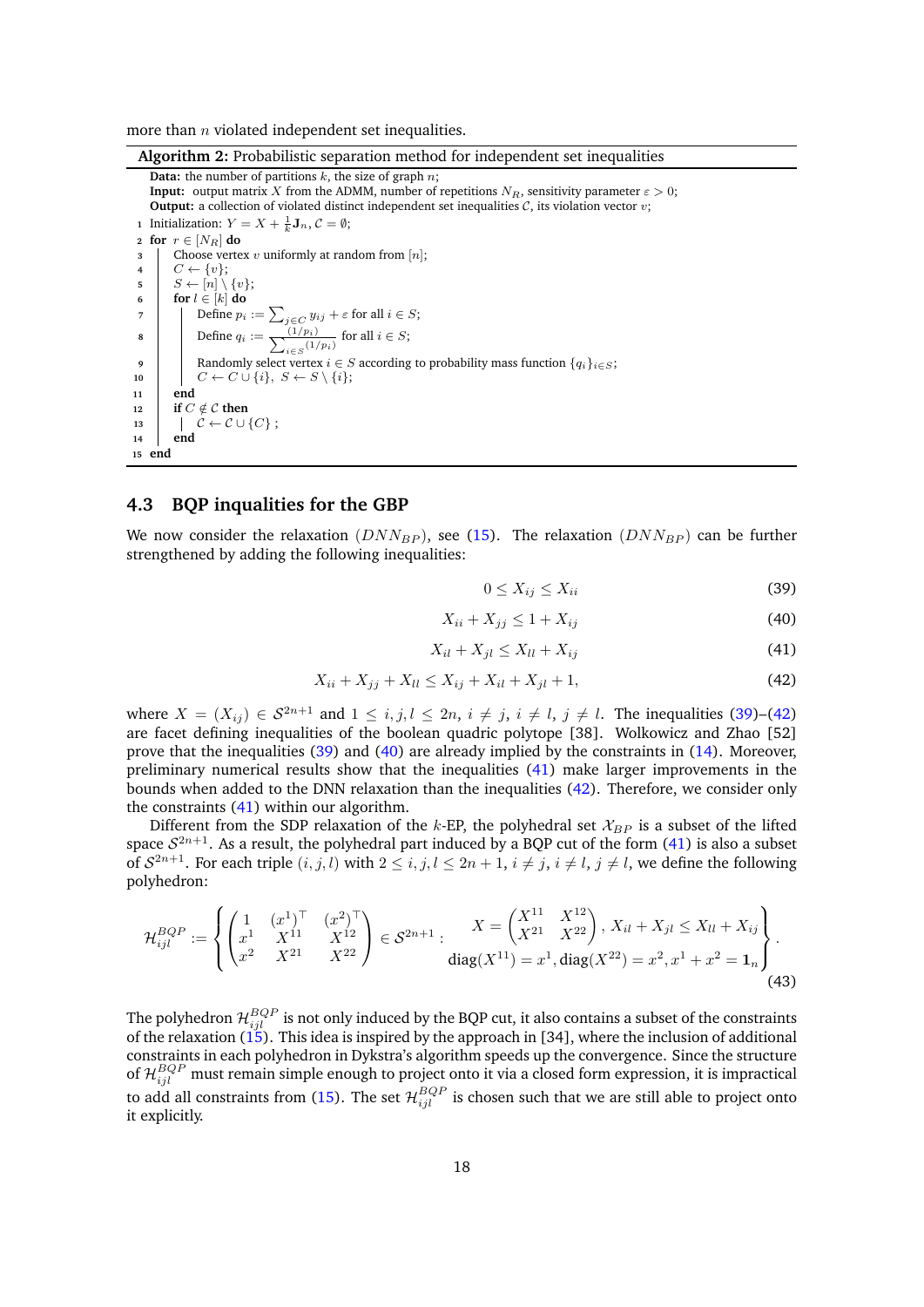more than $n$ violated independent set inequalities.

**Algorithm 2:** Probabilistic separation method for independent set inequalities

```
Data: the number of partitions k, the size of graph n;
Input: output matrix X from the ADMM, number of repetitions N_R, sensitivity parameter ε > 0;
Output: a collection of violated distinct independent set inequalities 𝒞, its violation vector v;
1  Initialization: Y = X + (1/k) J_n, 𝒞 = ∅;
2  for r ∈ [N_R] do
3      Choose vertex v uniformly at random from [n];
4      C ← {v};
5      S ← [n] \ {v};
6      for l ∈ [k] do
7          Define p_i := Σ_{j∈C} y_ij + ε for all i ∈ S;
8          Define q_i := (1/p_i) / Σ_{i∈S} (1/p_i) for all i ∈ S;
9          Randomly select vertex i ∈ S according to probability mass function {q_i}_{i∈S};
10         C ← C ∪ {i},  S ← S \ {i};
11     end
12     if C ∉ 𝒞 then
13         𝒞 ← 𝒞 ∪ {C} ;
14     end
15 end
```

### 4.3 BQP inqualities for the GBP

We now consider the relaxation $(DNN_{BP})$, see (15). The relaxation $(DNN_{BP})$ can be further strengthened by adding the following inequalities:

$$0 \leq X_{ij} \leq X_{ii} \tag{39}$$

$$X_{ii} + X_{jj} \leq 1 + X_{ij} \tag{40}$$

$$X_{il} + X_{jl} \leq X_{ll} + X_{ij} \tag{41}$$

$$X_{ii} + X_{jj} + X_{ll} \leq X_{ij} + X_{il} + X_{jl} + 1, \tag{42}$$

where $X = (X_{ij}) \in \mathcal{S}^{2n+1}$ and $1 \leq i, j, l \leq 2n$, $i \neq j$, $i \neq l$, $j \neq l$. The inequalities (39)–(42) are facet defining inequalities of the boolean quadric polytope [38]. Wolkowicz and Zhao [52] prove that the inequalities (39) and (40) are already implied by the constraints in (14). Moreover, preliminary numerical results show that the inequalities (41) make larger improvements in the bounds when added to the DNN relaxation than the inequalities (42). Therefore, we consider only the constraints (41) within our algorithm.

Different from the SDP relaxation of the $k$-EP, the polyhedral set $\mathcal{X}_{BP}$ is a subset of the lifted space $\mathcal{S}^{2n+1}$. As a result, the polyhedral part induced by a BQP cut of the form (41) is also a subset of $\mathcal{S}^{2n+1}$. For each triple $(i, j, l)$ with $2 \leq i, j, l \leq 2n+1$, $i \neq j$, $i \neq l$, $j \neq l$, we define the following polyhedron:

$$\mathcal{H}_{ijl}^{BQP} := \left\{ \begin{pmatrix} 1 & (x^1)^\top & (x^2)^\top \\ x^1 & X^{11} & X^{12} \\ x^2 & X^{21} & X^{22} \end{pmatrix} \in \mathcal{S}^{2n+1} : \begin{array}{c} X = \begin{pmatrix} X^{11} & X^{12} \\ X^{21} & X^{22} \end{pmatrix}, \, X_{il} + X_{jl} \leq X_{ll} + X_{ij} \\ \operatorname{diag}(X^{11}) = x^1, \operatorname{diag}(X^{22}) = x^2, x^1 + x^2 = \mathbf{1}_n \end{array} \right\}. \tag{43}$$

The polyhedron $\mathcal{H}_{ijl}^{BQP}$ is not only induced by the BQP cut, it also contains a subset of the constraints of the relaxation (15). This idea is inspired by the approach in [34], where the inclusion of additional constraints in each polyhedron in Dykstra's algorithm speeds up the convergence. Since the structure of $\mathcal{H}_{ijl}^{BQP}$ must remain simple enough to project onto it via a closed form expression, it is impractical to add all constraints from (15). The set $\mathcal{H}_{ijl}^{BQP}$ is chosen such that we are still able to project onto it explicitly.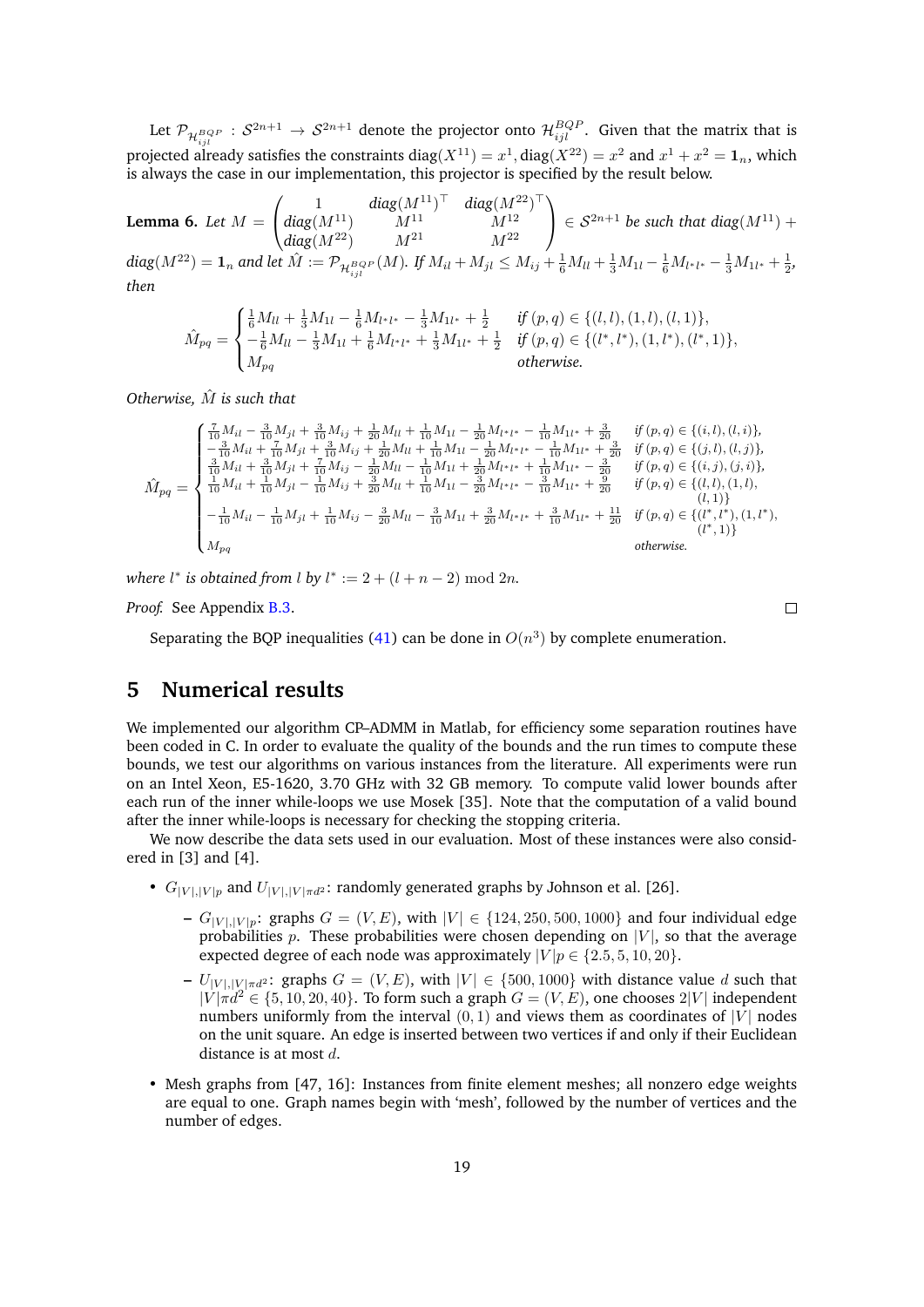Let $\mathcal{P}_{\mathcal{H}_{ijl}^{BQP}} : \mathcal{S}^{2n+1} \to \mathcal{S}^{2n+1}$ denote the projector onto $\mathcal{H}_{ijl}^{BQP}$. Given that the matrix that is projected already satisfies the constraints $\operatorname{diag}(X^{11}) = x^1, \operatorname{diag}(X^{22}) = x^2$ and $x^1 + x^2 = \mathbf{1}_n$, which is always the case in our implementation, this projector is specified by the result below.

**Lemma 6.** *Let* $M = \begin{pmatrix} 1 & diag(M^{11})^\top & diag(M^{22})^\top \\ diag(M^{11}) & M^{11} & M^{12} \\ diag(M^{22}) & M^{21} & M^{22} \end{pmatrix} \in \mathcal{S}^{2n+1}$ *be such that* $diag(M^{11}) + diag(M^{22}) = \mathbf{1}_n$ *and let* $\hat{M} := \mathcal{P}_{\mathcal{H}_{ijl}^{BQP}}(M)$*. If* $M_{il} + M_{jl} \leq M_{ij} + \frac{1}{6}M_{ll} + \frac{1}{3}M_{1l} - \frac{1}{6}M_{l^*l^*} - \frac{1}{3}M_{1l^*} + \frac{1}{2}$*, then*

$$
\hat{M}_{pq} = \begin{cases} \frac{1}{6}M_{ll} + \frac{1}{3}M_{1l} - \frac{1}{6}M_{l^*l^*} - \frac{1}{3}M_{1l^*} + \frac{1}{2} & \text{if } (p,q) \in \{(l,l),(1,l),(l,1)\}, \\ -\frac{1}{6}M_{ll} - \frac{1}{3}M_{1l} + \frac{1}{6}M_{l^*l^*} + \frac{1}{3}M_{1l^*} + \frac{1}{2} & \text{if } (p,q) \in \{(l^*,l^*),(1,l^*),(l^*,1)\}, \\ M_{pq} & \text{otherwise.} \end{cases}
$$

*Otherwise,* $\hat{M}$ *is such that*

$$
\hat{M}_{pq} = \begin{cases} \frac{7}{10}M_{il} - \frac{3}{10}M_{jl} + \frac{3}{10}M_{ij} + \frac{1}{20}M_{ll} + \frac{1}{10}M_{1l} - \frac{1}{20}M_{l^*l^*} - \frac{1}{10}M_{1l^*} + \frac{3}{20} & \text{if } (p,q) \in \{(i,l),(l,i)\}, \\ -\frac{3}{10}M_{il} + \frac{7}{10}M_{jl} + \frac{3}{10}M_{ij} + \frac{1}{20}M_{ll} + \frac{1}{10}M_{1l} - \frac{1}{20}M_{l^*l^*} - \frac{1}{10}M_{1l^*} + \frac{3}{20} & \text{if } (p,q) \in \{(j,l),(l,j)\}, \\ \frac{3}{10}M_{il} + \frac{3}{10}M_{jl} + \frac{7}{10}M_{ij} - \frac{1}{20}M_{ll} - \frac{1}{10}M_{1l} + \frac{1}{20}M_{l^*l^*} + \frac{1}{10}M_{1l^*} - \frac{3}{20} & \text{if } (p,q) \in \{(i,j),(j,i)\}, \\ \frac{1}{10}M_{il} + \frac{1}{10}M_{jl} - \frac{1}{10}M_{ij} + \frac{3}{20}M_{ll} + \frac{1}{10}M_{1l} - \frac{3}{20}M_{l^*l^*} - \frac{3}{10}M_{1l^*} + \frac{9}{20} & \text{if } (p,q) \in \{(l,l),(1,l),(l,1)\} \\ -\frac{1}{10}M_{il} - \frac{1}{10}M_{jl} + \frac{1}{10}M_{ij} - \frac{3}{20}M_{ll} - \frac{3}{10}M_{1l} + \frac{3}{20}M_{l^*l^*} + \frac{3}{10}M_{1l^*} + \frac{11}{20} & \text{if } (p,q) \in \{(l^*,l^*),(1,l^*),(l^*,1)\} \\ M_{pq} & \text{otherwise.} \end{cases}
$$

*where* $l^*$ *is obtained from* $l$ *by* $l^* := 2 + (l + n - 2) \bmod 2n$.

*Proof.* See Appendix B.3. $\square$

Separating the BQP inequalities (41) can be done in $O(n^3)$ by complete enumeration.

# 5 Numerical results

We implemented our algorithm CP–ADMM in Matlab, for efficiency some separation routines have been coded in C. In order to evaluate the quality of the bounds and the run times to compute these bounds, we test our algorithms on various instances from the literature. All experiments were run on an Intel Xeon, E5-1620, 3.70 GHz with 32 GB memory. To compute valid lower bounds after each run of the inner while-loops we use Mosek [35]. Note that the computation of a valid bound after the inner while-loops is necessary for checking the stopping criteria.

We now describe the data sets used in our evaluation. Most of these instances were also considered in [3] and [4].

- $G_{|V|,|V|p}$ and $U_{|V|,|V|\pi d^2}$: randomly generated graphs by Johnson et al. [26].
  - $G_{|V|,|V|p}$: graphs $G = (V, E)$, with $|V| \in \{124, 250, 500, 1000\}$ and four individual edge probabilities $p$. These probabilities were chosen depending on $|V|$, so that the average expected degree of each node was approximately $|V|p \in \{2.5, 5, 10, 20\}$.
  - $U_{|V|,|V|\pi d^2}$: graphs $G = (V, E)$, with $|V| \in \{500, 1000\}$ with distance value $d$ such that $|V|\pi d^2 \in \{5, 10, 20, 40\}$. To form such a graph $G = (V, E)$, one chooses $2|V|$ independent numbers uniformly from the interval $(0, 1)$ and views them as coordinates of $|V|$ nodes on the unit square. An edge is inserted between two vertices if and only if their Euclidean distance is at most $d$.
- Mesh graphs from [47, 16]: Instances from finite element meshes; all nonzero edge weights are equal to one. Graph names begin with 'mesh', followed by the number of vertices and the number of edges.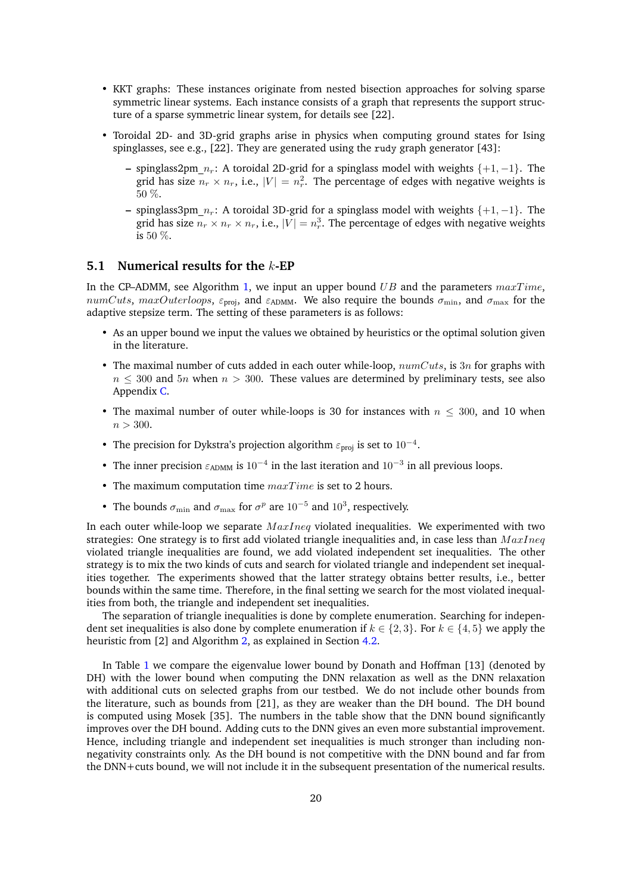- KKT graphs: These instances originate from nested bisection approaches for solving sparse symmetric linear systems. Each instance consists of a graph that represents the support structure of a sparse symmetric linear system, for details see [22].
- Toroidal 2D- and 3D-grid graphs arise in physics when computing ground states for Ising spinglasses, see e.g., [22]. They are generated using the `rudy` graph generator [43]:
  - spinglass2pm_$n_r$: A toroidal 2D-grid for a spinglass model with weights $\{+1, -1\}$. The grid has size $n_r \times n_r$, i.e., $|V| = n_r^2$. The percentage of edges with negative weights is $50\ \%$.
  - spinglass3pm_$n_r$: A toroidal 3D-grid for a spinglass model with weights $\{+1, -1\}$. The grid has size $n_r \times n_r \times n_r$, i.e., $|V| = n_r^3$. The percentage of edges with negative weights is $50\ \%$.

### 5.1 Numerical results for the $k$-EP

In the CP–ADMM, see Algorithm 1, we input an upper bound $UB$ and the parameters $maxTime$, $numCuts$, $maxOuterloops$, $\varepsilon_{\text{proj}}$, and $\varepsilon_{\text{ADMM}}$. We also require the bounds $\sigma_{\min}$, and $\sigma_{\max}$ for the adaptive stepsize term. The setting of these parameters is as follows:

- As an upper bound we input the values we obtained by heuristics or the optimal solution given in the literature.
- The maximal number of cuts added in each outer while-loop, $numCuts$, is $3n$ for graphs with $n \leq 300$ and $5n$ when $n > 300$. These values are determined by preliminary tests, see also Appendix C.
- The maximal number of outer while-loops is 30 for instances with $n \leq 300$, and 10 when $n > 300$.
- The precision for Dykstra's projection algorithm $\varepsilon_{\text{proj}}$ is set to $10^{-4}$.
- The inner precision $\varepsilon_{\text{ADMM}}$ is $10^{-4}$ in the last iteration and $10^{-3}$ in all previous loops.
- The maximum computation time $maxTime$ is set to 2 hours.
- The bounds $\sigma_{\min}$ and $\sigma_{\max}$ for $\sigma^p$ are $10^{-5}$ and $10^3$, respectively.

In each outer while-loop we separate $MaxIneq$ violated inequalities. We experimented with two strategies: One strategy is to first add violated triangle inequalities and, in case less than $MaxIneq$ violated triangle inequalities are found, we add violated independent set inequalities. The other strategy is to mix the two kinds of cuts and search for violated triangle and independent set inequalities together. The experiments showed that the latter strategy obtains better results, i.e., better bounds within the same time. Therefore, in the final setting we search for the most violated inequalities from both, the triangle and independent set inequalities.

The separation of triangle inequalities is done by complete enumeration. Searching for independent set inequalities is also done by complete enumeration if $k \in \{2, 3\}$. For $k \in \{4, 5\}$ we apply the heuristic from [2] and Algorithm 2, as explained in Section 4.2.

In Table 1 we compare the eigenvalue lower bound by Donath and Hoffman [13] (denoted by DH) with the lower bound when computing the DNN relaxation as well as the DNN relaxation with additional cuts on selected graphs from our testbed. We do not include other bounds from the literature, such as bounds from [21], as they are weaker than the DH bound. The DH bound is computed using Mosek [35]. The numbers in the table show that the DNN bound significantly improves over the DH bound. Adding cuts to the DNN gives an even more substantial improvement. Hence, including triangle and independent set inequalities is much stronger than including non-negativity constraints only. As the DH bound is not competitive with the DNN bound and far from the DNN+cuts bound, we will not include it in the subsequent presentation of the numerical results.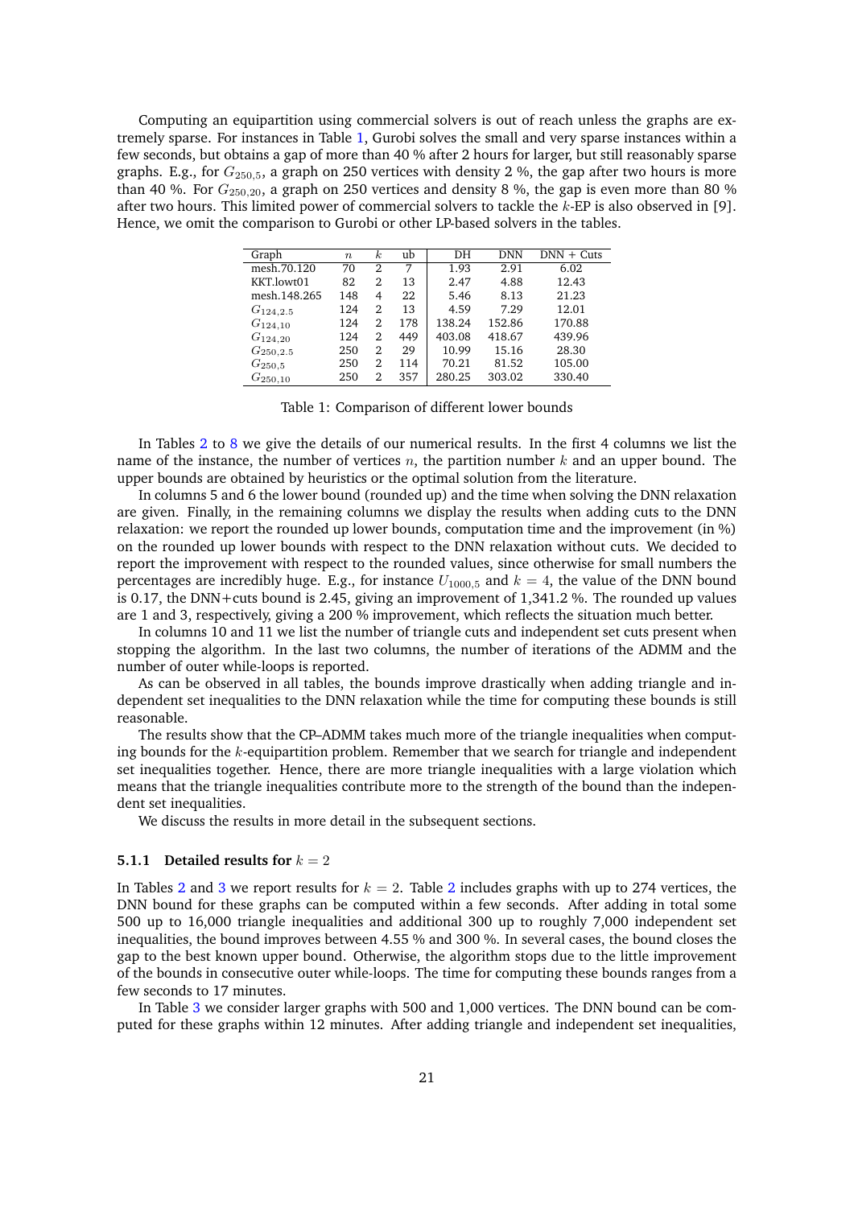Computing an equipartition using commercial solvers is out of reach unless the graphs are extremely sparse. For instances in Table 1, Gurobi solves the small and very sparse instances within a few seconds, but obtains a gap of more than 40 % after 2 hours for larger, but still reasonably sparse graphs. E.g., for $G_{250,5}$, a graph on 250 vertices with density 2 %, the gap after two hours is more than 40 %. For $G_{250,20}$, a graph on 250 vertices and density 8 %, the gap is even more than 80 % after two hours. This limited power of commercial solvers to tackle the $k$-EP is also observed in [9]. Hence, we omit the comparison to Gurobi or other LP-based solvers in the tables.

| Graph | $n$ | $k$ | ub | DH | DNN | DNN + Cuts |
|---|---|---|---|---|---|---|
| mesh.70.120 | 70 | 2 | 7 | 1.93 | 2.91 | 6.02 |
| KKT.lowt01 | 82 | 2 | 13 | 2.47 | 4.88 | 12.43 |
| mesh.148.265 | 148 | 4 | 22 | 5.46 | 8.13 | 21.23 |
| $G_{124,2.5}$ | 124 | 2 | 13 | 4.59 | 7.29 | 12.01 |
| $G_{124,10}$ | 124 | 2 | 178 | 138.24 | 152.86 | 170.88 |
| $G_{124,20}$ | 124 | 2 | 449 | 403.08 | 418.67 | 439.96 |
| $G_{250,2.5}$ | 250 | 2 | 29 | 10.99 | 15.16 | 28.30 |
| $G_{250,5}$ | 250 | 2 | 114 | 70.21 | 81.52 | 105.00 |
| $G_{250,10}$ | 250 | 2 | 357 | 280.25 | 303.02 | 330.40 |

Table 1: Comparison of different lower bounds

In Tables 2 to 8 we give the details of our numerical results. In the first 4 columns we list the name of the instance, the number of vertices $n$, the partition number $k$ and an upper bound. The upper bounds are obtained by heuristics or the optimal solution from the literature.

In columns 5 and 6 the lower bound (rounded up) and the time when solving the DNN relaxation are given. Finally, in the remaining columns we display the results when adding cuts to the DNN relaxation: we report the rounded up lower bounds, computation time and the improvement (in %) on the rounded up lower bounds with respect to the DNN relaxation without cuts. We decided to report the improvement with respect to the rounded values, since otherwise for small numbers the percentages are incredibly huge. E.g., for instance $U_{1000,5}$ and $k = 4$, the value of the DNN bound is 0.17, the DNN+cuts bound is 2.45, giving an improvement of 1,341.2 %. The rounded up values are 1 and 3, respectively, giving a 200 % improvement, which reflects the situation much better.

In columns 10 and 11 we list the number of triangle cuts and independent set cuts present when stopping the algorithm. In the last two columns, the number of iterations of the ADMM and the number of outer while-loops is reported.

As can be observed in all tables, the bounds improve drastically when adding triangle and independent set inequalities to the DNN relaxation while the time for computing these bounds is still reasonable.

The results show that the CP–ADMM takes much more of the triangle inequalities when computing bounds for the $k$-equipartition problem. Remember that we search for triangle and independent set inequalities together. Hence, there are more triangle inequalities with a large violation which means that the triangle inequalities contribute more to the strength of the bound than the independent set inequalities.

We discuss the results in more detail in the subsequent sections.

### 5.1.1 Detailed results for $k = 2$

In Tables 2 and 3 we report results for $k = 2$. Table 2 includes graphs with up to 274 vertices, the DNN bound for these graphs can be computed within a few seconds. After adding in total some 500 up to 16,000 triangle inequalities and additional 300 up to roughly 7,000 independent set inequalities, the bound improves between 4.55 % and 300 %. In several cases, the bound closes the gap to the best known upper bound. Otherwise, the algorithm stops due to the little improvement of the bounds in consecutive outer while-loops. The time for computing these bounds ranges from a few seconds to 17 minutes.

In Table 3 we consider larger graphs with 500 and 1,000 vertices. The DNN bound can be computed for these graphs within 12 minutes. After adding triangle and independent set inequalities,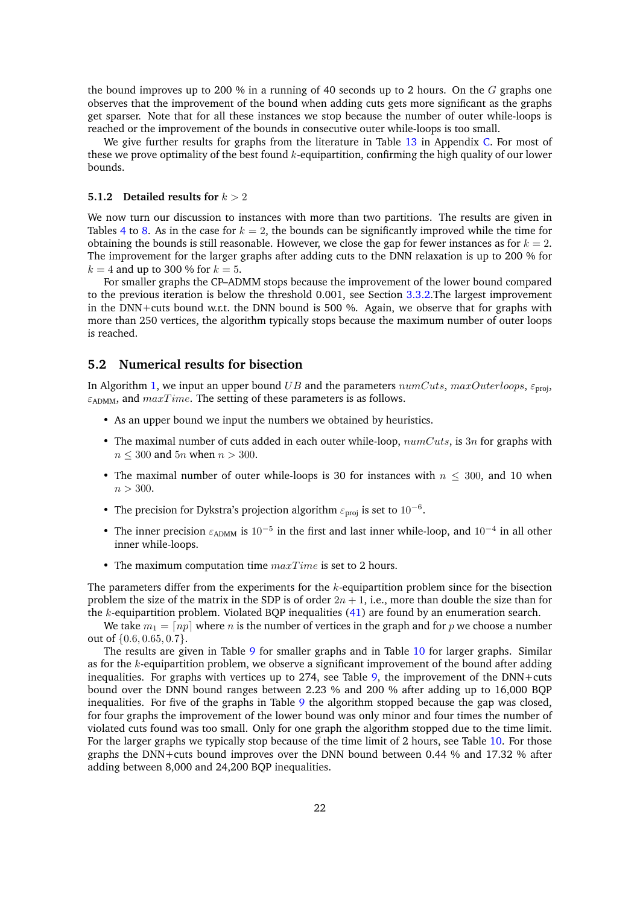the bound improves up to 200 % in a running of 40 seconds up to 2 hours. On the $G$ graphs one observes that the improvement of the bound when adding cuts gets more significant as the graphs get sparser. Note that for all these instances we stop because the number of outer while-loops is reached or the improvement of the bounds in consecutive outer while-loops is too small.

We give further results for graphs from the literature in Table 13 in Appendix C. For most of these we prove optimality of the best found $k$-equipartition, confirming the high quality of our lower bounds.

#### 5.1.2 Detailed results for $k > 2$

We now turn our discussion to instances with more than two partitions. The results are given in Tables 4 to 8. As in the case for $k = 2$, the bounds can be significantly improved while the time for obtaining the bounds is still reasonable. However, we close the gap for fewer instances as for $k = 2$. The improvement for the larger graphs after adding cuts to the DNN relaxation is up to 200 % for $k = 4$ and up to 300 % for $k = 5$.

For smaller graphs the CP–ADMM stops because the improvement of the lower bound compared to the previous iteration is below the threshold 0.001, see Section 3.3.2.The largest improvement in the DNN+cuts bound w.r.t. the DNN bound is 500 %. Again, we observe that for graphs with more than 250 vertices, the algorithm typically stops because the maximum number of outer loops is reached.

### 5.2 Numerical results for bisection

In Algorithm 1, we input an upper bound $UB$ and the parameters $numCuts$, $maxOuterloops$, $\varepsilon_{\text{proj}}$, $\varepsilon_{\text{ADMM}}$, and $maxTime$. The setting of these parameters is as follows.

- As an upper bound we input the numbers we obtained by heuristics.
- The maximal number of cuts added in each outer while-loop, $numCuts$, is $3n$ for graphs with $n \leq 300$ and $5n$ when $n > 300$.
- The maximal number of outer while-loops is 30 for instances with $n \leq 300$, and 10 when $n > 300$.
- The precision for Dykstra's projection algorithm $\varepsilon_{\text{proj}}$ is set to $10^{-6}$.
- The inner precision $\varepsilon_{\text{ADMM}}$ is $10^{-5}$ in the first and last inner while-loop, and $10^{-4}$ in all other inner while-loops.
- The maximum computation time $maxTime$ is set to 2 hours.

The parameters differ from the experiments for the $k$-equipartition problem since for the bisection problem the size of the matrix in the SDP is of order $2n + 1$, i.e., more than double the size than for the $k$-equipartition problem. Violated BQP inequalities (41) are found by an enumeration search.

We take $m_1 = \lceil np \rceil$ where $n$ is the number of vertices in the graph and for $p$ we choose a number out of $\{0.6, 0.65, 0.7\}$.

The results are given in Table 9 for smaller graphs and in Table 10 for larger graphs. Similar as for the $k$-equipartition problem, we observe a significant improvement of the bound after adding inequalities. For graphs with vertices up to 274, see Table 9, the improvement of the DNN+cuts bound over the DNN bound ranges between 2.23 % and 200 % after adding up to 16,000 BQP inequalities. For five of the graphs in Table 9 the algorithm stopped because the gap was closed, for four graphs the improvement of the lower bound was only minor and four times the number of violated cuts found was too small. Only for one graph the algorithm stopped due to the time limit. For the larger graphs we typically stop because of the time limit of 2 hours, see Table 10. For those graphs the DNN+cuts bound improves over the DNN bound between 0.44 % and 17.32 % after adding between 8,000 and 24,200 BQP inequalities.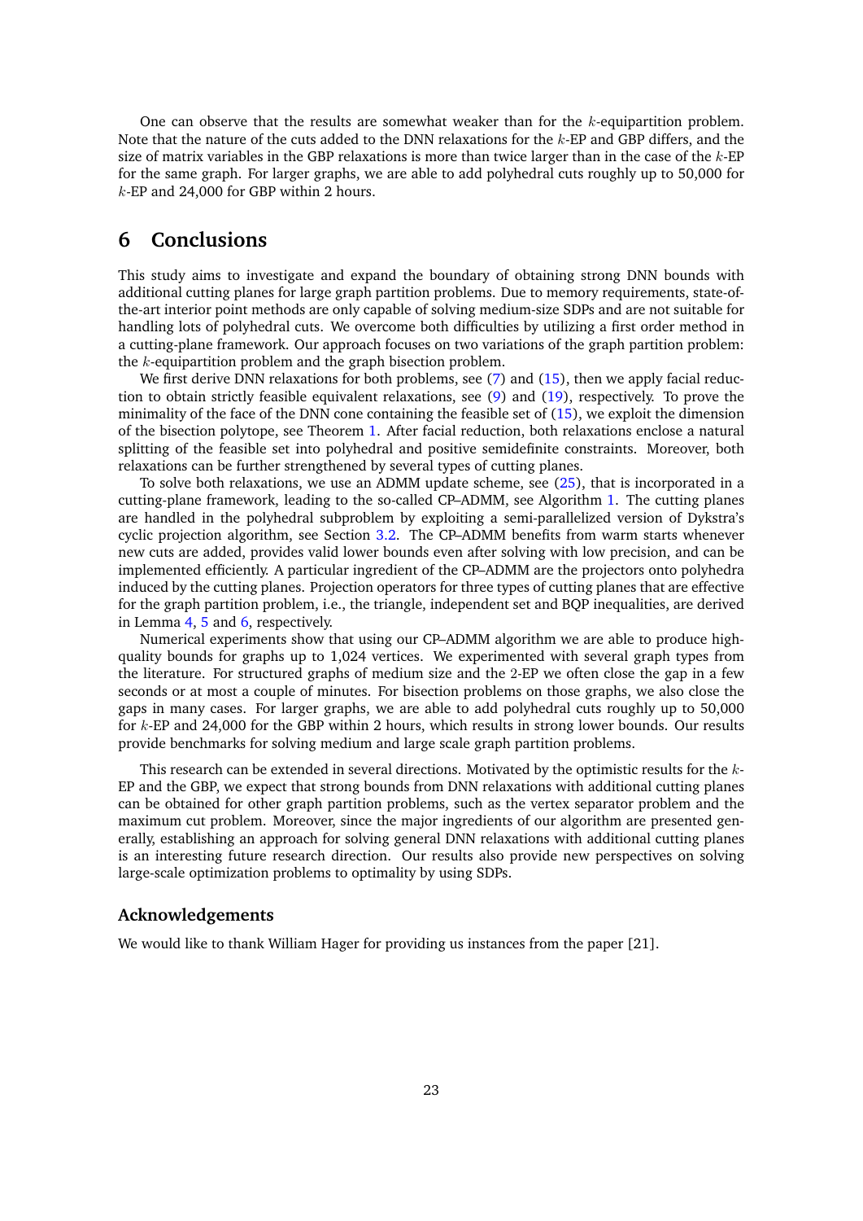One can observe that the results are somewhat weaker than for the $k$-equipartition problem. Note that the nature of the cuts added to the DNN relaxations for the $k$-EP and GBP differs, and the size of matrix variables in the GBP relaxations is more than twice larger than in the case of the $k$-EP for the same graph. For larger graphs, we are able to add polyhedral cuts roughly up to 50,000 for $k$-EP and 24,000 for GBP within 2 hours.

# 6 Conclusions

This study aims to investigate and expand the boundary of obtaining strong DNN bounds with additional cutting planes for large graph partition problems. Due to memory requirements, state-of-the-art interior point methods are only capable of solving medium-size SDPs and are not suitable for handling lots of polyhedral cuts. We overcome both difficulties by utilizing a first order method in a cutting-plane framework. Our approach focuses on two variations of the graph partition problem: the $k$-equipartition problem and the graph bisection problem.

We first derive DNN relaxations for both problems, see (7) and (15), then we apply facial reduction to obtain strictly feasible equivalent relaxations, see (9) and (19), respectively. To prove the minimality of the face of the DNN cone containing the feasible set of (15), we exploit the dimension of the bisection polytope, see Theorem 1. After facial reduction, both relaxations enclose a natural splitting of the feasible set into polyhedral and positive semidefinite constraints. Moreover, both relaxations can be further strengthened by several types of cutting planes.

To solve both relaxations, we use an ADMM update scheme, see (25), that is incorporated in a cutting-plane framework, leading to the so-called CP–ADMM, see Algorithm 1. The cutting planes are handled in the polyhedral subproblem by exploiting a semi-parallelized version of Dykstra's cyclic projection algorithm, see Section 3.2. The CP–ADMM benefits from warm starts whenever new cuts are added, provides valid lower bounds even after solving with low precision, and can be implemented efficiently. A particular ingredient of the CP–ADMM are the projectors onto polyhedra induced by the cutting planes. Projection operators for three types of cutting planes that are effective for the graph partition problem, i.e., the triangle, independent set and BQP inequalities, are derived in Lemma 4, 5 and 6, respectively.

Numerical experiments show that using our CP–ADMM algorithm we are able to produce high-quality bounds for graphs up to 1,024 vertices. We experimented with several graph types from the literature. For structured graphs of medium size and the 2-EP we often close the gap in a few seconds or at most a couple of minutes. For bisection problems on those graphs, we also close the gaps in many cases. For larger graphs, we are able to add polyhedral cuts roughly up to 50,000 for $k$-EP and 24,000 for the GBP within 2 hours, which results in strong lower bounds. Our results provide benchmarks for solving medium and large scale graph partition problems.

This research can be extended in several directions. Motivated by the optimistic results for the $k$-EP and the GBP, we expect that strong bounds from DNN relaxations with additional cutting planes can be obtained for other graph partition problems, such as the vertex separator problem and the maximum cut problem. Moreover, since the major ingredients of our algorithm are presented generally, establishing an approach for solving general DNN relaxations with additional cutting planes is an interesting future research direction. Our results also provide new perspectives on solving large-scale optimization problems to optimality by using SDPs.

## Acknowledgements

We would like to thank William Hager for providing us instances from the paper [21].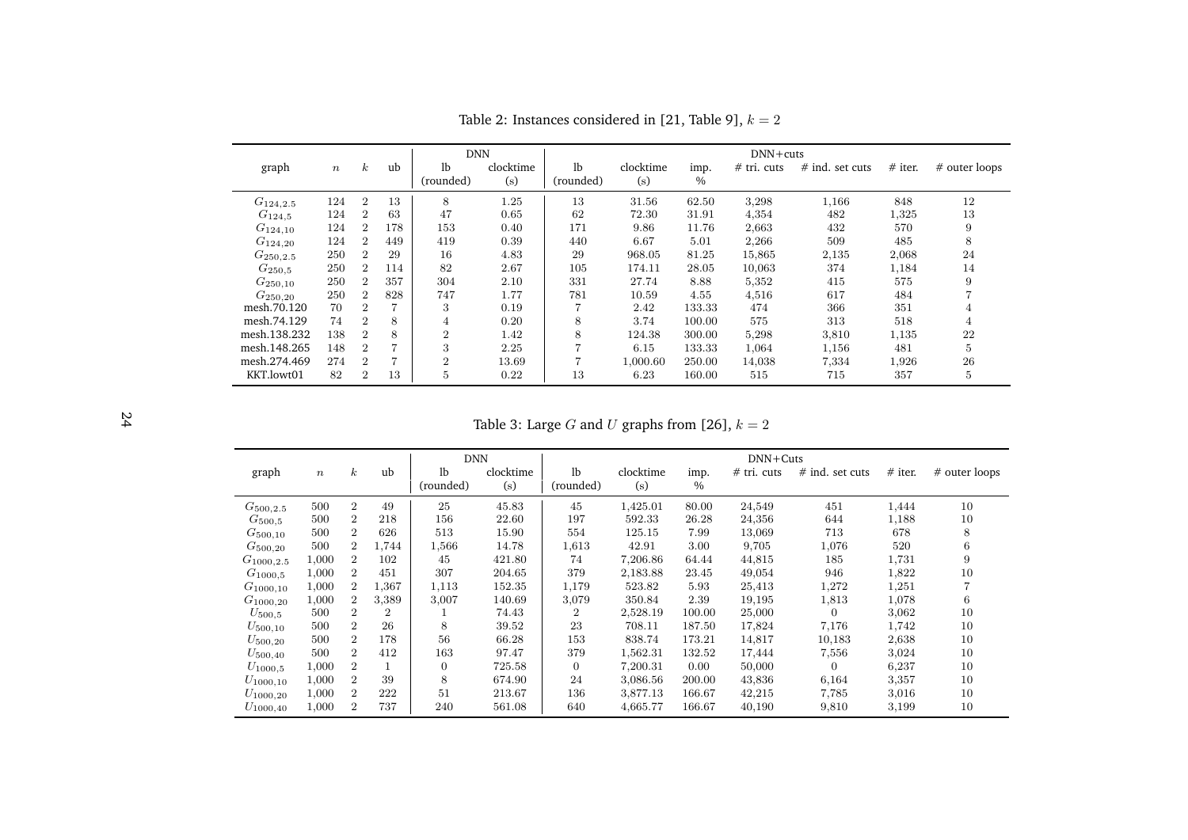Table 2: Instances considered in [21, Table 9], $k = 2$

| graph | $n$ | $k$ | ub | DNN lb (rounded) | DNN clocktime (s) | DNN+cuts lb (rounded) | clocktime (s) | imp. % | # tri. cuts | # ind. set cuts | # iter. | # outer loops |
|---|---|---|---|---|---|---|---|---|---|---|---|---|
| $G_{124,2.5}$ | 124 | 2 | 13 | 8 | 1.25 | 13 | 31.56 | 62.50 | 3,298 | 1,166 | 848 | 12 |
| $G_{124,5}$ | 124 | 2 | 63 | 47 | 0.65 | 62 | 72.30 | 31.91 | 4,354 | 482 | 1,325 | 13 |
| $G_{124,10}$ | 124 | 2 | 178 | 153 | 0.40 | 171 | 9.86 | 11.76 | 2,663 | 432 | 570 | 9 |
| $G_{124,20}$ | 124 | 2 | 449 | 419 | 0.39 | 440 | 6.67 | 5.01 | 2,266 | 509 | 485 | 8 |
| $G_{250,2.5}$ | 250 | 2 | 29 | 16 | 4.83 | 29 | 968.05 | 81.25 | 15,865 | 2,135 | 2,068 | 24 |
| $G_{250,5}$ | 250 | 2 | 114 | 82 | 2.67 | 105 | 174.11 | 28.05 | 10,063 | 374 | 1,184 | 14 |
| $G_{250,10}$ | 250 | 2 | 357 | 304 | 2.10 | 331 | 27.74 | 8.88 | 5,352 | 415 | 575 | 9 |
| $G_{250,20}$ | 250 | 2 | 828 | 747 | 1.77 | 781 | 10.59 | 4.55 | 4,516 | 617 | 484 | 7 |
| mesh.70.120 | 70 | 2 | 7 | 3 | 0.19 | 7 | 2.42 | 133.33 | 474 | 366 | 351 | 4 |
| mesh.74.129 | 74 | 2 | 8 | 4 | 0.20 | 8 | 3.74 | 100.00 | 575 | 313 | 518 | 4 |
| mesh.138.232 | 138 | 2 | 8 | 2 | 1.42 | 8 | 124.38 | 300.00 | 5,298 | 3,810 | 1,135 | 22 |
| mesh.148.265 | 148 | 2 | 7 | 3 | 2.25 | 7 | 6.15 | 133.33 | 1,064 | 1,156 | 481 | 5 |
| mesh.274.469 | 274 | 2 | 7 | 2 | 13.69 | 7 | 1,000.60 | 250.00 | 14,038 | 7,334 | 1,926 | 26 |
| KKT.lowt01 | 82 | 2 | 13 | 5 | 0.22 | 13 | 6.23 | 160.00 | 515 | 715 | 357 | 5 |

Table 3: Large $G$ and $U$ graphs from [26], $k = 2$

| graph | $n$ | $k$ | ub | DNN lb (rounded) | DNN clocktime (s) | DNN+Cuts lb (rounded) | clocktime (s) | imp. % | # tri. cuts | # ind. set cuts | # iter. | # outer loops |
|---|---|---|---|---|---|---|---|---|---|---|---|---|
| $G_{500,2.5}$ | 500 | 2 | 49 | 25 | 45.83 | 45 | 1,425.01 | 80.00 | 24,549 | 451 | 1,444 | 10 |
| $G_{500,5}$ | 500 | 2 | 218 | 156 | 22.60 | 197 | 592.33 | 26.28 | 24,356 | 644 | 1,188 | 10 |
| $G_{500,10}$ | 500 | 2 | 626 | 513 | 15.90 | 554 | 125.15 | 7.99 | 13,069 | 713 | 678 | 8 |
| $G_{500,20}$ | 500 | 2 | 1,744 | 1,566 | 14.78 | 1,613 | 42.91 | 3.00 | 9,705 | 1,076 | 520 | 6 |
| $G_{1000,2.5}$ | 1,000 | 2 | 102 | 45 | 421.80 | 74 | 7,206.86 | 64.44 | 44,815 | 185 | 1,731 | 9 |
| $G_{1000,5}$ | 1,000 | 2 | 451 | 307 | 204.65 | 379 | 2,183.88 | 23.45 | 49,054 | 946 | 1,822 | 10 |
| $G_{1000,10}$ | 1,000 | 2 | 1,367 | 1,113 | 152.35 | 1,179 | 523.82 | 5.93 | 25,413 | 1,272 | 1,251 | 7 |
| $G_{1000,20}$ | 1,000 | 2 | 3,389 | 3,007 | 140.69 | 3,079 | 350.84 | 2.39 | 19,195 | 1,813 | 1,078 | 6 |
| $U_{500,5}$ | 500 | 2 | 2 | 1 | 74.43 | 2 | 2,528.19 | 100.00 | 25,000 | 0 | 3,062 | 10 |
| $U_{500,10}$ | 500 | 2 | 26 | 8 | 39.52 | 23 | 708.11 | 187.50 | 17,824 | 7,176 | 1,742 | 10 |
| $U_{500,20}$ | 500 | 2 | 178 | 56 | 66.28 | 153 | 838.74 | 173.21 | 14,817 | 10,183 | 2,638 | 10 |
| $U_{500,40}$ | 500 | 2 | 412 | 163 | 97.47 | 379 | 1,562.31 | 132.52 | 17,444 | 7,556 | 3,024 | 10 |
| $U_{1000,5}$ | 1,000 | 2 | 1 | 0 | 725.58 | 0 | 7,200.31 | 0.00 | 50,000 | 0 | 6,237 | 10 |
| $U_{1000,10}$ | 1,000 | 2 | 39 | 8 | 674.90 | 24 | 3,086.56 | 200.00 | 43,836 | 6,164 | 3,357 | 10 |
| $U_{1000,20}$ | 1,000 | 2 | 222 | 51 | 213.67 | 136 | 3,877.13 | 166.67 | 42,215 | 7,785 | 3,016 | 10 |
| $U_{1000,40}$ | 1,000 | 2 | 737 | 240 | 561.08 | 640 | 4,665.77 | 166.67 | 40,190 | 9,810 | 3,199 | 10 |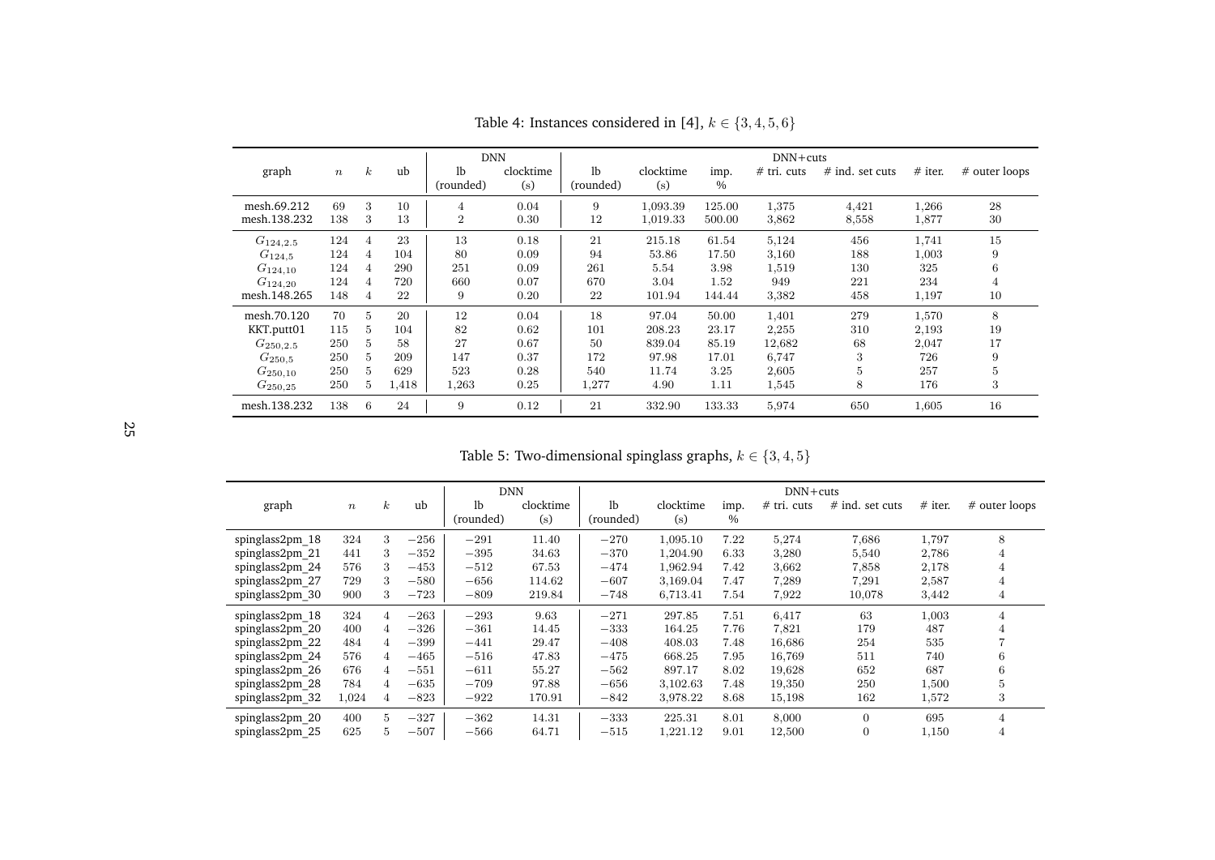Table 4: Instances considered in [4], $k \in \{3,4,5,6\}$

| graph | $n$ | $k$ | ub | DNN | | DNN+cuts | | | | | | |
|---|---|---|---|---|---|---|---|---|---|---|---|---|
| | | | | lb (rounded) | clocktime (s) | lb (rounded) | clocktime (s) | imp. % | # tri. cuts | # ind. set cuts | # iter. | # outer loops |
| mesh.69.212 | 69 | 3 | 10 | 4 | 0.04 | 9 | 1,093.39 | 125.00 | 1,375 | 4,421 | 1,266 | 28 |
| mesh.138.232 | 138 | 3 | 13 | 2 | 0.30 | 12 | 1,019.33 | 500.00 | 3,862 | 8,558 | 1,877 | 30 |
| $G_{124,2.5}$ | 124 | 4 | 23 | 13 | 0.18 | 21 | 215.18 | 61.54 | 5,124 | 456 | 1,741 | 15 |
| $G_{124,5}$ | 124 | 4 | 104 | 80 | 0.09 | 94 | 53.86 | 17.50 | 3,160 | 188 | 1,003 | 9 |
| $G_{124,10}$ | 124 | 4 | 290 | 251 | 0.09 | 261 | 5.54 | 3.98 | 1,519 | 130 | 325 | 6 |
| $G_{124,20}$ | 124 | 4 | 720 | 660 | 0.07 | 670 | 3.04 | 1.52 | 949 | 221 | 234 | 4 |
| mesh.148.265 | 148 | 4 | 22 | 9 | 0.20 | 22 | 101.94 | 144.44 | 3,382 | 458 | 1,197 | 10 |
| mesh.70.120 | 70 | 5 | 20 | 12 | 0.04 | 18 | 97.04 | 50.00 | 1,401 | 279 | 1,570 | 8 |
| KKT.putt01 | 115 | 5 | 104 | 82 | 0.62 | 101 | 208.23 | 23.17 | 2,255 | 310 | 2,193 | 19 |
| $G_{250,2.5}$ | 250 | 5 | 58 | 27 | 0.67 | 50 | 839.04 | 85.19 | 12,682 | 68 | 2,047 | 17 |
| $G_{250,5}$ | 250 | 5 | 209 | 147 | 0.37 | 172 | 97.98 | 17.01 | 6,747 | 3 | 726 | 9 |
| $G_{250,10}$ | 250 | 5 | 629 | 523 | 0.28 | 540 | 11.74 | 3.25 | 2,605 | 5 | 257 | 5 |
| $G_{250,25}$ | 250 | 5 | 1,418 | 1,263 | 0.25 | 1,277 | 4.90 | 1.11 | 1,545 | 8 | 176 | 3 |
| mesh.138.232 | 138 | 6 | 24 | 9 | 0.12 | 21 | 332.90 | 133.33 | 5,974 | 650 | 1,605 | 16 |

Table 5: Two-dimensional spinglass graphs, $k \in \{3,4,5\}$

| graph | $n$ | $k$ | ub | DNN | | DNN+cuts | | | | | | |
|---|---|---|---|---|---|---|---|---|---|---|---|---|
| | | | | lb (rounded) | clocktime (s) | lb (rounded) | clocktime (s) | imp. % | # tri. cuts | # ind. set cuts | # iter. | # outer loops |
| spinglass2pm_18 | 324 | 3 | $-256$ | $-291$ | 11.40 | $-270$ | 1,095.10 | 7.22 | 5,274 | 7,686 | 1,797 | 8 |
| spinglass2pm_21 | 441 | 3 | $-352$ | $-395$ | 34.63 | $-370$ | 1,204.90 | 6.33 | 3,280 | 5,540 | 2,786 | 4 |
| spinglass2pm_24 | 576 | 3 | $-453$ | $-512$ | 67.53 | $-474$ | 1,962.94 | 7.42 | 3,662 | 7,858 | 2,178 | 4 |
| spinglass2pm_27 | 729 | 3 | $-580$ | $-656$ | 114.62 | $-607$ | 3,169.04 | 7.47 | 7,289 | 7,291 | 2,587 | 4 |
| spinglass2pm_30 | 900 | 3 | $-723$ | $-809$ | 219.84 | $-748$ | 6,713.41 | 7.54 | 7,922 | 10,078 | 3,442 | 4 |
| spinglass2pm_18 | 324 | 4 | $-263$ | $-293$ | 9.63 | $-271$ | 297.85 | 7.51 | 6,417 | 63 | 1,003 | 4 |
| spinglass2pm_20 | 400 | 4 | $-326$ | $-361$ | 14.45 | $-333$ | 164.25 | 7.76 | 7,821 | 179 | 487 | 4 |
| spinglass2pm_22 | 484 | 4 | $-399$ | $-441$ | 29.47 | $-408$ | 408.03 | 7.48 | 16,686 | 254 | 535 | 7 |
| spinglass2pm_24 | 576 | 4 | $-465$ | $-516$ | 47.83 | $-475$ | 668.25 | 7.95 | 16,769 | 511 | 740 | 6 |
| spinglass2pm_26 | 676 | 4 | $-551$ | $-611$ | 55.27 | $-562$ | 897.17 | 8.02 | 19,628 | 652 | 687 | 6 |
| spinglass2pm_28 | 784 | 4 | $-635$ | $-709$ | 97.88 | $-656$ | 3,102.63 | 7.48 | 19,350 | 250 | 1,500 | 5 |
| spinglass2pm_32 | 1,024 | 4 | $-823$ | $-922$ | 170.91 | $-842$ | 3,978.22 | 8.68 | 15,198 | 162 | 1,572 | 3 |
| spinglass2pm_20 | 400 | 5 | $-327$ | $-362$ | 14.31 | $-333$ | 225.31 | 8.01 | 8,000 | 0 | 695 | 4 |
| spinglass2pm_25 | 625 | 5 | $-507$ | $-566$ | 64.71 | $-515$ | 1,221.12 | 9.01 | 12,500 | 0 | 1,150 | 4 |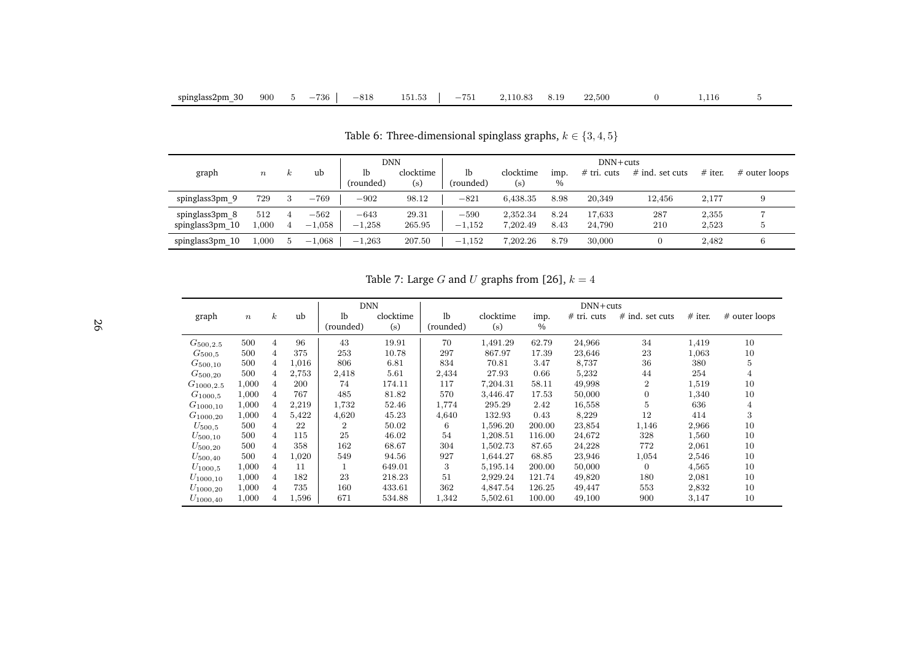| spinglass2pm_30 | 900 | 5 | −736 | −818 | 151.53 | −751 | 2,110.83 | 8.19 | 22,500 | 0 | 1,116 | 5 |
|---|---|---|---|---|---|---|---|---|---|---|---|---|

Table 6: Three-dimensional spinglass graphs, $k \in \{3, 4, 5\}$

| graph | $n$ | $k$ | ub | DNN | | DNN+cuts | | | | | | |
|---|---|---|---|---|---|---|---|---|---|---|---|---|
| | | | | lb (rounded) | clocktime (s) | lb (rounded) | clocktime (s) | imp. % | # tri. cuts | # ind. set cuts | # iter. | # outer loops |
| spinglass3pm_9 | 729 | 3 | −769 | −902 | 98.12 | −821 | 6,438.35 | 8.98 | 20,349 | 12,456 | 2,177 | 9 |
| spinglass3pm_8 | 512 | 4 | −562 | −643 | 29.31 | −590 | 2,352.34 | 8.24 | 17,633 | 287 | 2,355 | 7 |
| spinglass3pm_10 | 1,000 | 4 | −1,058 | −1,258 | 265.95 | −1,152 | 7,202.49 | 8.43 | 24,790 | 210 | 2,523 | 5 |
| spinglass3pm_10 | 1,000 | 5 | −1,068 | −1,263 | 207.50 | −1,152 | 7,202.26 | 8.79 | 30,000 | 0 | 2,482 | 6 |

Table 7: Large $G$ and $U$ graphs from [26], $k = 4$

| graph | $n$ | $k$ | ub | DNN | | DNN+cuts | | | | | | |
|---|---|---|---|---|---|---|---|---|---|---|---|---|
| | | | | lb (rounded) | clocktime (s) | lb (rounded) | clocktime (s) | imp. % | # tri. cuts | # ind. set cuts | # iter. | # outer loops |
| $G_{500,2.5}$ | 500 | 4 | 96 | 43 | 19.91 | 70 | 1,491.29 | 62.79 | 24,966 | 34 | 1,419 | 10 |
| $G_{500,5}$ | 500 | 4 | 375 | 253 | 10.78 | 297 | 867.97 | 17.39 | 23,646 | 23 | 1,063 | 10 |
| $G_{500,10}$ | 500 | 4 | 1,016 | 806 | 6.81 | 834 | 70.81 | 3.47 | 8,737 | 36 | 380 | 5 |
| $G_{500,20}$ | 500 | 4 | 2,753 | 2,418 | 5.61 | 2,434 | 27.93 | 0.66 | 5,232 | 44 | 254 | 4 |
| $G_{1000,2.5}$ | 1,000 | 4 | 200 | 74 | 174.11 | 117 | 7,204.31 | 58.11 | 49,998 | 2 | 1,519 | 10 |
| $G_{1000,5}$ | 1,000 | 4 | 767 | 485 | 81.82 | 570 | 3,446.47 | 17.53 | 50,000 | 0 | 1,340 | 10 |
| $G_{1000,10}$ | 1,000 | 4 | 2,219 | 1,732 | 52.46 | 1,774 | 295.29 | 2.42 | 16,558 | 5 | 636 | 4 |
| $G_{1000,20}$ | 1,000 | 4 | 5,422 | 4,620 | 45.23 | 4,640 | 132.93 | 0.43 | 8,229 | 12 | 414 | 3 |
| $U_{500,5}$ | 500 | 4 | 22 | 2 | 50.02 | 6 | 1,596.20 | 200.00 | 23,854 | 1,146 | 2,966 | 10 |
| $U_{500,10}$ | 500 | 4 | 115 | 25 | 46.02 | 54 | 1,208.51 | 116.00 | 24,672 | 328 | 1,560 | 10 |
| $U_{500,20}$ | 500 | 4 | 358 | 162 | 68.67 | 304 | 1,502.73 | 87.65 | 24,228 | 772 | 2,061 | 10 |
| $U_{500,40}$ | 500 | 4 | 1,020 | 549 | 94.56 | 927 | 1,644.27 | 68.85 | 23,946 | 1,054 | 2,546 | 10 |
| $U_{1000,5}$ | 1,000 | 4 | 11 | 1 | 649.01 | 3 | 5,195.14 | 200.00 | 50,000 | 0 | 4,565 | 10 |
| $U_{1000,10}$ | 1,000 | 4 | 182 | 23 | 218.23 | 51 | 2,929.24 | 121.74 | 49,820 | 180 | 2,081 | 10 |
| $U_{1000,20}$ | 1,000 | 4 | 735 | 160 | 433.61 | 362 | 4,847.54 | 126.25 | 49,447 | 553 | 2,832 | 10 |
| $U_{1000,40}$ | 1,000 | 4 | 1,596 | 671 | 534.88 | 1,342 | 5,502.61 | 100.00 | 49,100 | 900 | 3,147 | 10 |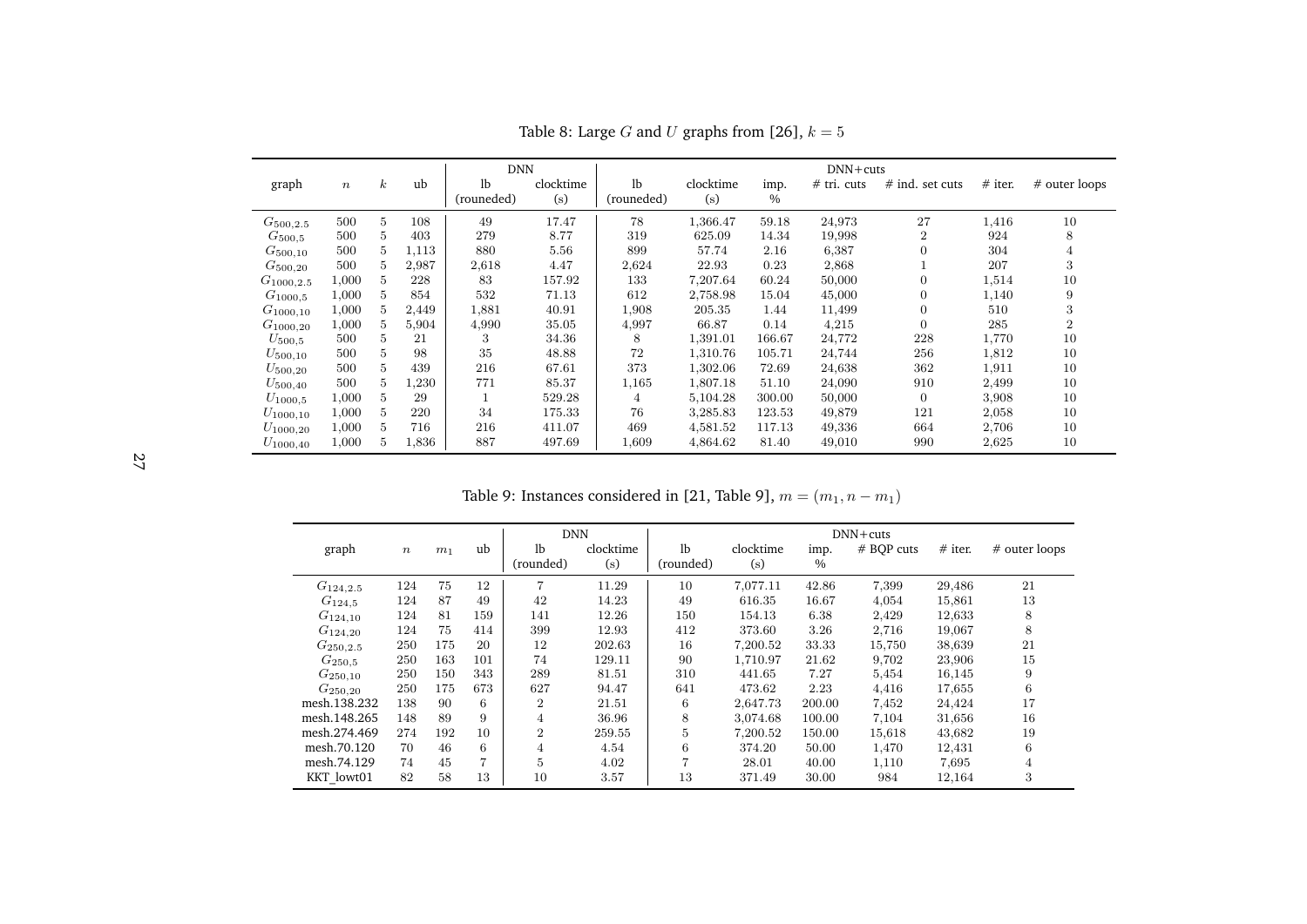Table 8: Large $G$ and $U$ graphs from [26], $k = 5$

| graph | $n$ | $k$ | ub | DNN | | DNN+cuts | | | | | | |
|---|---|---|---|---|---|---|---|---|---|---|---|---|
| | | | | lb (rouneded) | clocktime (s) | lb (rouneded) | clocktime (s) | imp. % | # tri. cuts | # ind. set cuts | # iter. | # outer loops |
| $G_{500,2.5}$ | 500 | 5 | 108 | 49 | 17.47 | 78 | 1,366.47 | 59.18 | 24,973 | 27 | 1,416 | 10 |
| $G_{500,5}$ | 500 | 5 | 403 | 279 | 8.77 | 319 | 625.09 | 14.34 | 19,998 | 2 | 924 | 8 |
| $G_{500,10}$ | 500 | 5 | 1,113 | 880 | 5.56 | 899 | 57.74 | 2.16 | 6,387 | 0 | 304 | 4 |
| $G_{500,20}$ | 500 | 5 | 2,987 | 2,618 | 4.47 | 2,624 | 22.93 | 0.23 | 2,868 | 1 | 207 | 3 |
| $G_{1000,2.5}$ | 1,000 | 5 | 228 | 83 | 157.92 | 133 | 7,207.64 | 60.24 | 50,000 | 0 | 1,514 | 10 |
| $G_{1000,5}$ | 1,000 | 5 | 854 | 532 | 71.13 | 612 | 2,758.98 | 15.04 | 45,000 | 0 | 1,140 | 9 |
| $G_{1000,10}$ | 1,000 | 5 | 2,449 | 1,881 | 40.91 | 1,908 | 205.35 | 1.44 | 11,499 | 0 | 510 | 3 |
| $G_{1000,20}$ | 1,000 | 5 | 5,904 | 4,990 | 35.05 | 4,997 | 66.87 | 0.14 | 4,215 | 0 | 285 | 2 |
| $U_{500,5}$ | 500 | 5 | 21 | 3 | 34.36 | 8 | 1,391.01 | 166.67 | 24,772 | 228 | 1,770 | 10 |
| $U_{500,10}$ | 500 | 5 | 98 | 35 | 48.88 | 72 | 1,310.76 | 105.71 | 24,744 | 256 | 1,812 | 10 |
| $U_{500,20}$ | 500 | 5 | 439 | 216 | 67.61 | 373 | 1,302.06 | 72.69 | 24,638 | 362 | 1,911 | 10 |
| $U_{500,40}$ | 500 | 5 | 1,230 | 771 | 85.37 | 1,165 | 1,807.18 | 51.10 | 24,090 | 910 | 2,499 | 10 |
| $U_{1000,5}$ | 1,000 | 5 | 29 | 1 | 529.28 | 4 | 5,104.28 | 300.00 | 50,000 | 0 | 3,908 | 10 |
| $U_{1000,10}$ | 1,000 | 5 | 220 | 34 | 175.33 | 76 | 3,285.83 | 123.53 | 49,879 | 121 | 2,058 | 10 |
| $U_{1000,20}$ | 1,000 | 5 | 716 | 216 | 411.07 | 469 | 4,581.52 | 117.13 | 49,336 | 664 | 2,706 | 10 |
| $U_{1000,40}$ | 1,000 | 5 | 1,836 | 887 | 497.69 | 1,609 | 4,864.62 | 81.40 | 49,010 | 990 | 2,625 | 10 |

Table 9: Instances considered in [21, Table 9], $m = (m_1, n - m_1)$

| graph | $n$ | $m_1$ | ub | DNN | | DNN+cuts | | | | | |
|---|---|---|---|---|---|---|---|---|---|---|---|
| | | | | lb (rounded) | clocktime (s) | lb (rounded) | clocktime (s) | imp. % | # BQP cuts | # iter. | # outer loops |
| $G_{124,2.5}$ | 124 | 75 | 12 | 7 | 11.29 | 10 | 7,077.11 | 42.86 | 7,399 | 29,486 | 21 |
| $G_{124,5}$ | 124 | 87 | 49 | 42 | 14.23 | 49 | 616.35 | 16.67 | 4,054 | 15,861 | 13 |
| $G_{124,10}$ | 124 | 81 | 159 | 141 | 12.26 | 150 | 154.13 | 6.38 | 2,429 | 12,633 | 8 |
| $G_{124,20}$ | 124 | 75 | 414 | 399 | 12.93 | 412 | 373.60 | 3.26 | 2,716 | 19,067 | 8 |
| $G_{250,2.5}$ | 250 | 175 | 20 | 12 | 202.63 | 16 | 7,200.52 | 33.33 | 15,750 | 38,639 | 21 |
| $G_{250,5}$ | 250 | 163 | 101 | 74 | 129.11 | 90 | 1,710.97 | 21.62 | 9,702 | 23,906 | 15 |
| $G_{250,10}$ | 250 | 150 | 343 | 289 | 81.51 | 310 | 441.65 | 7.27 | 5,454 | 16,145 | 9 |
| $G_{250,20}$ | 250 | 175 | 673 | 627 | 94.47 | 641 | 473.62 | 2.23 | 4,416 | 17,655 | 6 |
| mesh.138.232 | 138 | 90 | 6 | 2 | 21.51 | 6 | 2,647.73 | 200.00 | 7,452 | 24,424 | 17 |
| mesh.148.265 | 148 | 89 | 9 | 4 | 36.96 | 8 | 3,074.68 | 100.00 | 7,104 | 31,656 | 16 |
| mesh.274.469 | 274 | 192 | 10 | 2 | 259.55 | 5 | 7,200.52 | 150.00 | 15,618 | 43,682 | 19 |
| mesh.70.120 | 70 | 46 | 6 | 4 | 4.54 | 6 | 374.20 | 50.00 | 1,470 | 12,431 | 6 |
| mesh.74.129 | 74 | 45 | 7 | 5 | 4.02 | 7 | 28.01 | 40.00 | 1,110 | 7,695 | 4 |
| KKT_lowt01 | 82 | 58 | 13 | 10 | 3.57 | 13 | 371.49 | 30.00 | 984 | 12,164 | 3 |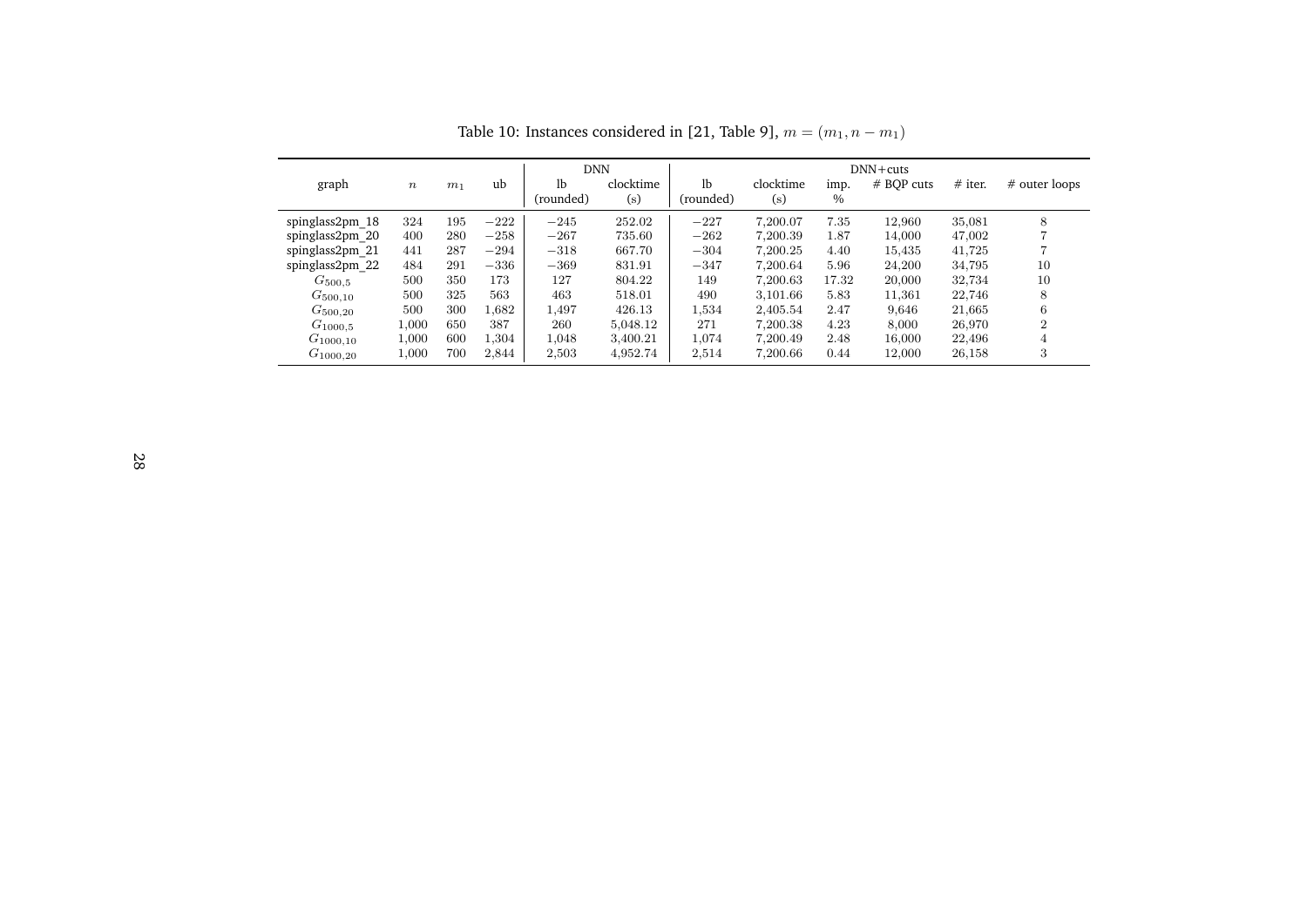Table 10: Instances considered in [21, Table 9], $m = (m_1, n - m_1)$

| graph | $n$ | $m_1$ | ub | DNN lb (rounded) | DNN clocktime (s) | DNN+cuts lb (rounded) | DNN+cuts clocktime (s) | imp. % | # BQP cuts | # iter. | # outer loops |
|---|---|---|---|---|---|---|---|---|---|---|---|
| spinglass2pm_18 | 324 | 195 | $-222$ | $-245$ | 252.02 | $-227$ | 7,200.07 | 7.35 | 12,960 | 35,081 | 8 |
| spinglass2pm_20 | 400 | 280 | $-258$ | $-267$ | 735.60 | $-262$ | 7,200.39 | 1.87 | 14,000 | 47,002 | 7 |
| spinglass2pm_21 | 441 | 287 | $-294$ | $-318$ | 667.70 | $-304$ | 7,200.25 | 4.40 | 15,435 | 41,725 | 7 |
| spinglass2pm_22 | 484 | 291 | $-336$ | $-369$ | 831.91 | $-347$ | 7,200.64 | 5.96 | 24,200 | 34,795 | 10 |
| $G_{500,5}$ | 500 | 350 | 173 | 127 | 804.22 | 149 | 7,200.63 | 17.32 | 20,000 | 32,734 | 10 |
| $G_{500,10}$ | 500 | 325 | 563 | 463 | 518.01 | 490 | 3,101.66 | 5.83 | 11,361 | 22,746 | 8 |
| $G_{500,20}$ | 500 | 300 | 1,682 | 1,497 | 426.13 | 1,534 | 2,405.54 | 2.47 | 9,646 | 21,665 | 6 |
| $G_{1000,5}$ | 1,000 | 650 | 387 | 260 | 5,048.12 | 271 | 7,200.38 | 4.23 | 8,000 | 26,970 | 2 |
| $G_{1000,10}$ | 1,000 | 600 | 1,304 | 1,048 | 3,400.21 | 1,074 | 7,200.49 | 2.48 | 16,000 | 22,496 | 4 |
| $G_{1000,20}$ | 1,000 | 700 | 2,844 | 2,503 | 4,952.74 | 2,514 | 7,200.66 | 0.44 | 12,000 | 26,158 | 3 |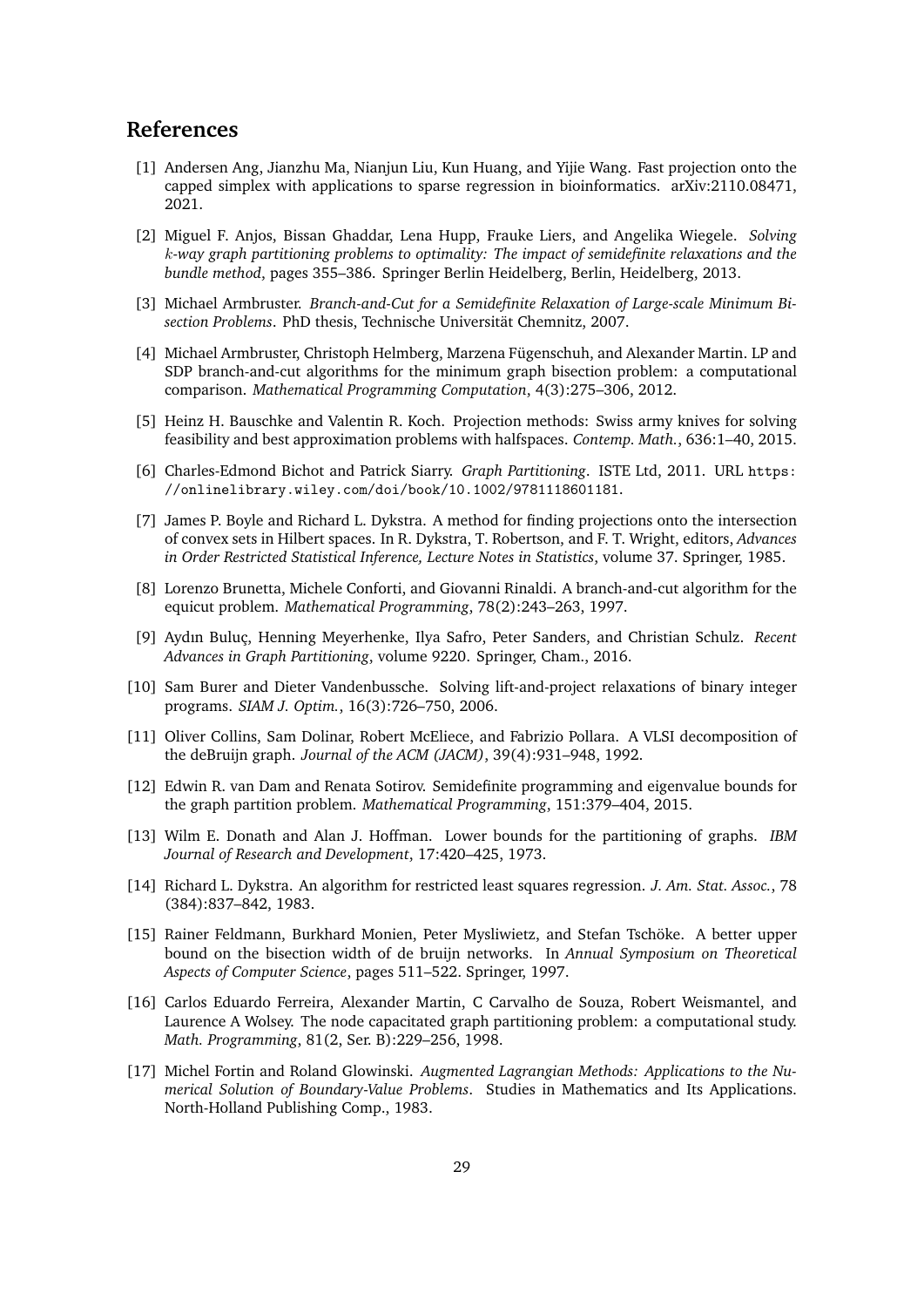## References

[1] Andersen Ang, Jianzhu Ma, Nianjun Liu, Kun Huang, and Yijie Wang. Fast projection onto the capped simplex with applications to sparse regression in bioinformatics. arXiv:2110.08471, 2021.

[2] Miguel F. Anjos, Bissan Ghaddar, Lena Hupp, Frauke Liers, and Angelika Wiegele. *Solving $k$-way graph partitioning problems to optimality: The impact of semidefinite relaxations and the bundle method*, pages 355–386. Springer Berlin Heidelberg, Berlin, Heidelberg, 2013.

[3] Michael Armbruster. *Branch-and-Cut for a Semidefinite Relaxation of Large-scale Minimum Bisection Problems*. PhD thesis, Technische Universität Chemnitz, 2007.

[4] Michael Armbruster, Christoph Helmberg, Marzena Fügenschuh, and Alexander Martin. LP and SDP branch-and-cut algorithms for the minimum graph bisection problem: a computational comparison. *Mathematical Programming Computation*, 4(3):275–306, 2012.

[5] Heinz H. Bauschke and Valentin R. Koch. Projection methods: Swiss army knives for solving feasibility and best approximation problems with halfspaces. *Contemp. Math.*, 636:1–40, 2015.

[6] Charles-Edmond Bichot and Patrick Siarry. *Graph Partitioning*. ISTE Ltd, 2011. URL https://onlinelibrary.wiley.com/doi/book/10.1002/9781118601181.

[7] James P. Boyle and Richard L. Dykstra. A method for finding projections onto the intersection of convex sets in Hilbert spaces. In R. Dykstra, T. Robertson, and F. T. Wright, editors, *Advances in Order Restricted Statistical Inference, Lecture Notes in Statistics*, volume 37. Springer, 1985.

[8] Lorenzo Brunetta, Michele Conforti, and Giovanni Rinaldi. A branch-and-cut algorithm for the equicut problem. *Mathematical Programming*, 78(2):243–263, 1997.

[9] Aydın Buluç, Henning Meyerhenke, Ilya Safro, Peter Sanders, and Christian Schulz. *Recent Advances in Graph Partitioning*, volume 9220. Springer, Cham., 2016.

[10] Sam Burer and Dieter Vandenbussche. Solving lift-and-project relaxations of binary integer programs. *SIAM J. Optim.*, 16(3):726–750, 2006.

[11] Oliver Collins, Sam Dolinar, Robert McEliece, and Fabrizio Pollara. A VLSI decomposition of the deBruijn graph. *Journal of the ACM (JACM)*, 39(4):931–948, 1992.

[12] Edwin R. van Dam and Renata Sotirov. Semidefinite programming and eigenvalue bounds for the graph partition problem. *Mathematical Programming*, 151:379–404, 2015.

[13] Wilm E. Donath and Alan J. Hoffman. Lower bounds for the partitioning of graphs. *IBM Journal of Research and Development*, 17:420–425, 1973.

[14] Richard L. Dykstra. An algorithm for restricted least squares regression. *J. Am. Stat. Assoc.*, 78 (384):837–842, 1983.

[15] Rainer Feldmann, Burkhard Monien, Peter Mysliwietz, and Stefan Tschöke. A better upper bound on the bisection width of de bruijn networks. In *Annual Symposium on Theoretical Aspects of Computer Science*, pages 511–522. Springer, 1997.

[16] Carlos Eduardo Ferreira, Alexander Martin, C Carvalho de Souza, Robert Weismantel, and Laurence A Wolsey. The node capacitated graph partitioning problem: a computational study. *Math. Programming*, 81(2, Ser. B):229–256, 1998.

[17] Michel Fortin and Roland Glowinski. *Augmented Lagrangian Methods: Applications to the Numerical Solution of Boundary-Value Problems*. Studies in Mathematics and Its Applications. North-Holland Publishing Comp., 1983.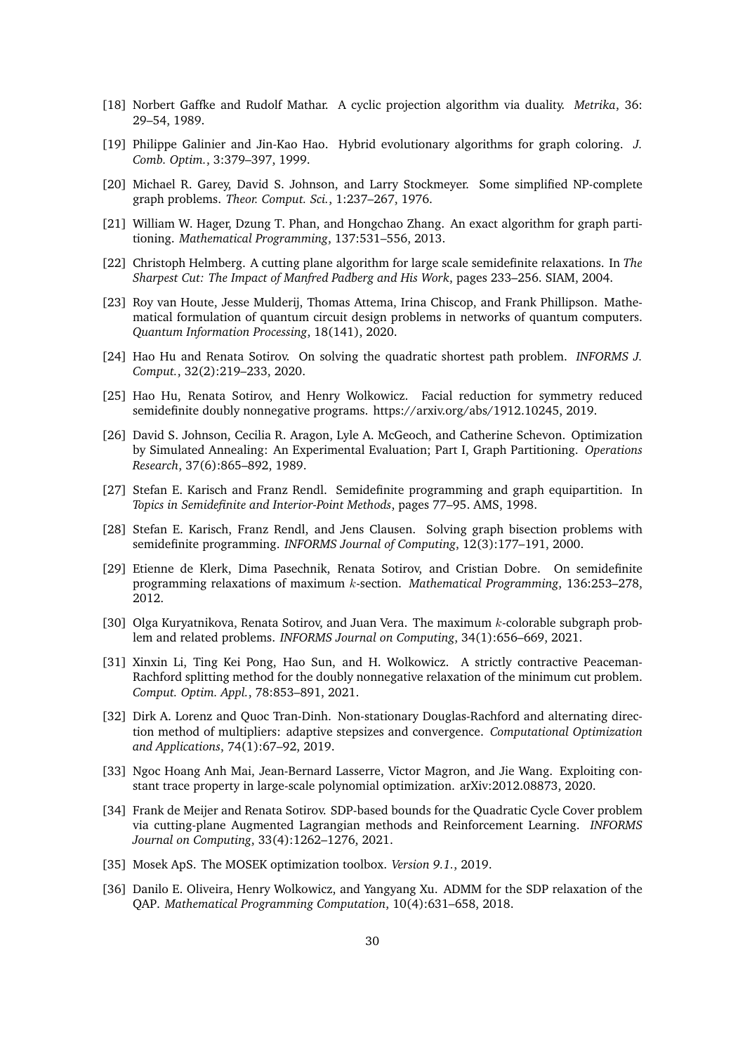[18] Norbert Gaffke and Rudolf Mathar. A cyclic projection algorithm via duality. *Metrika*, 36: 29–54, 1989.

[19] Philippe Galinier and Jin-Kao Hao. Hybrid evolutionary algorithms for graph coloring. *J. Comb. Optim.*, 3:379–397, 1999.

[20] Michael R. Garey, David S. Johnson, and Larry Stockmeyer. Some simplified NP-complete graph problems. *Theor. Comput. Sci.*, 1:237–267, 1976.

[21] William W. Hager, Dzung T. Phan, and Hongchao Zhang. An exact algorithm for graph partitioning. *Mathematical Programming*, 137:531–556, 2013.

[22] Christoph Helmberg. A cutting plane algorithm for large scale semidefinite relaxations. In *The Sharpest Cut: The Impact of Manfred Padberg and His Work*, pages 233–256. SIAM, 2004.

[23] Roy van Houte, Jesse Mulderij, Thomas Attema, Irina Chiscop, and Frank Phillipson. Mathematical formulation of quantum circuit design problems in networks of quantum computers. *Quantum Information Processing*, 18(141), 2020.

[24] Hao Hu and Renata Sotirov. On solving the quadratic shortest path problem. *INFORMS J. Comput.*, 32(2):219–233, 2020.

[25] Hao Hu, Renata Sotirov, and Henry Wolkowicz. Facial reduction for symmetry reduced semidefinite doubly nonnegative programs. https://arxiv.org/abs/1912.10245, 2019.

[26] David S. Johnson, Cecilia R. Aragon, Lyle A. McGeoch, and Catherine Schevon. Optimization by Simulated Annealing: An Experimental Evaluation; Part I, Graph Partitioning. *Operations Research*, 37(6):865–892, 1989.

[27] Stefan E. Karisch and Franz Rendl. Semidefinite programming and graph equipartition. In *Topics in Semidefinite and Interior-Point Methods*, pages 77–95. AMS, 1998.

[28] Stefan E. Karisch, Franz Rendl, and Jens Clausen. Solving graph bisection problems with semidefinite programming. *INFORMS Journal of Computing*, 12(3):177–191, 2000.

[29] Etienne de Klerk, Dima Pasechnik, Renata Sotirov, and Cristian Dobre. On semidefinite programming relaxations of maximum $k$-section. *Mathematical Programming*, 136:253–278, 2012.

[30] Olga Kuryatnikova, Renata Sotirov, and Juan Vera. The maximum $k$-colorable subgraph problem and related problems. *INFORMS Journal on Computing*, 34(1):656–669, 2021.

[31] Xinxin Li, Ting Kei Pong, Hao Sun, and H. Wolkowicz. A strictly contractive Peaceman-Rachford splitting method for the doubly nonnegative relaxation of the minimum cut problem. *Comput. Optim. Appl.*, 78:853–891, 2021.

[32] Dirk A. Lorenz and Quoc Tran-Dinh. Non-stationary Douglas-Rachford and alternating direction method of multipliers: adaptive stepsizes and convergence. *Computational Optimization and Applications*, 74(1):67–92, 2019.

[33] Ngoc Hoang Anh Mai, Jean-Bernard Lasserre, Victor Magron, and Jie Wang. Exploiting constant trace property in large-scale polynomial optimization. arXiv:2012.08873, 2020.

[34] Frank de Meijer and Renata Sotirov. SDP-based bounds for the Quadratic Cycle Cover problem via cutting-plane Augmented Lagrangian methods and Reinforcement Learning. *INFORMS Journal on Computing*, 33(4):1262–1276, 2021.

[35] Mosek ApS. The MOSEK optimization toolbox. *Version 9.1.*, 2019.

[36] Danilo E. Oliveira, Henry Wolkowicz, and Yangyang Xu. ADMM for the SDP relaxation of the QAP. *Mathematical Programming Computation*, 10(4):631–658, 2018.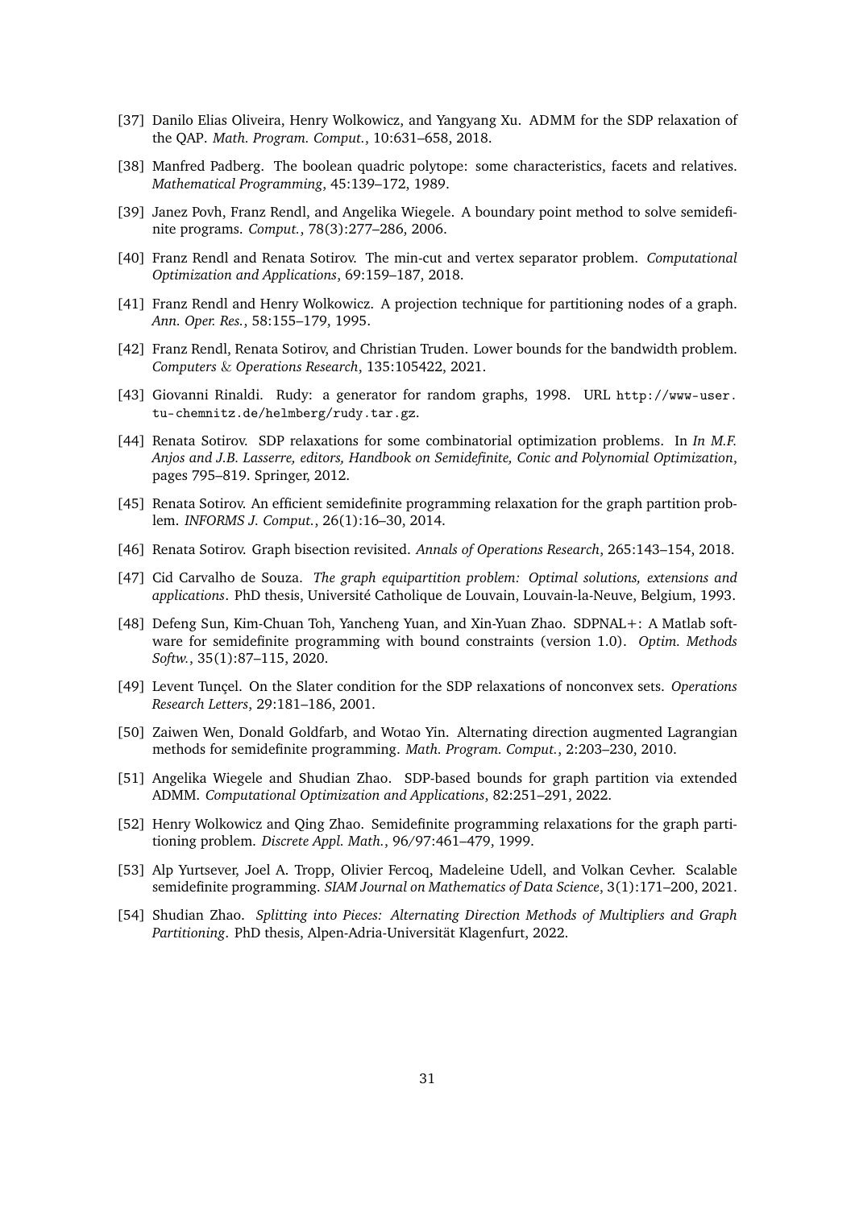[37] Danilo Elias Oliveira, Henry Wolkowicz, and Yangyang Xu. ADMM for the SDP relaxation of the QAP. *Math. Program. Comput.*, 10:631–658, 2018.

[38] Manfred Padberg. The boolean quadric polytope: some characteristics, facets and relatives. *Mathematical Programming*, 45:139–172, 1989.

[39] Janez Povh, Franz Rendl, and Angelika Wiegele. A boundary point method to solve semidefinite programs. *Comput.*, 78(3):277–286, 2006.

[40] Franz Rendl and Renata Sotirov. The min-cut and vertex separator problem. *Computational Optimization and Applications*, 69:159–187, 2018.

[41] Franz Rendl and Henry Wolkowicz. A projection technique for partitioning nodes of a graph. *Ann. Oper. Res.*, 58:155–179, 1995.

[42] Franz Rendl, Renata Sotirov, and Christian Truden. Lower bounds for the bandwidth problem. *Computers & Operations Research*, 135:105422, 2021.

[43] Giovanni Rinaldi. Rudy: a generator for random graphs, 1998. URL `http://www-user.tu-chemnitz.de/helmberg/rudy.tar.gz`.

[44] Renata Sotirov. SDP relaxations for some combinatorial optimization problems. In *In M.F. Anjos and J.B. Lasserre, editors, Handbook on Semidefinite, Conic and Polynomial Optimization*, pages 795–819. Springer, 2012.

[45] Renata Sotirov. An efficient semidefinite programming relaxation for the graph partition problem. *INFORMS J. Comput.*, 26(1):16–30, 2014.

[46] Renata Sotirov. Graph bisection revisited. *Annals of Operations Research*, 265:143–154, 2018.

[47] Cid Carvalho de Souza. *The graph equipartition problem: Optimal solutions, extensions and applications*. PhD thesis, Université Catholique de Louvain, Louvain-la-Neuve, Belgium, 1993.

[48] Defeng Sun, Kim-Chuan Toh, Yancheng Yuan, and Xin-Yuan Zhao. SDPNAL+: A Matlab software for semidefinite programming with bound constraints (version 1.0). *Optim. Methods Softw.*, 35(1):87–115, 2020.

[49] Levent Tunçel. On the Slater condition for the SDP relaxations of nonconvex sets. *Operations Research Letters*, 29:181–186, 2001.

[50] Zaiwen Wen, Donald Goldfarb, and Wotao Yin. Alternating direction augmented Lagrangian methods for semidefinite programming. *Math. Program. Comput.*, 2:203–230, 2010.

[51] Angelika Wiegele and Shudian Zhao. SDP-based bounds for graph partition via extended ADMM. *Computational Optimization and Applications*, 82:251–291, 2022.

[52] Henry Wolkowicz and Qing Zhao. Semidefinite programming relaxations for the graph partitioning problem. *Discrete Appl. Math.*, 96/97:461–479, 1999.

[53] Alp Yurtsever, Joel A. Tropp, Olivier Fercoq, Madeleine Udell, and Volkan Cevher. Scalable semidefinite programming. *SIAM Journal on Mathematics of Data Science*, 3(1):171–200, 2021.

[54] Shudian Zhao. *Splitting into Pieces: Alternating Direction Methods of Multipliers and Graph Partitioning*. PhD thesis, Alpen-Adria-Universität Klagenfurt, 2022.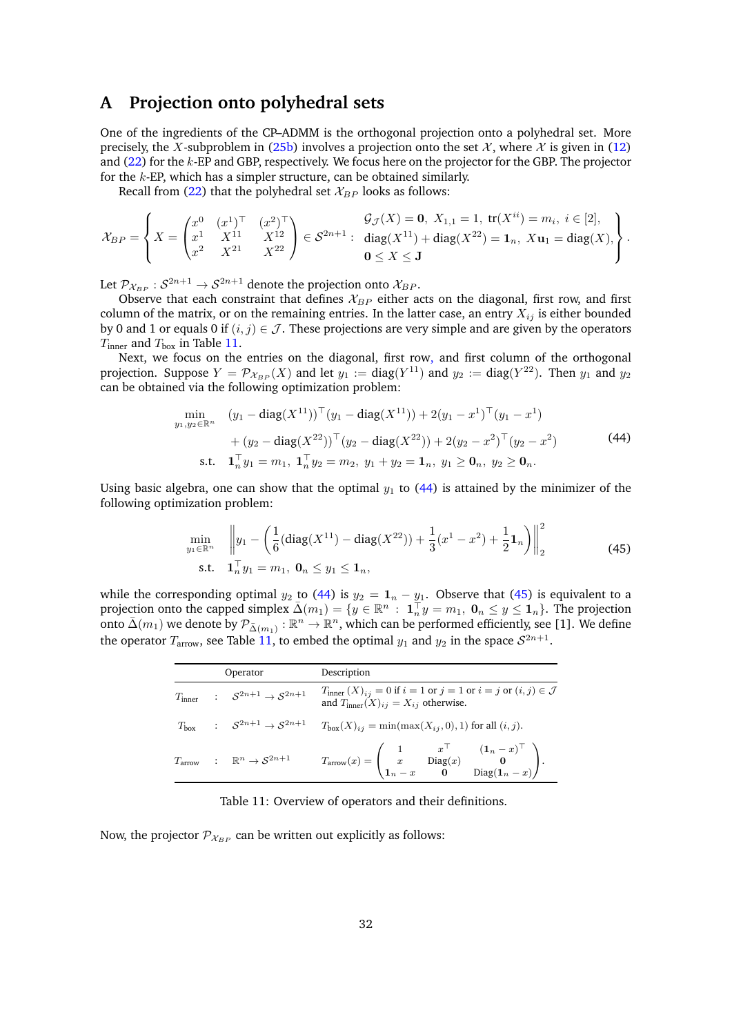# A Projection onto polyhedral sets

One of the ingredients of the CP–ADMM is the orthogonal projection onto a polyhedral set. More precisely, the $X$-subproblem in (25b) involves a projection onto the set $\mathcal{X}$, where $\mathcal{X}$ is given in (12) and (22) for the $k$-EP and GBP, respectively. We focus here on the projector for the GBP. The projector for the $k$-EP, which has a simpler structure, can be obtained similarly.

Recall from (22) that the polyhedral set $\mathcal{X}_{BP}$ looks as follows:

$$
\mathcal{X}_{BP} = \left\{ X = \begin{pmatrix} x^0 & (x^1)^\top & (x^2)^\top \\ x^1 & X^{11} & X^{12} \\ x^2 & X^{21} & X^{22} \end{pmatrix} \in \mathcal{S}^{2n+1} : \begin{array}{l} \mathcal{G}_{\mathcal{J}}(X) = \mathbf{0},\ X_{1,1} = 1,\ \operatorname{tr}(X^{ii}) = m_i,\ i \in [2], \\ \operatorname{diag}(X^{11}) + \operatorname{diag}(X^{22}) = \mathbf{1}_n,\ X\mathbf{u}_1 = \operatorname{diag}(X), \\ \mathbf{0} \leq X \leq \mathbf{J} \end{array} \right\}.
$$

Let $\mathcal{P}_{\mathcal{X}_{BP}} : \mathcal{S}^{2n+1} \to \mathcal{S}^{2n+1}$ denote the projection onto $\mathcal{X}_{BP}$.

Observe that each constraint that defines $\mathcal{X}_{BP}$ either acts on the diagonal, first row, and first column of the matrix, or on the remaining entries. In the latter case, an entry $X_{ij}$ is either bounded by 0 and 1 or equals 0 if $(i,j) \in \mathcal{J}$. These projections are very simple and are given by the operators $T_{\text{inner}}$ and $T_{\text{box}}$ in Table 11.

Next, we focus on the entries on the diagonal, first row, and first column of the orthogonal projection. Suppose $Y = \mathcal{P}_{\mathcal{X}_{BP}}(X)$ and let $y_1 := \operatorname{diag}(Y^{11})$ and $y_2 := \operatorname{diag}(Y^{22})$. Then $y_1$ and $y_2$ can be obtained via the following optimization problem:

$$
\begin{aligned}
\min_{y_1, y_2 \in \mathbb{R}^n} \quad & (y_1 - \operatorname{diag}(X^{11}))^\top (y_1 - \operatorname{diag}(X^{11})) + 2(y_1 - x^1)^\top (y_1 - x^1) \\
& + (y_2 - \operatorname{diag}(X^{22}))^\top (y_2 - \operatorname{diag}(X^{22})) + 2(y_2 - x^2)^\top (y_2 - x^2) \\
\text{s.t.} \quad & \mathbf{1}_n^\top y_1 = m_1,\ \mathbf{1}_n^\top y_2 = m_2,\ y_1 + y_2 = \mathbf{1}_n,\ y_1 \geq \mathbf{0}_n,\ y_2 \geq \mathbf{0}_n.
\end{aligned} \tag{44}
$$

Using basic algebra, one can show that the optimal $y_1$ to (44) is attained by the minimizer of the following optimization problem:

$$
\begin{aligned}
\min_{y_1 \in \mathbb{R}^n} \quad & \left\| y_1 - \left( \frac{1}{6}(\operatorname{diag}(X^{11}) - \operatorname{diag}(X^{22})) + \frac{1}{3}(x^1 - x^2) + \frac{1}{2}\mathbf{1}_n \right) \right\|_2^2 \\
\text{s.t.} \quad & \mathbf{1}_n^\top y_1 = m_1,\ \mathbf{0}_n \leq y_1 \leq \mathbf{1}_n,
\end{aligned} \tag{45}
$$

while the corresponding optimal $y_2$ to (44) is $y_2 = \mathbf{1}_n - y_1$. Observe that (45) is equivalent to a projection onto the capped simplex $\bar{\Delta}(m_1) = \{ y \in \mathbb{R}^n : \mathbf{1}_n^\top y = m_1,\ \mathbf{0}_n \leq y \leq \mathbf{1}_n \}$. The projection onto $\bar{\Delta}(m_1)$ we denote by $\mathcal{P}_{\bar{\Delta}(m_1)} : \mathbb{R}^n \to \mathbb{R}^n$, which can be performed efficiently, see [1]. We define the operator $T_{\text{arrow}}$, see Table 11, to embed the optimal $y_1$ and $y_2$ in the space $\mathcal{S}^{2n+1}$.

| Operator | | Description |
|---|---|---|
| $T_{\text{inner}}$ | : $\mathcal{S}^{2n+1} \to \mathcal{S}^{2n+1}$ | $T_{\text{inner}}(X)_{ij} = 0$ if $i = 1$ or $j = 1$ or $i = j$ or $(i,j) \in \mathcal{J}$ and $T_{\text{inner}}(X)_{ij} = X_{ij}$ otherwise. |
| $T_{\text{box}}$ | : $\mathcal{S}^{2n+1} \to \mathcal{S}^{2n+1}$ | $T_{\text{box}}(X)_{ij} = \min(\max(X_{ij}, 0), 1)$ for all $(i,j)$. |
| $T_{\text{arrow}}$ | : $\mathbb{R}^n \to \mathcal{S}^{2n+1}$ | $T_{\text{arrow}}(x) = \begin{pmatrix} 1 & x^\top & (\mathbf{1}_n - x)^\top \\ x & \operatorname{Diag}(x) & \mathbf{0} \\ \mathbf{1}_n - x & \mathbf{0} & \operatorname{Diag}(\mathbf{1}_n - x) \end{pmatrix}$. |

Table 11: Overview of operators and their definitions.

Now, the projector $\mathcal{P}_{\mathcal{X}_{BP}}$ can be written out explicitly as follows: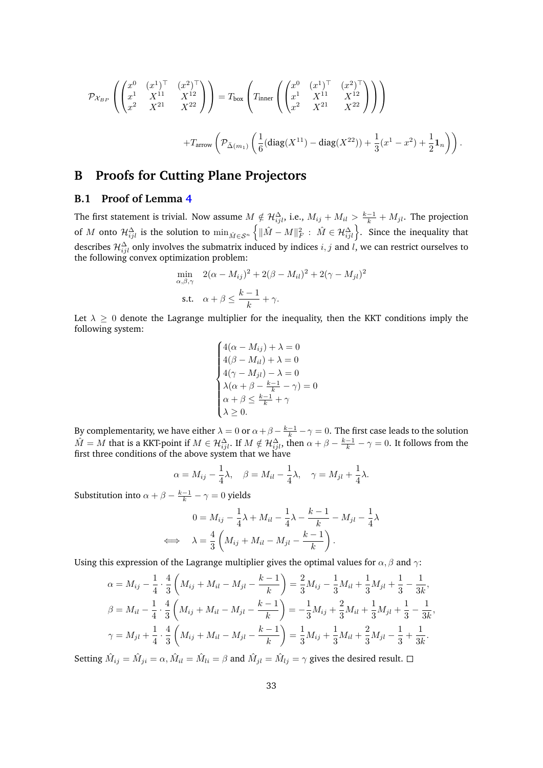$$\mathcal{P}_{\mathcal{X}_{BP}}\left(\begin{pmatrix} x^0 & (x^1)^\top & (x^2)^\top \\ x^1 & X^{11} & X^{12} \\ x^2 & X^{21} & X^{22} \end{pmatrix}\right) = T_{\text{box}}\left(T_{\text{inner}}\left(\begin{pmatrix} x^0 & (x^1)^\top & (x^2)^\top \\ x^1 & X^{11} & X^{12} \\ x^2 & X^{21} & X^{22} \end{pmatrix}\right)\right)$$

$$+T_{\text{arrow}}\left(\mathcal{P}_{\bar{\Delta}(m_1)}\left(\frac{1}{6}(\text{diag}(X^{11}) - \text{diag}(X^{22})) + \frac{1}{3}(x^1 - x^2) + \frac{1}{2}\mathbf{1}_n\right)\right).$$

## B Proofs for Cutting Plane Projectors

### B.1 Proof of Lemma 4

The first statement is trivial. Now assume $M \notin \mathcal{H}^{\Delta}_{ijl}$, i.e., $M_{ij} + M_{il} > \frac{k-1}{k} + M_{jl}$. The projection of $M$ onto $\mathcal{H}^{\Delta}_{ijl}$ is the solution to $\min_{\hat{M}\in\mathcal{S}^n}\left\{\|\hat{M} - M\|_F^2 \, : \, \hat{M} \in \mathcal{H}^{\Delta}_{ijl}\right\}$. Since the inequality that describes $\mathcal{H}^{\Delta}_{ijl}$ only involves the submatrix induced by indices $i, j$ and $l$, we can restrict ourselves to the following convex optimization problem:

$$\begin{aligned} \min_{\alpha,\beta,\gamma} \quad & 2(\alpha - M_{ij})^2 + 2(\beta - M_{il})^2 + 2(\gamma - M_{jl})^2 \\ \text{s.t.} \quad & \alpha + \beta \le \frac{k-1}{k} + \gamma. \end{aligned}$$

Let $\lambda \ge 0$ denote the Lagrange multiplier for the inequality, then the KKT conditions imply the following system:

$$\begin{cases} 4(\alpha - M_{ij}) + \lambda = 0 \\ 4(\beta - M_{il}) + \lambda = 0 \\ 4(\gamma - M_{jl}) - \lambda = 0 \\ \lambda(\alpha + \beta - \frac{k-1}{k} - \gamma) = 0 \\ \alpha + \beta \le \frac{k-1}{k} + \gamma \\ \lambda \ge 0. \end{cases}$$

By complementarity, we have either $\lambda = 0$ or $\alpha + \beta - \frac{k-1}{k} - \gamma = 0$. The first case leads to the solution $\hat{M} = M$ that is a KKT-point if $M \in \mathcal{H}^{\Delta}_{ijl}$. If $M \notin \mathcal{H}^{\Delta}_{ijl}$, then $\alpha + \beta - \frac{k-1}{k} - \gamma = 0$. It follows from the first three conditions of the above system that we have

$$\alpha = M_{ij} - \frac{1}{4}\lambda, \quad \beta = M_{il} - \frac{1}{4}\lambda, \quad \gamma = M_{jl} + \frac{1}{4}\lambda.$$

Substitution into $\alpha + \beta - \frac{k-1}{k} - \gamma = 0$ yields

$$\begin{aligned} 0 &= M_{ij} - \frac{1}{4}\lambda + M_{il} - \frac{1}{4}\lambda - \frac{k-1}{k} - M_{jl} - \frac{1}{4}\lambda \\ \iff \quad \lambda &= \frac{4}{3}\left(M_{ij} + M_{il} - M_{jl} - \frac{k-1}{k}\right). \end{aligned}$$

Using this expression of the Lagrange multiplier gives the optimal values for $\alpha, \beta$ and $\gamma$:

$$\begin{aligned} \alpha &= M_{ij} - \frac{1}{4}\cdot\frac{4}{3}\left(M_{ij} + M_{il} - M_{jl} - \frac{k-1}{k}\right) = \frac{2}{3}M_{ij} - \frac{1}{3}M_{il} + \frac{1}{3}M_{jl} + \frac{1}{3} - \frac{1}{3k}, \\ \beta &= M_{il} - \frac{1}{4}\cdot\frac{4}{3}\left(M_{ij} + M_{il} - M_{jl} - \frac{k-1}{k}\right) = -\frac{1}{3}M_{ij} + \frac{2}{3}M_{il} + \frac{1}{3}M_{jl} + \frac{1}{3} - \frac{1}{3k}, \\ \gamma &= M_{jl} + \frac{1}{4}\cdot\frac{4}{3}\left(M_{ij} + M_{il} - M_{jl} - \frac{k-1}{k}\right) = \frac{1}{3}M_{ij} + \frac{1}{3}M_{il} + \frac{2}{3}M_{jl} - \frac{1}{3} + \frac{1}{3k}. \end{aligned}$$

Setting $\hat{M}_{ij} = \hat{M}_{ji} = \alpha$, $\hat{M}_{il} = \hat{M}_{li} = \beta$ and $\hat{M}_{jl} = \hat{M}_{lj} = \gamma$ gives the desired result. □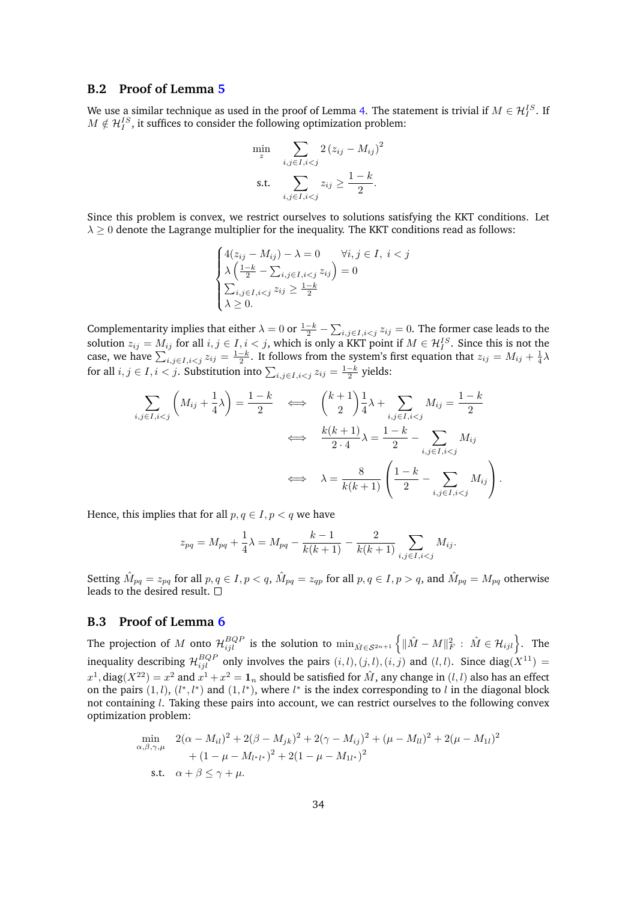### B.2 Proof of Lemma 5

We use a similar technique as used in the proof of Lemma 4. The statement is trivial if $M \in \mathcal{H}_I^{IS}$. If $M \notin \mathcal{H}_I^{IS}$, it suffices to consider the following optimization problem:

$$
\begin{aligned}
\min_{z} \quad & \sum_{i,j \in I, i<j} 2\left(z_{ij} - M_{ij}\right)^2 \\
\text{s.t.} \quad & \sum_{i,j \in I, i<j} z_{ij} \geq \frac{1-k}{2}.
\end{aligned}
$$

Since this problem is convex, we restrict ourselves to solutions satisfying the KKT conditions. Let $\lambda \geq 0$ denote the Lagrange multiplier for the inequality. The KKT conditions read as follows:

$$
\begin{cases}
4(z_{ij} - M_{ij}) - \lambda = 0 \qquad \forall i,j \in I,\ i<j \\
\lambda \left( \frac{1-k}{2} - \sum_{i,j \in I, i<j} z_{ij} \right) = 0 \\
\sum_{i,j \in I, i<j} z_{ij} \geq \frac{1-k}{2} \\
\lambda \geq 0.
\end{cases}
$$

Complementarity implies that either $\lambda = 0$ or $\frac{1-k}{2} - \sum_{i,j \in I, i<j} z_{ij} = 0$. The former case leads to the solution $z_{ij} = M_{ij}$ for all $i,j \in I, i<j$, which is only a KKT point if $M \in \mathcal{H}_I^{IS}$. Since this is not the case, we have $\sum_{i,j \in I, i<j} z_{ij} = \frac{1-k}{2}$. It follows from the system's first equation that $z_{ij} = M_{ij} + \frac{1}{4}\lambda$ for all $i,j \in I, i<j$. Substitution into $\sum_{i,j \in I, i<j} z_{ij} = \frac{1-k}{2}$ yields:

$$
\begin{aligned}
\sum_{i,j \in I, i<j} \left( M_{ij} + \frac{1}{4}\lambda \right) = \frac{1-k}{2} \quad & \iff \quad \binom{k+1}{2} \frac{1}{4}\lambda + \sum_{i,j \in I, i<j} M_{ij} = \frac{1-k}{2} \\
& \iff \quad \frac{k(k+1)}{2 \cdot 4}\lambda = \frac{1-k}{2} - \sum_{i,j \in I, i<j} M_{ij} \\
& \iff \quad \lambda = \frac{8}{k(k+1)} \left( \frac{1-k}{2} - \sum_{i,j \in I, i<j} M_{ij} \right).
\end{aligned}
$$

Hence, this implies that for all $p,q \in I, p<q$ we have

$$
z_{pq} = M_{pq} + \frac{1}{4}\lambda = M_{pq} - \frac{k-1}{k(k+1)} - \frac{2}{k(k+1)} \sum_{i,j \in I, i<j} M_{ij}.
$$

Setting $\hat{M}_{pq} = z_{pq}$ for all $p,q \in I, p<q$, $\hat{M}_{pq} = z_{qp}$ for all $p,q \in I, p>q$, and $\hat{M}_{pq} = M_{pq}$ otherwise leads to the desired result. $\square$

### B.3 Proof of Lemma 6

The projection of $M$ onto $\mathcal{H}_{ijl}^{BQP}$ is the solution to $\min_{\hat{M} \in \mathcal{S}^{2n+1}} \left\{ \|\hat{M} - M\|_F^2 \,:\, \hat{M} \in \mathcal{H}_{ijl} \right\}$. The inequality describing $\mathcal{H}_{ijl}^{BQP}$ only involves the pairs $(i,l), (j,l), (i,j)$ and $(l,l)$. Since $\text{diag}(X^{11}) = x^1, \text{diag}(X^{22}) = x^2$ and $x^1 + x^2 = \mathbf{1}_n$ should be satisfied for $\hat{M}$, any change in $(l,l)$ also has an effect on the pairs $(1,l)$, $(l^*, l^*)$ and $(1, l^*)$, where $l^*$ is the index corresponding to $l$ in the diagonal block not containing $l$. Taking these pairs into account, we can restrict ourselves to the following convex optimization problem:

$$
\begin{aligned}
\min_{\alpha, \beta, \gamma, \mu} \quad & 2(\alpha - M_{il})^2 + 2(\beta - M_{jk})^2 + 2(\gamma - M_{ij})^2 + (\mu - M_{ll})^2 + 2(\mu - M_{1l})^2 \\
& + (1 - \mu - M_{l^*l^*})^2 + 2(1 - \mu - M_{1l^*})^2 \\
\text{s.t.} \quad & \alpha + \beta \leq \gamma + \mu.
\end{aligned}
$$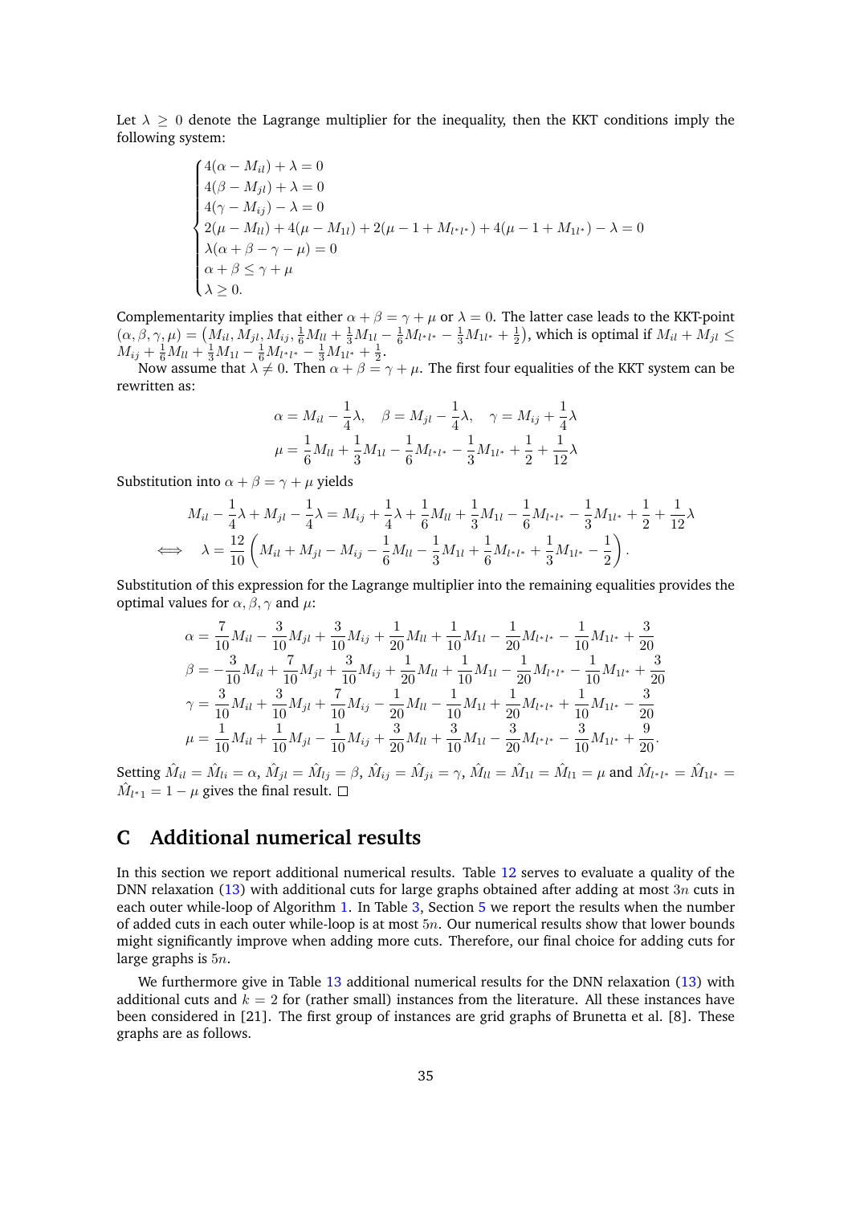Let $\lambda \geq 0$ denote the Lagrange multiplier for the inequality, then the KKT conditions imply the following system:

$$
\begin{cases}
4(\alpha - M_{il}) + \lambda = 0 \\
4(\beta - M_{jl}) + \lambda = 0 \\
4(\gamma - M_{ij}) - \lambda = 0 \\
2(\mu - M_{ll}) + 4(\mu - M_{1l}) + 2(\mu - 1 + M_{l^*l^*}) + 4(\mu - 1 + M_{1l^*}) - \lambda = 0 \\
\lambda(\alpha + \beta - \gamma - \mu) = 0 \\
\alpha + \beta \leq \gamma + \mu \\
\lambda \geq 0.
\end{cases}
$$

Complementarity implies that either $\alpha + \beta = \gamma + \mu$ or $\lambda = 0$. The latter case leads to the KKT-point $(\alpha, \beta, \gamma, \mu) = \left(M_{il}, M_{jl}, M_{ij}, \frac{1}{6}M_{ll} + \frac{1}{3}M_{1l} - \frac{1}{6}M_{l^*l^*} - \frac{1}{3}M_{1l^*} + \frac{1}{2}\right)$, which is optimal if $M_{il} + M_{jl} \leq M_{ij} + \frac{1}{6}M_{ll} + \frac{1}{3}M_{1l} - \frac{1}{6}M_{l^*l^*} - \frac{1}{3}M_{1l^*} + \frac{1}{2}$.

Now assume that $\lambda \neq 0$. Then $\alpha + \beta = \gamma + \mu$. The first four equalities of the KKT system can be rewritten as:

$$
\alpha = M_{il} - \frac{1}{4}\lambda, \quad \beta = M_{jl} - \frac{1}{4}\lambda, \quad \gamma = M_{ij} + \frac{1}{4}\lambda
$$
$$
\mu = \frac{1}{6}M_{ll} + \frac{1}{3}M_{1l} - \frac{1}{6}M_{l^*l^*} - \frac{1}{3}M_{1l^*} + \frac{1}{2} + \frac{1}{12}\lambda
$$

Substitution into $\alpha + \beta = \gamma + \mu$ yields

$$
M_{il} - \frac{1}{4}\lambda + M_{jl} - \frac{1}{4}\lambda = M_{ij} + \frac{1}{4}\lambda + \frac{1}{6}M_{ll} + \frac{1}{3}M_{1l} - \frac{1}{6}M_{l^*l^*} - \frac{1}{3}M_{1l^*} + \frac{1}{2} + \frac{1}{12}\lambda
$$
$$
\iff \quad \lambda = \frac{12}{10}\left(M_{il} + M_{jl} - M_{ij} - \frac{1}{6}M_{ll} - \frac{1}{3}M_{1l} + \frac{1}{6}M_{l^*l^*} + \frac{1}{3}M_{1l^*} - \frac{1}{2}\right).
$$

Substitution of this expression for the Lagrange multiplier into the remaining equalities provides the optimal values for $\alpha, \beta, \gamma$ and $\mu$:

$$
\begin{aligned}
\alpha &= \frac{7}{10}M_{il} - \frac{3}{10}M_{jl} + \frac{3}{10}M_{ij} + \frac{1}{20}M_{ll} + \frac{1}{10}M_{1l} - \frac{1}{20}M_{l^*l^*} - \frac{1}{10}M_{1l^*} + \frac{3}{20} \\
\beta &= -\frac{3}{10}M_{il} + \frac{7}{10}M_{jl} + \frac{3}{10}M_{ij} + \frac{1}{20}M_{ll} + \frac{1}{10}M_{1l} - \frac{1}{20}M_{l^*l^*} - \frac{1}{10}M_{1l^*} + \frac{3}{20} \\
\gamma &= \frac{3}{10}M_{il} + \frac{3}{10}M_{jl} + \frac{7}{10}M_{ij} - \frac{1}{20}M_{ll} - \frac{1}{10}M_{1l} + \frac{1}{20}M_{l^*l^*} + \frac{1}{10}M_{1l^*} - \frac{3}{20} \\
\mu &= \frac{1}{10}M_{il} + \frac{1}{10}M_{jl} - \frac{1}{10}M_{ij} + \frac{3}{20}M_{ll} + \frac{3}{10}M_{1l} - \frac{3}{20}M_{l^*l^*} - \frac{3}{10}M_{1l^*} + \frac{9}{20}.
\end{aligned}
$$

Setting $\hat{M}_{il} = \hat{M}_{li} = \alpha$, $\hat{M}_{jl} = \hat{M}_{lj} = \beta$, $\hat{M}_{ij} = \hat{M}_{ji} = \gamma$, $\hat{M}_{ll} = \hat{M}_{1l} = \hat{M}_{l1} = \mu$ and $\hat{M}_{l^*l^*} = \hat{M}_{1l^*} = \hat{M}_{l^*1} = 1 - \mu$ gives the final result. $\square$

# C Additional numerical results

In this section we report additional numerical results. Table 12 serves to evaluate a quality of the DNN relaxation (13) with additional cuts for large graphs obtained after adding at most $3n$ cuts in each outer while-loop of Algorithm 1. In Table 3, Section 5 we report the results when the number of added cuts in each outer while-loop is at most $5n$. Our numerical results show that lower bounds might significantly improve when adding more cuts. Therefore, our final choice for adding cuts for large graphs is $5n$.

We furthermore give in Table 13 additional numerical results for the DNN relaxation (13) with additional cuts and $k = 2$ for (rather small) instances from the literature. All these instances have been considered in [21]. The first group of instances are grid graphs of Brunetta et al. [8]. These graphs are as follows.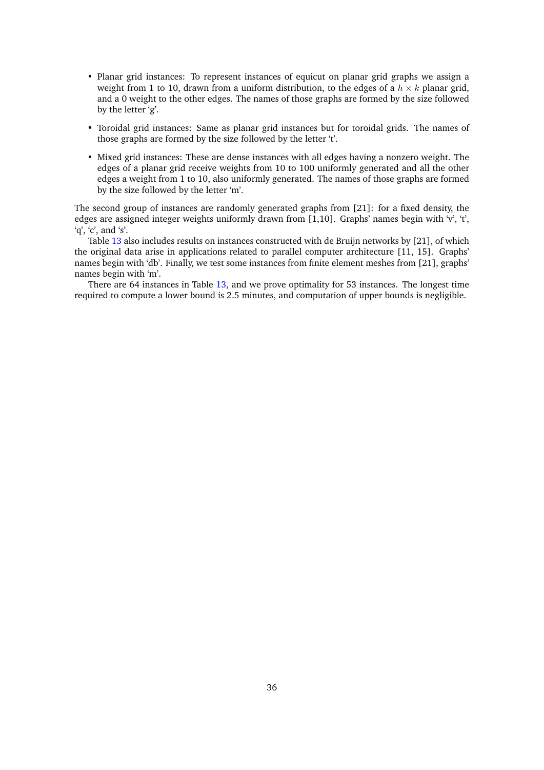- Planar grid instances: To represent instances of equicut on planar grid graphs we assign a weight from 1 to 10, drawn from a uniform distribution, to the edges of a $h \times k$ planar grid, and a 0 weight to the other edges. The names of those graphs are formed by the size followed by the letter 'g'.
- Toroidal grid instances: Same as planar grid instances but for toroidal grids. The names of those graphs are formed by the size followed by the letter 't'.
- Mixed grid instances: These are dense instances with all edges having a nonzero weight. The edges of a planar grid receive weights from 10 to 100 uniformly generated and all the other edges a weight from 1 to 10, also uniformly generated. The names of those graphs are formed by the size followed by the letter 'm'.

The second group of instances are randomly generated graphs from [21]: for a fixed density, the edges are assigned integer weights uniformly drawn from [1,10]. Graphs' names begin with 'v', 't', 'q', 'c', and 's'.

Table 13 also includes results on instances constructed with de Bruijn networks by [21], of which the original data arise in applications related to parallel computer architecture [11, 15]. Graphs' names begin with 'db'. Finally, we test some instances from finite element meshes from [21], graphs' names begin with 'm'.

There are 64 instances in Table 13, and we prove optimality for 53 instances. The longest time required to compute a lower bound is 2.5 minutes, and computation of upper bounds is negligible.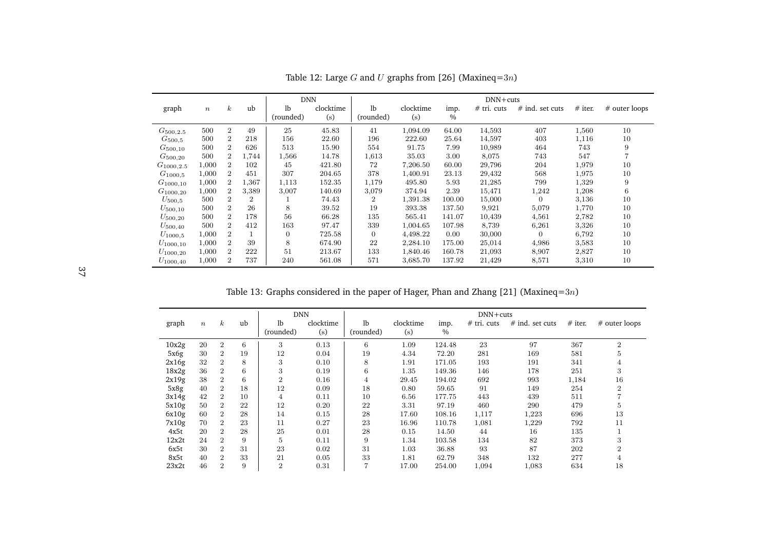Table 12: Large $G$ and $U$ graphs from [26] (Maxineq=$3n$)

| graph | $n$ | $k$ | ub | DNN | | DNN+cuts | | | | | | |
|---|---|---|---|---|---|---|---|---|---|---|---|---|
| | | | | lb (rounded) | clocktime (s) | lb (rounded) | clocktime (s) | imp. % | # tri. cuts | # ind. set cuts | # iter. | # outer loops |
| $G_{500,2.5}$ | 500 | 2 | 49 | 25 | 45.83 | 41 | 1,094.09 | 64.00 | 14,593 | 407 | 1,560 | 10 |
| $G_{500,5}$ | 500 | 2 | 218 | 156 | 22.60 | 196 | 222.60 | 25.64 | 14,597 | 403 | 1,116 | 10 |
| $G_{500,10}$ | 500 | 2 | 626 | 513 | 15.90 | 554 | 91.75 | 7.99 | 10,989 | 464 | 743 | 9 |
| $G_{500,20}$ | 500 | 2 | 1,744 | 1,566 | 14.78 | 1,613 | 35.03 | 3.00 | 8,075 | 743 | 547 | 7 |
| $G_{1000,2.5}$ | 1,000 | 2 | 102 | 45 | 421.80 | 72 | 7,206.50 | 60.00 | 29,796 | 204 | 1,979 | 10 |
| $G_{1000,5}$ | 1,000 | 2 | 451 | 307 | 204.65 | 378 | 1,400.91 | 23.13 | 29,432 | 568 | 1,975 | 10 |
| $G_{1000,10}$ | 1,000 | 2 | 1,367 | 1,113 | 152.35 | 1,179 | 495.80 | 5.93 | 21,285 | 799 | 1,329 | 9 |
| $G_{1000,20}$ | 1,000 | 2 | 3,389 | 3,007 | 140.69 | 3,079 | 374.94 | 2.39 | 15,471 | 1,242 | 1,208 | 6 |
| $U_{500,5}$ | 500 | 2 | 2 | 1 | 74.43 | 2 | 1,391.38 | 100.00 | 15,000 | 0 | 3,136 | 10 |
| $U_{500,10}$ | 500 | 2 | 26 | 8 | 39.52 | 19 | 393.38 | 137.50 | 9,921 | 5,079 | 1,770 | 10 |
| $U_{500,20}$ | 500 | 2 | 178 | 56 | 66.28 | 135 | 565.41 | 141.07 | 10,439 | 4,561 | 2,782 | 10 |
| $U_{500,40}$ | 500 | 2 | 412 | 163 | 97.47 | 339 | 1,004.65 | 107.98 | 8,739 | 6,261 | 3,326 | 10 |
| $U_{1000,5}$ | 1,000 | 2 | 1 | 0 | 725.58 | 0 | 4,498.22 | 0.00 | 30,000 | 0 | 6,792 | 10 |
| $U_{1000,10}$ | 1,000 | 2 | 39 | 8 | 674.90 | 22 | 2,284.10 | 175.00 | 25,014 | 4,986 | 3,583 | 10 |
| $U_{1000,20}$ | 1,000 | 2 | 222 | 51 | 213.67 | 133 | 1,840.46 | 160.78 | 21,093 | 8,907 | 2,827 | 10 |
| $U_{1000,40}$ | 1,000 | 2 | 737 | 240 | 561.08 | 571 | 3,685.70 | 137.92 | 21,429 | 8,571 | 3,310 | 10 |

Table 13: Graphs considered in the paper of Hager, Phan and Zhang [21] (Maxineq=$3n$)

| graph | $n$ | $k$ | ub | DNN | | DNN+cuts | | | | | | |
|---|---|---|---|---|---|---|---|---|---|---|---|---|
| | | | | lb (rounded) | clocktime (s) | lb (rounded) | clocktime (s) | imp. % | # tri. cuts | # ind. set cuts | # iter. | # outer loops |
| 10x2g | 20 | 2 | 6 | 3 | 0.13 | 6 | 1.09 | 124.48 | 23 | 97 | 367 | 2 |
| 5x6g | 30 | 2 | 19 | 12 | 0.04 | 19 | 4.34 | 72.20 | 281 | 169 | 581 | 5 |
| 2x16g | 32 | 2 | 8 | 3 | 0.10 | 8 | 1.91 | 171.05 | 193 | 191 | 341 | 4 |
| 18x2g | 36 | 2 | 6 | 3 | 0.19 | 6 | 1.35 | 149.36 | 146 | 178 | 251 | 3 |
| 2x19g | 38 | 2 | 6 | 2 | 0.16 | 4 | 29.45 | 194.02 | 692 | 993 | 1,184 | 16 |
| 5x8g | 40 | 2 | 18 | 12 | 0.09 | 18 | 0.80 | 59.65 | 91 | 149 | 254 | 2 |
| 3x14g | 42 | 2 | 10 | 4 | 0.11 | 10 | 6.56 | 177.75 | 443 | 439 | 511 | 7 |
| 5x10g | 50 | 2 | 22 | 12 | 0.20 | 22 | 3.31 | 97.19 | 460 | 290 | 479 | 5 |
| 6x10g | 60 | 2 | 28 | 14 | 0.15 | 28 | 17.60 | 108.16 | 1,117 | 1,223 | 696 | 13 |
| 7x10g | 70 | 2 | 23 | 11 | 0.27 | 23 | 16.96 | 110.78 | 1,081 | 1,229 | 792 | 11 |
| 4x5t | 20 | 2 | 28 | 25 | 0.01 | 28 | 0.15 | 14.50 | 44 | 16 | 135 | 1 |
| 12x2t | 24 | 2 | 9 | 5 | 0.11 | 9 | 1.34 | 103.58 | 134 | 82 | 373 | 3 |
| 6x5t | 30 | 2 | 31 | 23 | 0.02 | 31 | 1.03 | 36.88 | 93 | 87 | 202 | 2 |
| 8x5t | 40 | 2 | 33 | 21 | 0.05 | 33 | 1.81 | 62.79 | 348 | 132 | 277 | 4 |
| 23x2t | 46 | 2 | 9 | 2 | 0.31 | 7 | 17.00 | 254.00 | 1,094 | 1,083 | 634 | 18 |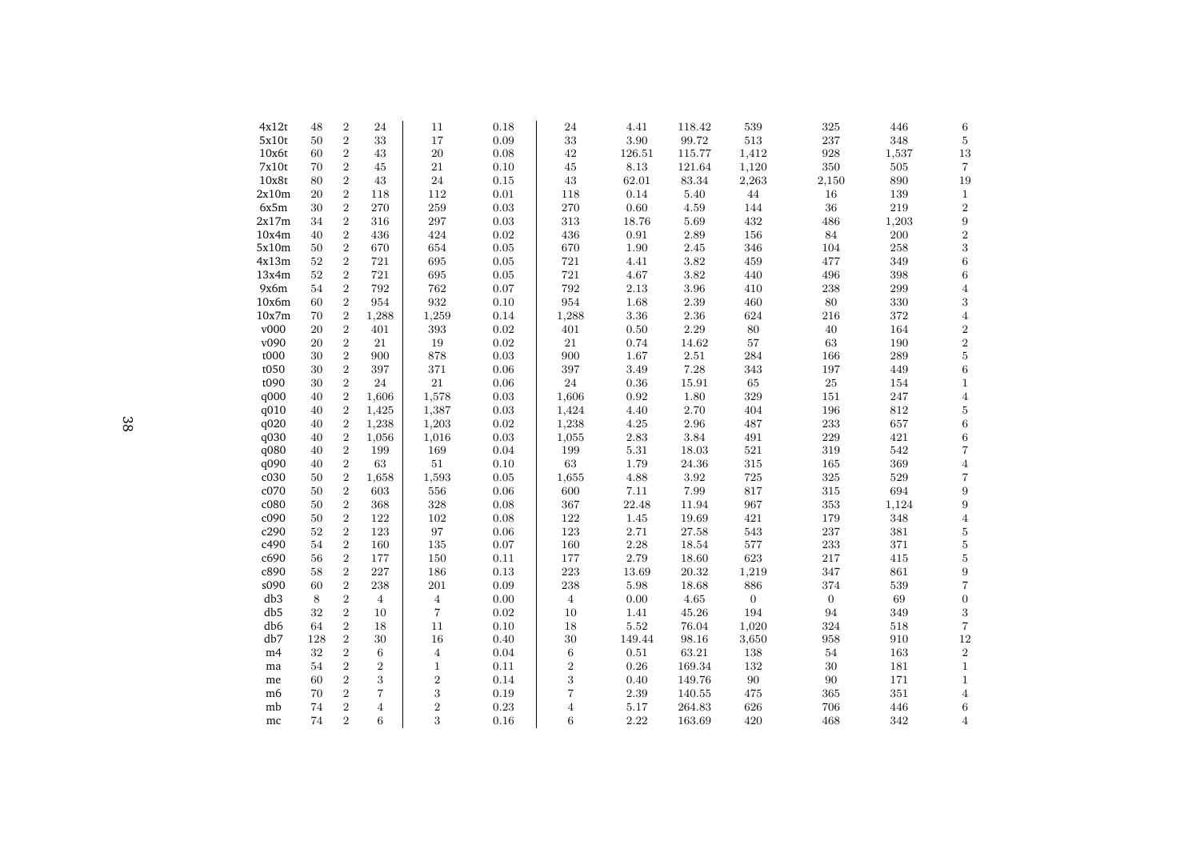|  |  |  |  |  |  |  |  |  |  |  |  |  |
|---|---|---|---|---|---|---|---|---|---|---|---|---|
| 4x12t | 48 | 2 | 24 | 11 | 0.18 | 24 | 4.41 | 118.42 | 539 | 325 | 446 | 6 |
| 5x10t | 50 | 2 | 33 | 17 | 0.09 | 33 | 3.90 | 99.72 | 513 | 237 | 348 | 5 |
| 10x6t | 60 | 2 | 43 | 20 | 0.08 | 42 | 126.51 | 115.77 | 1,412 | 928 | 1,537 | 13 |
| 7x10t | 70 | 2 | 45 | 21 | 0.10 | 45 | 8.13 | 121.64 | 1,120 | 350 | 505 | 7 |
| 10x8t | 80 | 2 | 43 | 24 | 0.15 | 43 | 62.01 | 83.34 | 2,263 | 2,150 | 890 | 19 |
| 2x10m | 20 | 2 | 118 | 112 | 0.01 | 118 | 0.14 | 5.40 | 44 | 16 | 139 | 1 |
| 6x5m | 30 | 2 | 270 | 259 | 0.03 | 270 | 0.60 | 4.59 | 144 | 36 | 219 | 2 |
| 2x17m | 34 | 2 | 316 | 297 | 0.03 | 313 | 18.76 | 5.69 | 432 | 486 | 1,203 | 9 |
| 10x4m | 40 | 2 | 436 | 424 | 0.02 | 436 | 0.91 | 2.89 | 156 | 84 | 200 | 2 |
| 5x10m | 50 | 2 | 670 | 654 | 0.05 | 670 | 1.90 | 2.45 | 346 | 104 | 258 | 3 |
| 4x13m | 52 | 2 | 721 | 695 | 0.05 | 721 | 4.41 | 3.82 | 459 | 477 | 349 | 6 |
| 13x4m | 52 | 2 | 721 | 695 | 0.05 | 721 | 4.67 | 3.82 | 440 | 496 | 398 | 6 |
| 9x6m | 54 | 2 | 792 | 762 | 0.07 | 792 | 2.13 | 3.96 | 410 | 238 | 299 | 4 |
| 10x6m | 60 | 2 | 954 | 932 | 0.10 | 954 | 1.68 | 2.39 | 460 | 80 | 330 | 3 |
| 10x7m | 70 | 2 | 1,288 | 1,259 | 0.14 | 1,288 | 3.36 | 2.36 | 624 | 216 | 372 | 4 |
| v000 | 20 | 2 | 401 | 393 | 0.02 | 401 | 0.50 | 2.29 | 80 | 40 | 164 | 2 |
| v090 | 20 | 2 | 21 | 19 | 0.02 | 21 | 0.74 | 14.62 | 57 | 63 | 190 | 2 |
| t000 | 30 | 2 | 900 | 878 | 0.03 | 900 | 1.67 | 2.51 | 284 | 166 | 289 | 5 |
| t050 | 30 | 2 | 397 | 371 | 0.06 | 397 | 3.49 | 7.28 | 343 | 197 | 449 | 6 |
| t090 | 30 | 2 | 24 | 21 | 0.06 | 24 | 0.36 | 15.91 | 65 | 25 | 154 | 1 |
| q000 | 40 | 2 | 1,606 | 1,578 | 0.03 | 1,606 | 0.92 | 1.80 | 329 | 151 | 247 | 4 |
| q010 | 40 | 2 | 1,425 | 1,387 | 0.03 | 1,424 | 4.40 | 2.70 | 404 | 196 | 812 | 5 |
| q020 | 40 | 2 | 1,238 | 1,203 | 0.02 | 1,238 | 4.25 | 2.96 | 487 | 233 | 657 | 6 |
| q030 | 40 | 2 | 1,056 | 1,016 | 0.03 | 1,055 | 2.83 | 3.84 | 491 | 229 | 421 | 6 |
| q080 | 40 | 2 | 199 | 169 | 0.04 | 199 | 5.31 | 18.03 | 521 | 319 | 542 | 7 |
| q090 | 40 | 2 | 63 | 51 | 0.10 | 63 | 1.79 | 24.36 | 315 | 165 | 369 | 4 |
| c030 | 50 | 2 | 1,658 | 1,593 | 0.05 | 1,655 | 4.88 | 3.92 | 725 | 325 | 529 | 7 |
| c070 | 50 | 2 | 603 | 556 | 0.06 | 600 | 7.11 | 7.99 | 817 | 315 | 694 | 9 |
| c080 | 50 | 2 | 368 | 328 | 0.08 | 367 | 22.48 | 11.94 | 967 | 353 | 1,124 | 9 |
| c090 | 50 | 2 | 122 | 102 | 0.08 | 122 | 1.45 | 19.69 | 421 | 179 | 348 | 4 |
| c290 | 52 | 2 | 123 | 97 | 0.06 | 123 | 2.71 | 27.58 | 543 | 237 | 381 | 5 |
| c490 | 54 | 2 | 160 | 135 | 0.07 | 160 | 2.28 | 18.54 | 577 | 233 | 371 | 5 |
| c690 | 56 | 2 | 177 | 150 | 0.11 | 177 | 2.79 | 18.60 | 623 | 217 | 415 | 5 |
| c890 | 58 | 2 | 227 | 186 | 0.13 | 223 | 13.69 | 20.32 | 1,219 | 347 | 861 | 9 |
| s090 | 60 | 2 | 238 | 201 | 0.09 | 238 | 5.98 | 18.68 | 886 | 374 | 539 | 7 |
| db3 | 8 | 2 | 4 | 4 | 0.00 | 4 | 0.00 | 4.65 | 0 | 0 | 69 | 0 |
| db5 | 32 | 2 | 10 | 7 | 0.02 | 10 | 1.41 | 45.26 | 194 | 94 | 349 | 3 |
| db6 | 64 | 2 | 18 | 11 | 0.10 | 18 | 5.52 | 76.04 | 1,020 | 324 | 518 | 7 |
| db7 | 128 | 2 | 30 | 16 | 0.40 | 30 | 149.44 | 98.16 | 3,650 | 958 | 910 | 12 |
| m4 | 32 | 2 | 6 | 4 | 0.04 | 6 | 0.51 | 63.21 | 138 | 54 | 163 | 2 |
| ma | 54 | 2 | 2 | 1 | 0.11 | 2 | 0.26 | 169.34 | 132 | 30 | 181 | 1 |
| me | 60 | 2 | 3 | 2 | 0.14 | 3 | 0.40 | 149.76 | 90 | 90 | 171 | 1 |
| m6 | 70 | 2 | 7 | 3 | 0.19 | 7 | 2.39 | 140.55 | 475 | 365 | 351 | 4 |
| mb | 74 | 2 | 4 | 2 | 0.23 | 4 | 5.17 | 264.83 | 626 | 706 | 446 | 6 |
| mc | 74 | 2 | 6 | 3 | 0.16 | 6 | 2.22 | 163.69 | 420 | 468 | 342 | 4 |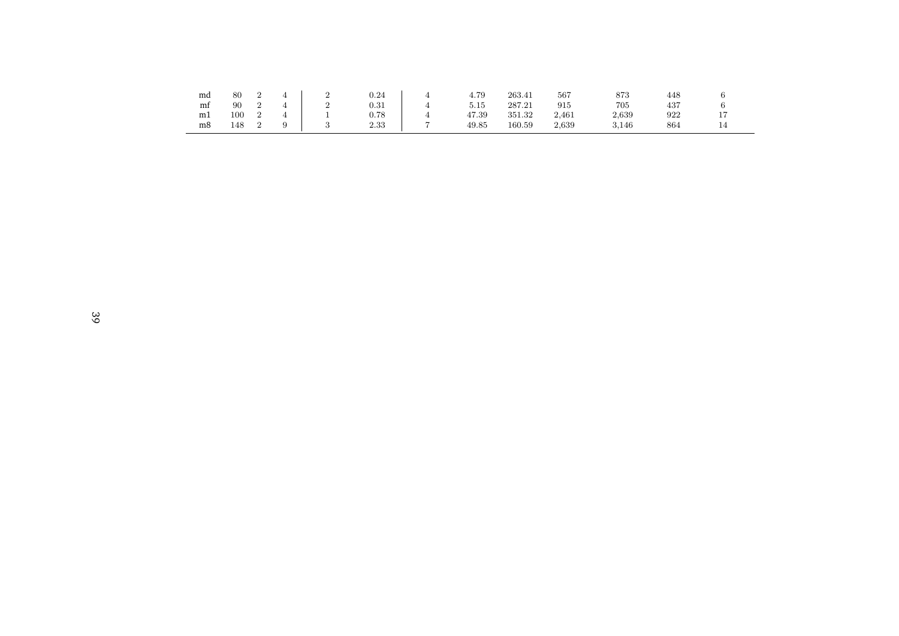| | | | | | | | | | | | | |
|---|---|---|---|---|---|---|---|---|---|---|---|---|
| md | 80 | 2 | 4 | 2 | 0.24 | 4 | 4.79 | 263.41 | 567 | 873 | 448 | 6 |
| mf | 90 | 2 | 4 | 2 | 0.31 | 4 | 5.15 | 287.21 | 915 | 705 | 437 | 6 |
| m1 | 100 | 2 | 4 | 1 | 0.78 | 4 | 47.39 | 351.32 | 2,461 | 2,639 | 922 | 17 |
| m8 | 148 | 2 | 9 | 3 | 2.33 | 7 | 49.85 | 160.59 | 2,639 | 3,146 | 864 | 14 |